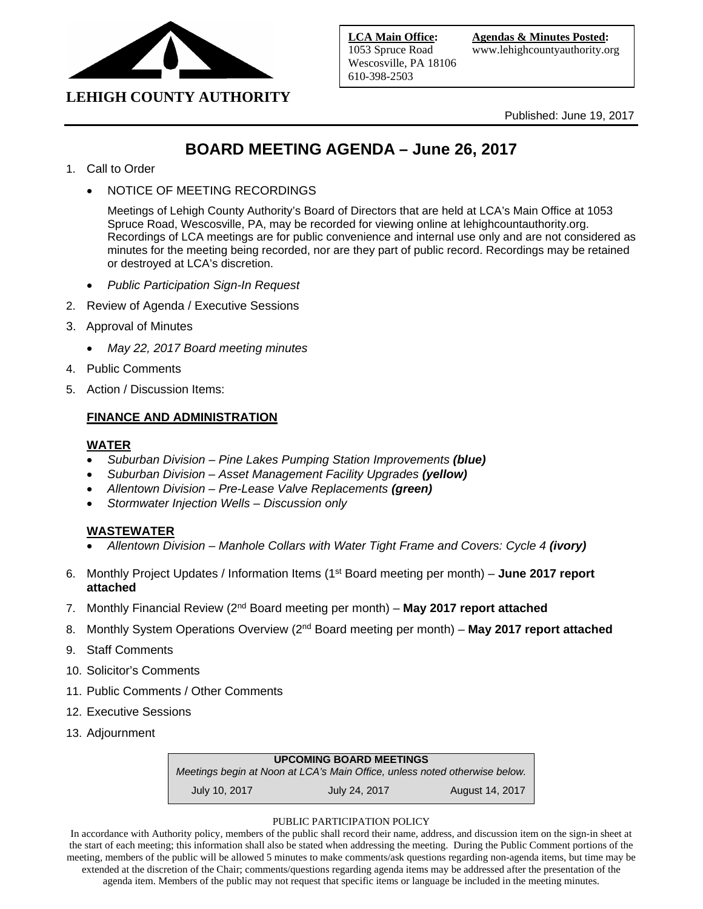**LEHIGH COUNTY AUTHORITY**

**LCA Main Office:**
1053 Spruce Road
Wescosville, PA 18106
610-398-2503

**Agendas & Minutes Posted:**
www.lehighcountyauthority.org

Published: June 19, 2017

# BOARD MEETING AGENDA – June 26, 2017

1. Call to Order
   - NOTICE OF MEETING RECORDINGS

     Meetings of Lehigh County Authority's Board of Directors that are held at LCA's Main Office at 1053 Spruce Road, Wescosville, PA, may be recorded for viewing online at lehighcountauthority.org. Recordings of LCA meetings are for public convenience and internal use only and are not considered as minutes for the meeting being recorded, nor are they part of public record. Recordings may be retained or destroyed at LCA's discretion.
   - *Public Participation Sign-In Request*
2. Review of Agenda / Executive Sessions
3. Approval of Minutes
   - *May 22, 2017 Board meeting minutes*
4. Public Comments
5. Action / Discussion Items:

   **FINANCE AND ADMINISTRATION**

   **WATER**
   - *Suburban Division – Pine Lakes Pumping Station Improvements **(blue)***
   - *Suburban Division – Asset Management Facility Upgrades **(yellow)***
   - *Allentown Division – Pre-Lease Valve Replacements **(green)***
   - *Stormwater Injection Wells – Discussion only*

   **WASTEWATER**
   - *Allentown Division – Manhole Collars with Water Tight Frame and Covers: Cycle 4 **(ivory)***
6. Monthly Project Updates / Information Items (1st Board meeting per month) – **June 2017 report attached**
7. Monthly Financial Review (2nd Board meeting per month) – **May 2017 report attached**
8. Monthly System Operations Overview (2nd Board meeting per month) – **May 2017 report attached**
9. Staff Comments
10. Solicitor's Comments
11. Public Comments / Other Comments
12. Executive Sessions
13. Adjournment

| UPCOMING BOARD MEETINGS | | |
|---|---|---|
| *Meetings begin at Noon at LCA's Main Office, unless noted otherwise below.* | | |
| July 10, 2017 | July 24, 2017 | August 14, 2017 |

PUBLIC PARTICIPATION POLICY

In accordance with Authority policy, members of the public shall record their name, address, and discussion item on the sign-in sheet at the start of each meeting; this information shall also be stated when addressing the meeting. During the Public Comment portions of the meeting, members of the public will be allowed 5 minutes to make comments/ask questions regarding non-agenda items, but time may be extended at the discretion of the Chair; comments/questions regarding agenda items may be addressed after the presentation of the agenda item. Members of the public may not request that specific items or language be included in the meeting minutes.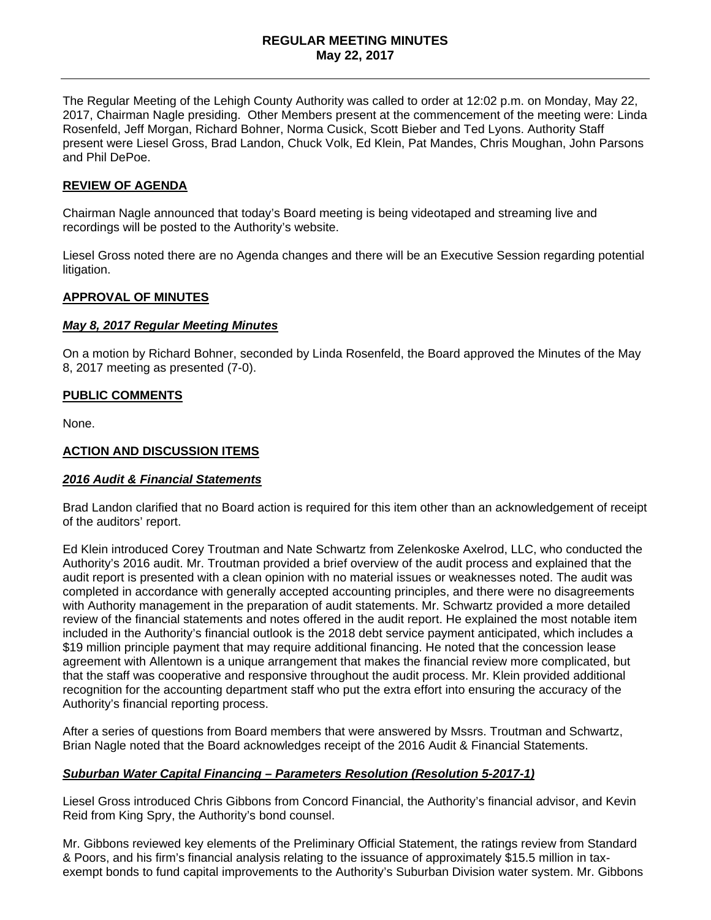## REGULAR MEETING MINUTES
**May 22, 2017**

---

The Regular Meeting of the Lehigh County Authority was called to order at 12:02 p.m. on Monday, May 22, 2017, Chairman Nagle presiding. Other Members present at the commencement of the meeting were: Linda Rosenfeld, Jeff Morgan, Richard Bohner, Norma Cusick, Scott Bieber and Ted Lyons. Authority Staff present were Liesel Gross, Brad Landon, Chuck Volk, Ed Klein, Pat Mandes, Chris Moughan, John Parsons and Phil DePoe.

### REVIEW OF AGENDA

Chairman Nagle announced that today's Board meeting is being videotaped and streaming live and recordings will be posted to the Authority's website.

Liesel Gross noted there are no Agenda changes and there will be an Executive Session regarding potential litigation.

### APPROVAL OF MINUTES

#### *May 8, 2017 Regular Meeting Minutes*

On a motion by Richard Bohner, seconded by Linda Rosenfeld, the Board approved the Minutes of the May 8, 2017 meeting as presented (7-0).

### PUBLIC COMMENTS

None.

### ACTION AND DISCUSSION ITEMS

#### *2016 Audit & Financial Statements*

Brad Landon clarified that no Board action is required for this item other than an acknowledgement of receipt of the auditors' report.

Ed Klein introduced Corey Troutman and Nate Schwartz from Zelenkoske Axelrod, LLC, who conducted the Authority's 2016 audit. Mr. Troutman provided a brief overview of the audit process and explained that the audit report is presented with a clean opinion with no material issues or weaknesses noted. The audit was completed in accordance with generally accepted accounting principles, and there were no disagreements with Authority management in the preparation of audit statements. Mr. Schwartz provided a more detailed review of the financial statements and notes offered in the audit report. He explained the most notable item included in the Authority's financial outlook is the 2018 debt service payment anticipated, which includes a $19 million principle payment that may require additional financing. He noted that the concession lease agreement with Allentown is a unique arrangement that makes the financial review more complicated, but that the staff was cooperative and responsive throughout the audit process. Mr. Klein provided additional recognition for the accounting department staff who put the extra effort into ensuring the accuracy of the Authority's financial reporting process.

After a series of questions from Board members that were answered by Mssrs. Troutman and Schwartz, Brian Nagle noted that the Board acknowledges receipt of the 2016 Audit & Financial Statements.

#### *Suburban Water Capital Financing – Parameters Resolution (Resolution 5-2017-1)*

Liesel Gross introduced Chris Gibbons from Concord Financial, the Authority's financial advisor, and Kevin Reid from King Spry, the Authority's bond counsel.

Mr. Gibbons reviewed key elements of the Preliminary Official Statement, the ratings review from Standard & Poors, and his firm's financial analysis relating to the issuance of approximately $15.5 million in tax-exempt bonds to fund capital improvements to the Authority's Suburban Division water system. Mr. Gibbons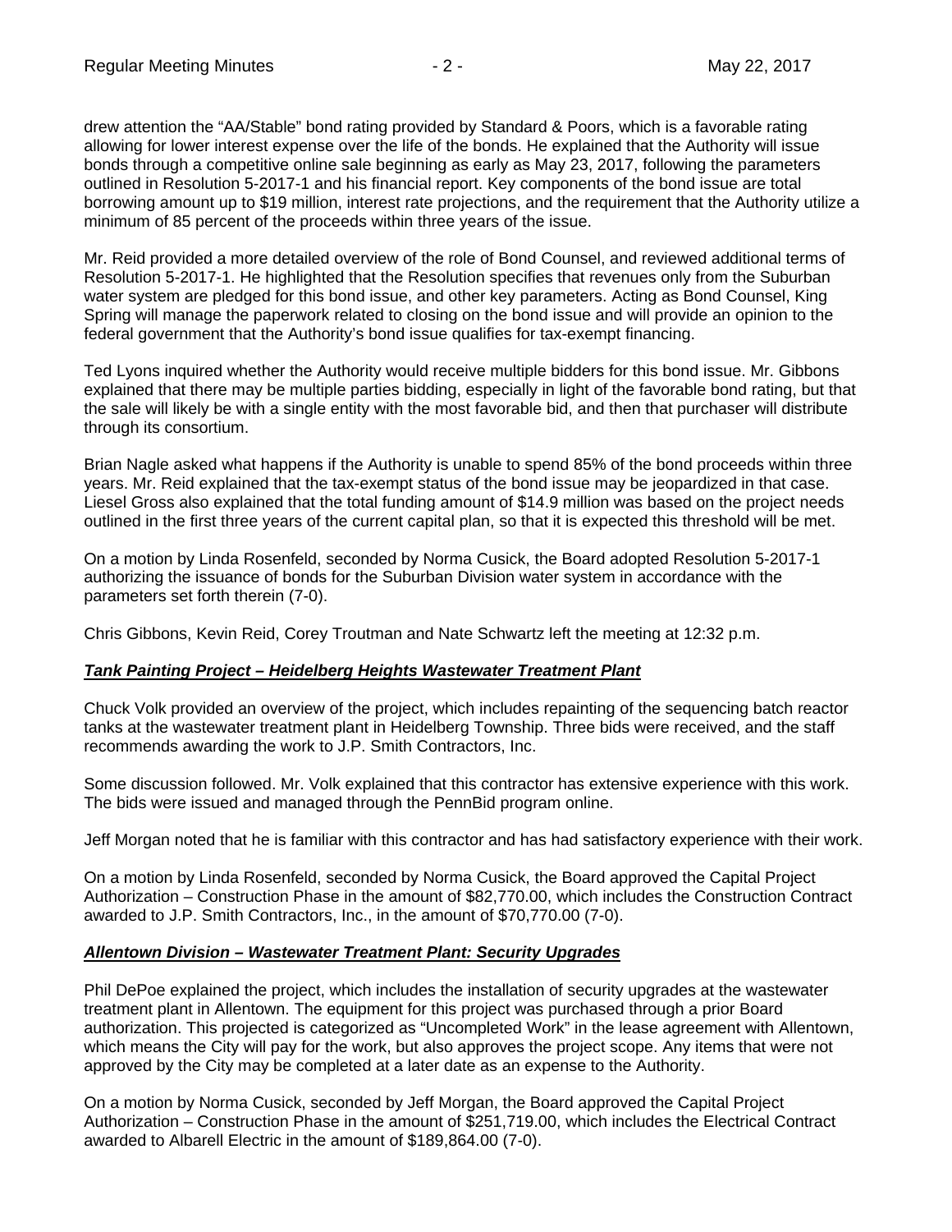drew attention the "AA/Stable" bond rating provided by Standard & Poors, which is a favorable rating allowing for lower interest expense over the life of the bonds. He explained that the Authority will issue bonds through a competitive online sale beginning as early as May 23, 2017, following the parameters outlined in Resolution 5-2017-1 and his financial report. Key components of the bond issue are total borrowing amount up to $19 million, interest rate projections, and the requirement that the Authority utilize a minimum of 85 percent of the proceeds within three years of the issue.

Mr. Reid provided a more detailed overview of the role of Bond Counsel, and reviewed additional terms of Resolution 5-2017-1. He highlighted that the Resolution specifies that revenues only from the Suburban water system are pledged for this bond issue, and other key parameters. Acting as Bond Counsel, King Spring will manage the paperwork related to closing on the bond issue and will provide an opinion to the federal government that the Authority's bond issue qualifies for tax-exempt financing.

Ted Lyons inquired whether the Authority would receive multiple bidders for this bond issue. Mr. Gibbons explained that there may be multiple parties bidding, especially in light of the favorable bond rating, but that the sale will likely be with a single entity with the most favorable bid, and then that purchaser will distribute through its consortium.

Brian Nagle asked what happens if the Authority is unable to spend 85% of the bond proceeds within three years. Mr. Reid explained that the tax-exempt status of the bond issue may be jeopardized in that case. Liesel Gross also explained that the total funding amount of $14.9 million was based on the project needs outlined in the first three years of the current capital plan, so that it is expected this threshold will be met.

On a motion by Linda Rosenfeld, seconded by Norma Cusick, the Board adopted Resolution 5-2017-1 authorizing the issuance of bonds for the Suburban Division water system in accordance with the parameters set forth therein (7-0).

Chris Gibbons, Kevin Reid, Corey Troutman and Nate Schwartz left the meeting at 12:32 p.m.

***Tank Painting Project – Heidelberg Heights Wastewater Treatment Plant***

Chuck Volk provided an overview of the project, which includes repainting of the sequencing batch reactor tanks at the wastewater treatment plant in Heidelberg Township. Three bids were received, and the staff recommends awarding the work to J.P. Smith Contractors, Inc.

Some discussion followed. Mr. Volk explained that this contractor has extensive experience with this work. The bids were issued and managed through the PennBid program online.

Jeff Morgan noted that he is familiar with this contractor and has had satisfactory experience with their work.

On a motion by Linda Rosenfeld, seconded by Norma Cusick, the Board approved the Capital Project Authorization – Construction Phase in the amount of $82,770.00, which includes the Construction Contract awarded to J.P. Smith Contractors, Inc., in the amount of $70,770.00 (7-0).

***Allentown Division – Wastewater Treatment Plant: Security Upgrades***

Phil DePoe explained the project, which includes the installation of security upgrades at the wastewater treatment plant in Allentown. The equipment for this project was purchased through a prior Board authorization. This projected is categorized as "Uncompleted Work" in the lease agreement with Allentown, which means the City will pay for the work, but also approves the project scope. Any items that were not approved by the City may be completed at a later date as an expense to the Authority.

On a motion by Norma Cusick, seconded by Jeff Morgan, the Board approved the Capital Project Authorization – Construction Phase in the amount of $251,719.00, which includes the Electrical Contract awarded to Albarell Electric in the amount of $189,864.00 (7-0).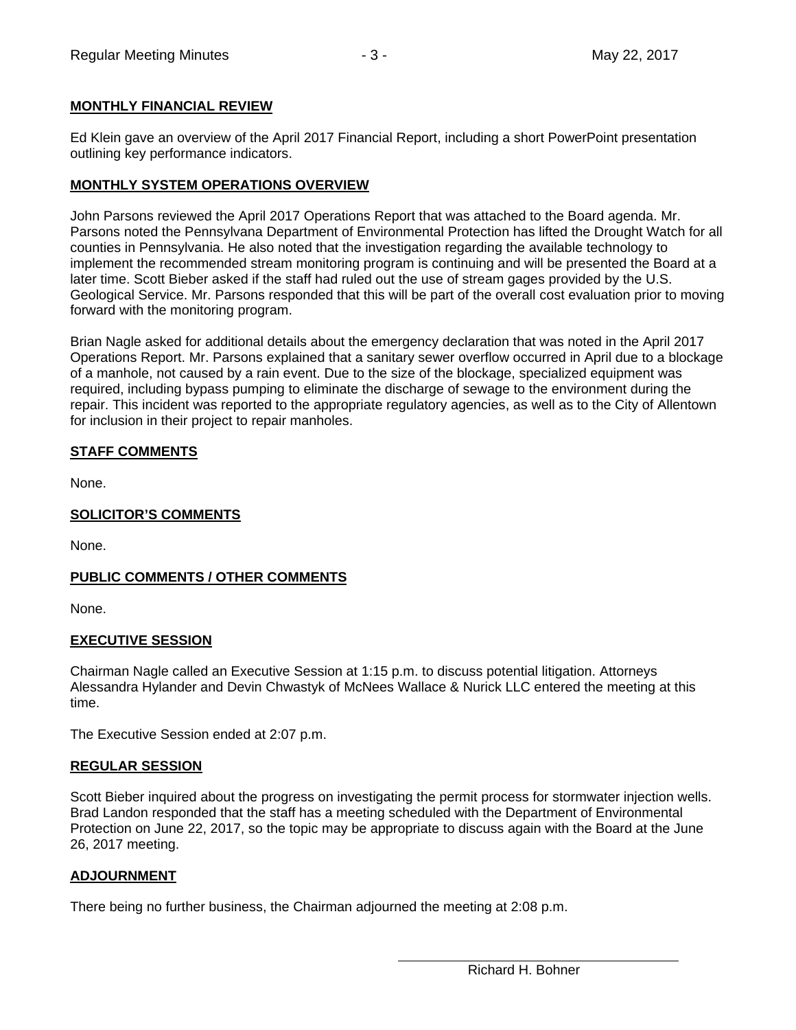## MONTHLY FINANCIAL REVIEW

Ed Klein gave an overview of the April 2017 Financial Report, including a short PowerPoint presentation outlining key performance indicators.

## MONTHLY SYSTEM OPERATIONS OVERVIEW

John Parsons reviewed the April 2017 Operations Report that was attached to the Board agenda. Mr. Parsons noted the Pennsylvana Department of Environmental Protection has lifted the Drought Watch for all counties in Pennsylvania. He also noted that the investigation regarding the available technology to implement the recommended stream monitoring program is continuing and will be presented the Board at a later time. Scott Bieber asked if the staff had ruled out the use of stream gages provided by the U.S. Geological Service. Mr. Parsons responded that this will be part of the overall cost evaluation prior to moving forward with the monitoring program.

Brian Nagle asked for additional details about the emergency declaration that was noted in the April 2017 Operations Report. Mr. Parsons explained that a sanitary sewer overflow occurred in April due to a blockage of a manhole, not caused by a rain event. Due to the size of the blockage, specialized equipment was required, including bypass pumping to eliminate the discharge of sewage to the environment during the repair. This incident was reported to the appropriate regulatory agencies, as well as to the City of Allentown for inclusion in their project to repair manholes.

## STAFF COMMENTS

None.

## SOLICITOR'S COMMENTS

None.

## PUBLIC COMMENTS / OTHER COMMENTS

None.

## EXECUTIVE SESSION

Chairman Nagle called an Executive Session at 1:15 p.m. to discuss potential litigation. Attorneys Alessandra Hylander and Devin Chwastyk of McNees Wallace & Nurick LLC entered the meeting at this time.

The Executive Session ended at 2:07 p.m.

## REGULAR SESSION

Scott Bieber inquired about the progress on investigating the permit process for stormwater injection wells. Brad Landon responded that the staff has a meeting scheduled with the Department of Environmental Protection on June 22, 2017, so the topic may be appropriate to discuss again with the Board at the June 26, 2017 meeting.

## ADJOURNMENT

There being no further business, the Chairman adjourned the meeting at 2:08 p.m.

Richard H. Bohner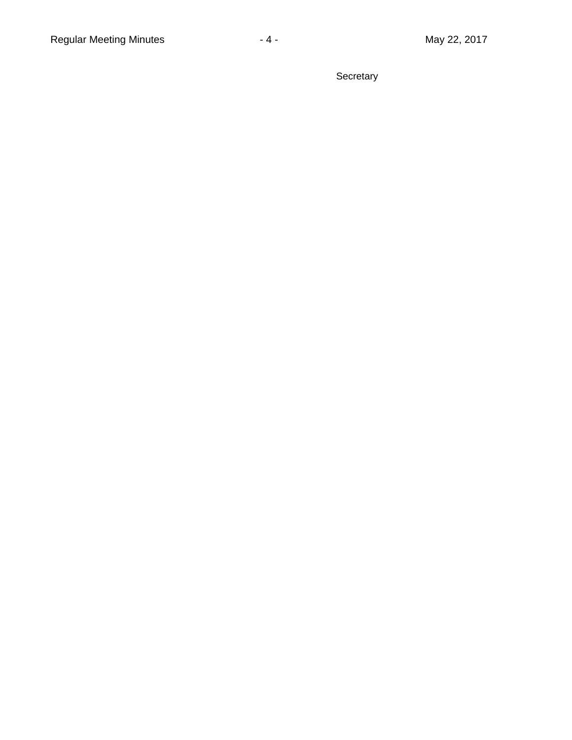Secretary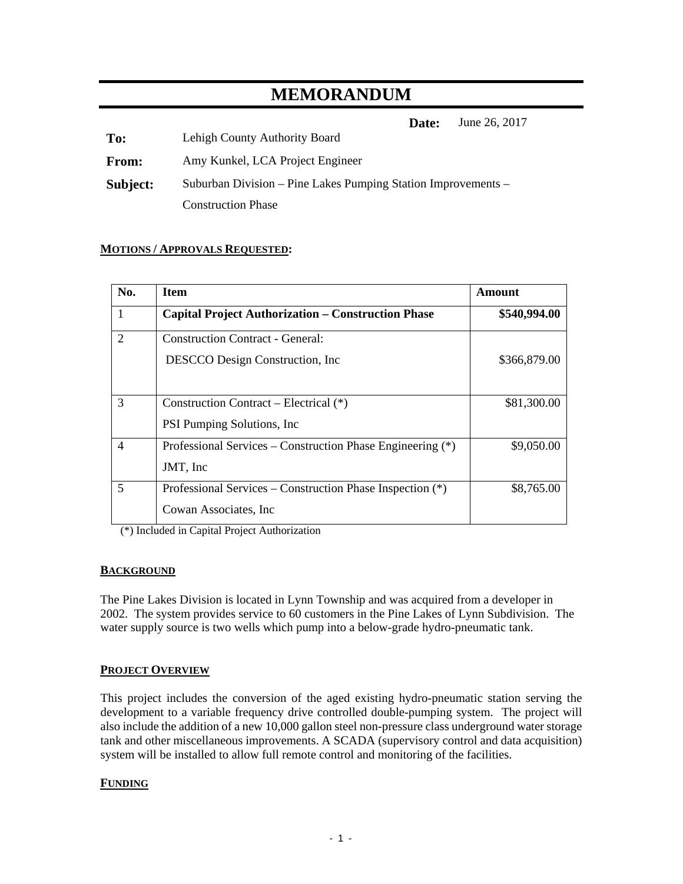# MEMORANDUM

**Date:** June 26, 2017

**To:** Lehigh County Authority Board

**From:** Amy Kunkel, LCA Project Engineer

**Subject:** Suburban Division – Pine Lakes Pumping Station Improvements – Construction Phase

**MOTIONS / APPROVALS REQUESTED:**

| No. | Item | Amount |
|---|---|---|
| 1 | **Capital Project Authorization – Construction Phase** | **$540,994.00** |
| 2 | Construction Contract - General: DESCCO Design Construction, Inc | $366,879.00 |
| 3 | Construction Contract – Electrical (*) PSI Pumping Solutions, Inc | $81,300.00 |
| 4 | Professional Services – Construction Phase Engineering (*) JMT, Inc | $9,050.00 |
| 5 | Professional Services – Construction Phase Inspection (*) Cowan Associates, Inc | $8,765.00 |

(*) Included in Capital Project Authorization

**BACKGROUND**

The Pine Lakes Division is located in Lynn Township and was acquired from a developer in 2002. The system provides service to 60 customers in the Pine Lakes of Lynn Subdivision. The water supply source is two wells which pump into a below-grade hydro-pneumatic tank.

**PROJECT OVERVIEW**

This project includes the conversion of the aged existing hydro-pneumatic station serving the development to a variable frequency drive controlled double-pumping system. The project will also include the addition of a new 10,000 gallon steel non-pressure class underground water storage tank and other miscellaneous improvements. A SCADA (supervisory control and data acquisition) system will be installed to allow full remote control and monitoring of the facilities.

**FUNDING**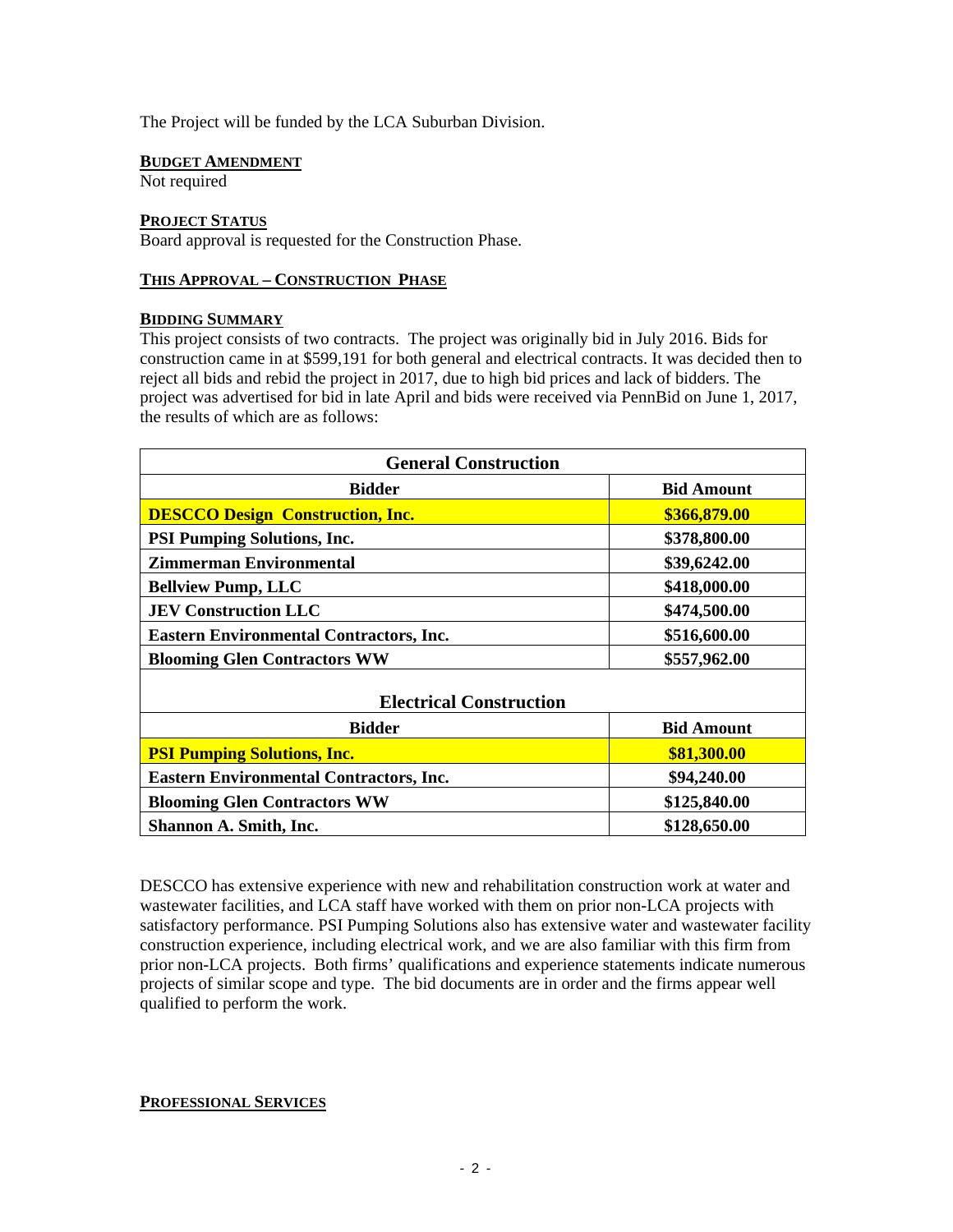The Project will be funded by the LCA Suburban Division.

**BUDGET AMENDMENT**
Not required

**PROJECT STATUS**
Board approval is requested for the Construction Phase.

**THIS APPROVAL – CONSTRUCTION PHASE**

**BIDDING SUMMARY**
This project consists of two contracts. The project was originally bid in July 2016. Bids for construction came in at $599,191 for both general and electrical contracts. It was decided then to reject all bids and rebid the project in 2017, due to high bid prices and lack of bidders. The project was advertised for bid in late April and bids were received via PennBid on June 1, 2017, the results of which are as follows:

| General Construction | |
|---|---|
| **Bidder** | **Bid Amount** |
| **DESCCO Design Construction, Inc.** | **$366,879.00** |
| **PSI Pumping Solutions, Inc.** | **$378,800.00** |
| **Zimmerman Environmental** | **$39,6242.00** |
| **Bellview Pump, LLC** | **$418,000.00** |
| **JEV Construction LLC** | **$474,500.00** |
| **Eastern Environmental Contractors, Inc.** | **$516,600.00** |
| **Blooming Glen Contractors WW** | **$557,962.00** |
| **Electrical Construction** | |
| **Bidder** | **Bid Amount** |
| **PSI Pumping Solutions, Inc.** | **$81,300.00** |
| **Eastern Environmental Contractors, Inc.** | **$94,240.00** |
| **Blooming Glen Contractors WW** | **$125,840.00** |
| **Shannon A. Smith, Inc.** | **$128,650.00** |

DESCCO has extensive experience with new and rehabilitation construction work at water and wastewater facilities, and LCA staff have worked with them on prior non-LCA projects with satisfactory performance. PSI Pumping Solutions also has extensive water and wastewater facility construction experience, including electrical work, and we are also familiar with this firm from prior non-LCA projects. Both firms' qualifications and experience statements indicate numerous projects of similar scope and type. The bid documents are in order and the firms appear well qualified to perform the work.

**PROFESSIONAL SERVICES**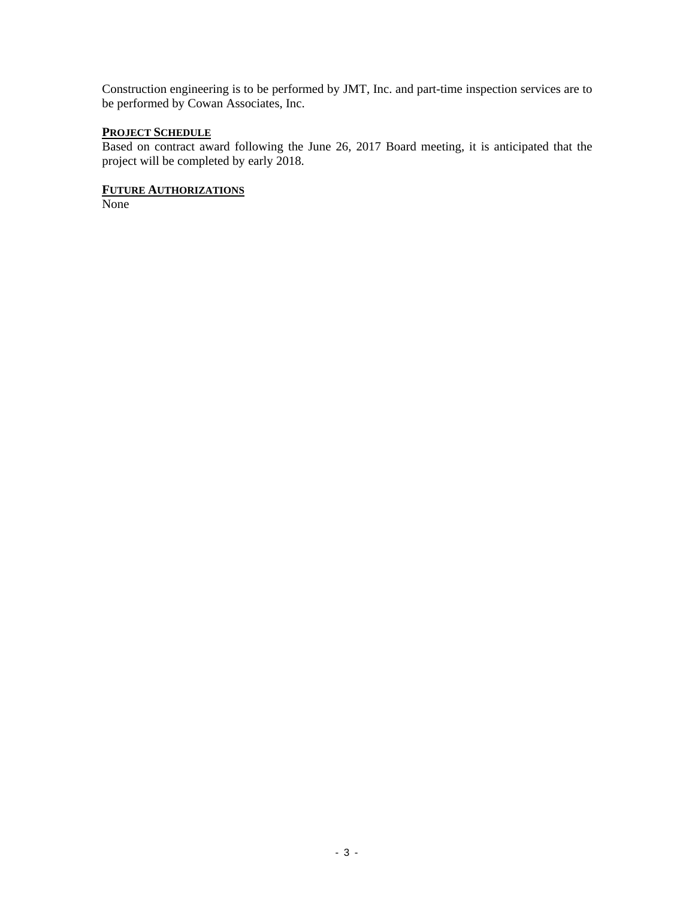Construction engineering is to be performed by JMT, Inc. and part-time inspection services are to be performed by Cowan Associates, Inc.

**PROJECT SCHEDULE**

Based on contract award following the June 26, 2017 Board meeting, it is anticipated that the project will be completed by early 2018.

**FUTURE AUTHORIZATIONS**

None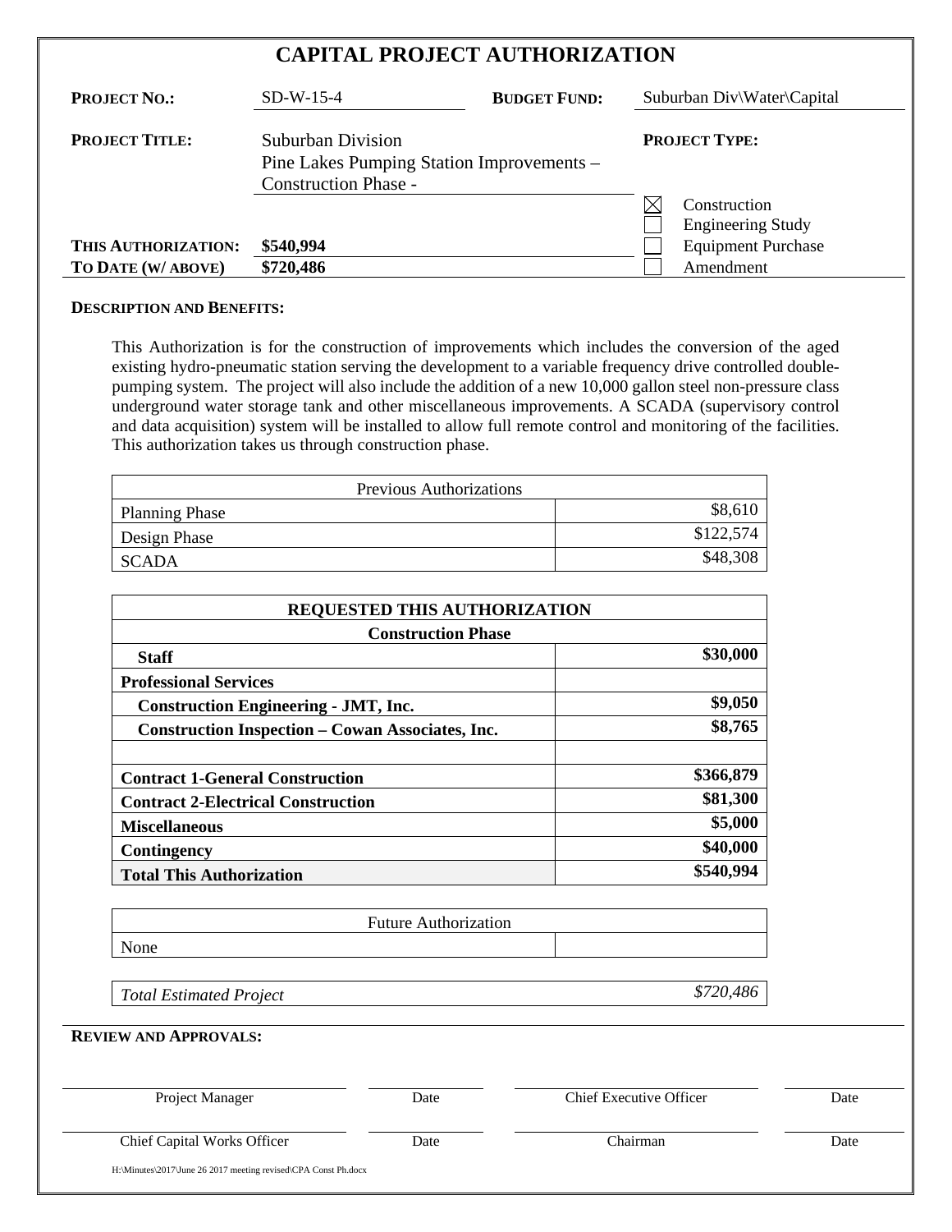# CAPITAL PROJECT AUTHORIZATION

**PROJECT NO.:** SD-W-15-4

**BUDGET FUND:** Suburban Div\Water\Capital

**PROJECT TITLE:** Suburban Division
Pine Lakes Pumping Station Improvements –
Construction Phase -

**PROJECT TYPE:**

- ☒ Construction
- ☐ Engineering Study
- ☐ Equipment Purchase
- ☐ Amendment

**THIS AUTHORIZATION:** **$540,994**

**TO DATE (W/ ABOVE)** **$720,486**

**DESCRIPTION AND BENEFITS:**

This Authorization is for the construction of improvements which includes the conversion of the aged existing hydro-pneumatic station serving the development to a variable frequency drive controlled double-pumping system. The project will also include the addition of a new 10,000 gallon steel non-pressure class underground water storage tank and other miscellaneous improvements. A SCADA (supervisory control and data acquisition) system will be installed to allow full remote control and monitoring of the facilities. This authorization takes us through construction phase.

| Previous Authorizations | |
|---|---|
| Planning Phase | $8,610 |
| Design Phase | $122,574 |
| SCADA | $48,308 |

| **REQUESTED THIS AUTHORIZATION** | |
|---|---|
| **Construction Phase** | |
| **Staff** | **$30,000** |
| **Professional Services** | |
| **Construction Engineering - JMT, Inc.** | **$9,050** |
| **Construction Inspection – Cowan Associates, Inc.** | **$8,765** |
| | |
| **Contract 1-General Construction** | **$366,879** |
| **Contract 2-Electrical Construction** | **$81,300** |
| **Miscellaneous** | **$5,000** |
| **Contingency** | **$40,000** |
| **Total This Authorization** | **$540,994** |

| Future Authorization | |
|---|---|
| None | |

| *Total Estimated Project* | *$720,486* |
|---|---|

**REVIEW AND APPROVALS:**

| | | | |
|---|---|---|---|
| Project Manager | Date | Chief Executive Officer | Date |
| Chief Capital Works Officer | Date | Chairman | Date |

H:\Minutes\2017\June 26 2017 meeting revised\CPA Const Ph.docx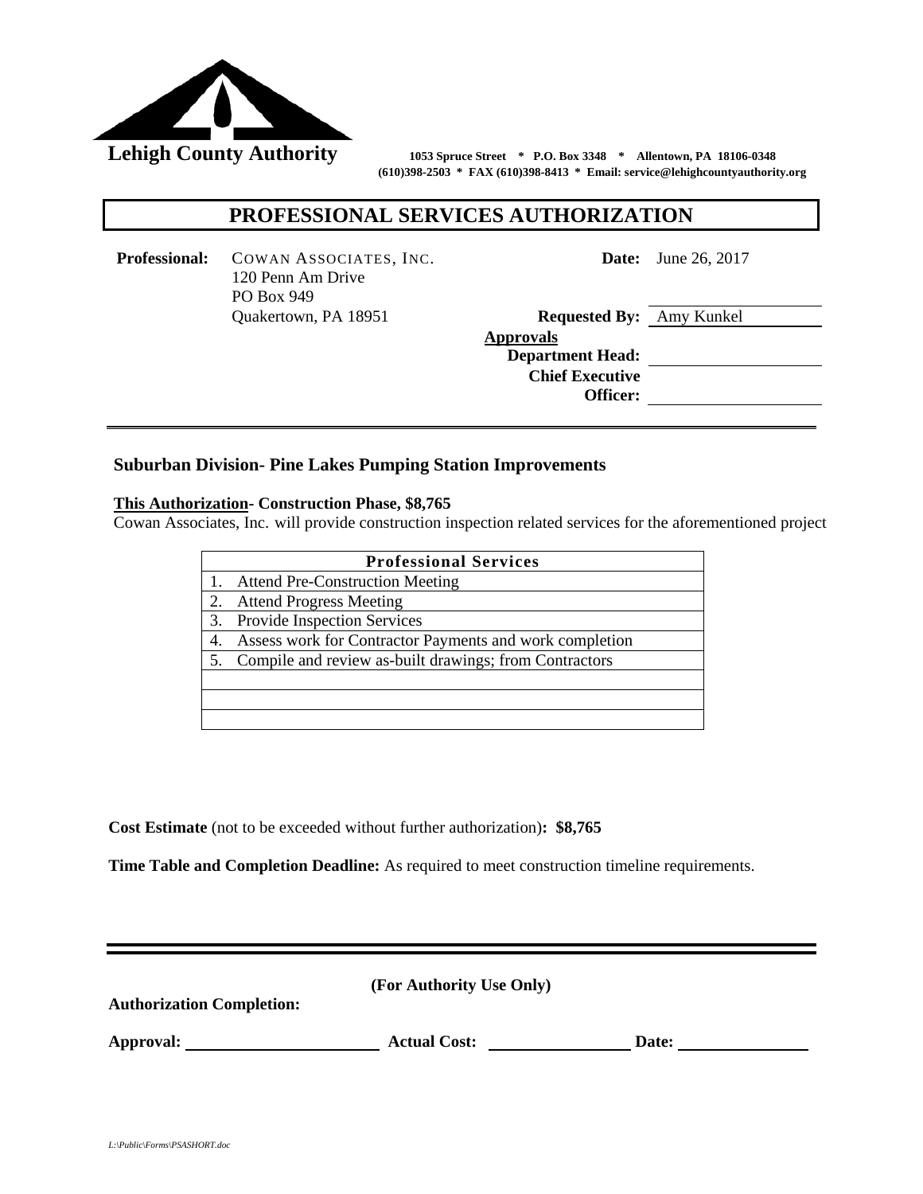**Lehigh County Authority**

1053 Spruce Street * P.O. Box 3348 * Allentown, PA 18106-0348
(610)398-2503 * FAX (610)398-8413 * Email: service@lehighcountyauthority.org

# PROFESSIONAL SERVICES AUTHORIZATION

**Professional:** COWAN ASSOCIATES, INC.
120 Penn Am Drive
PO Box 949
Quakertown, PA 18951

**Date:** June 26, 2017

**Requested By:** Amy Kunkel

**Approvals**

**Department Head:** \_\_\_\_\_\_\_\_\_\_\_\_\_\_\_\_

**Chief Executive Officer:** \_\_\_\_\_\_\_\_\_\_\_\_\_\_\_\_

## Suburban Division- Pine Lakes Pumping Station Improvements

**This Authorization- Construction Phase, $8,765**

Cowan Associates, Inc. will provide construction inspection related services for the aforementioned project

| Professional Services |
|---|
| 1. Attend Pre-Construction Meeting |
| 2. Attend Progress Meeting |
| 3. Provide Inspection Services |
| 4. Assess work for Contractor Payments and work completion |
| 5. Compile and review as-built drawings; from Contractors |
| |
| |
| |

**Cost Estimate** (not to be exceeded without further authorization)**: $8,765**

**Time Table and Completion Deadline:** As required to meet construction timeline requirements.

**(For Authority Use Only)**

**Authorization Completion:**

**Approval:** \_\_\_\_\_\_\_\_\_\_\_\_\_\_\_\_ **Actual Cost:** \_\_\_\_\_\_\_\_\_\_\_\_\_\_\_\_ **Date:** \_\_\_\_\_\_\_\_\_\_\_\_\_\_\_\_

*L:\Public\Forms\PSASHORT.doc*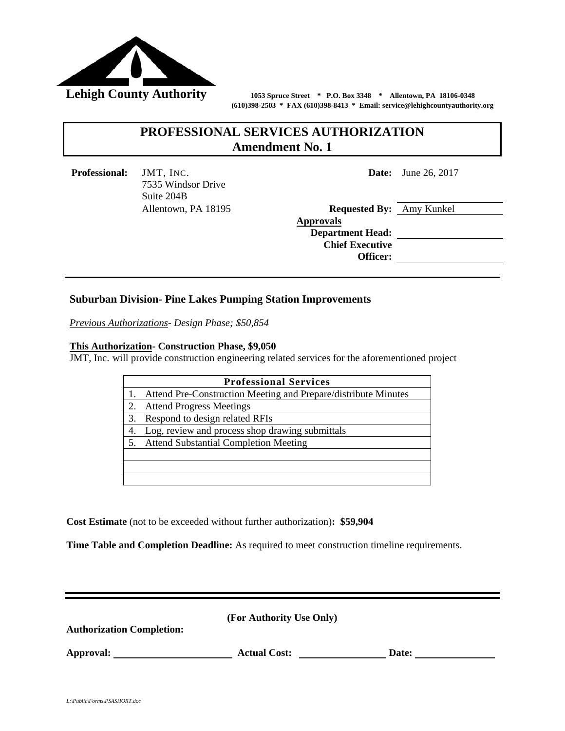**Lehigh County Authority** 1053 Spruce Street * P.O. Box 3348 * Allentown, PA 18106-0348
(610)398-2503 * FAX (610)398-8413 * Email: service@lehighcountyauthority.org

# PROFESSIONAL SERVICES AUTHORIZATION
## Amendment No. 1

**Professional:** JMT, INC.
7535 Windsor Drive
Suite 204B
Allentown, PA 18195

**Date:** June 26, 2017

**Requested By:** Amy Kunkel

**Approvals**

**Department Head:** ____________________

**Chief Executive Officer:** ____________________

---

### Suburban Division- Pine Lakes Pumping Station Improvements

*Previous Authorizations- Design Phase; $50,854*

**This Authorization- Construction Phase, $9,050**
JMT, Inc. will provide construction engineering related services for the aforementioned project

| Professional Services |
|---|
| 1. Attend Pre-Construction Meeting and Prepare/distribute Minutes |
| 2. Attend Progress Meetings |
| 3. Respond to design related RFIs |
| 4. Log, review and process shop drawing submittals |
| 5. Attend Substantial Completion Meeting |
| |
| |
| |

**Cost Estimate** (not to be exceeded without further authorization)**: $59,904**

**Time Table and Completion Deadline:** As required to meet construction timeline requirements.

---

**(For Authority Use Only)**

**Authorization Completion:**

**Approval:** ____________________ **Actual Cost:** ____________________ **Date:** ____________________

L:\Public\Forms\PSASHORT.doc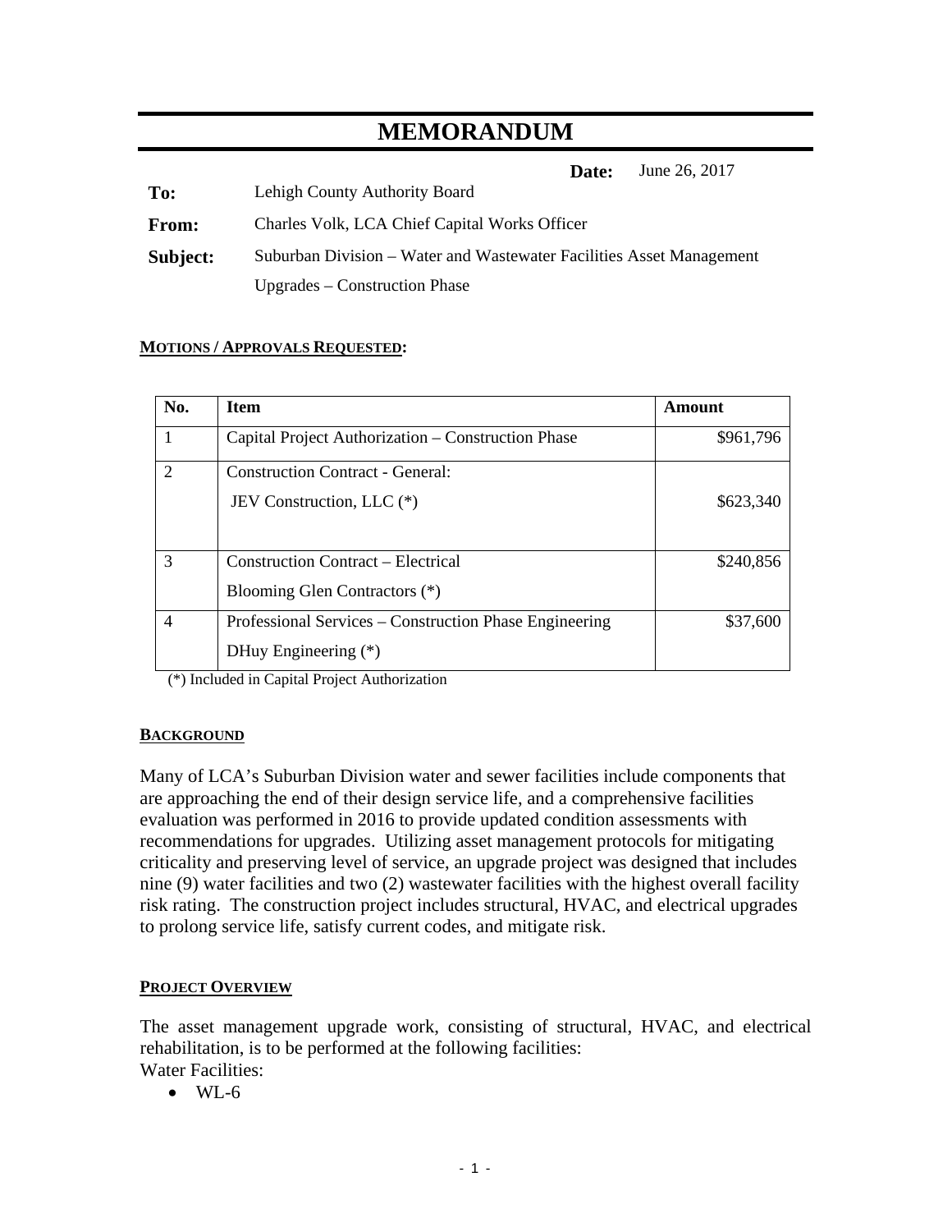# MEMORANDUM

**Date:** June 26, 2017

**To:** Lehigh County Authority Board

**From:** Charles Volk, LCA Chief Capital Works Officer

**Subject:** Suburban Division – Water and Wastewater Facilities Asset Management Upgrades – Construction Phase

**MOTIONS / APPROVALS REQUESTED:**

| No. | Item | Amount |
|---|---|---|
| 1 | Capital Project Authorization – Construction Phase | $961,796 |
| 2 | Construction Contract - General:<br>JEV Construction, LLC (*) | $623,340 |
| 3 | Construction Contract – Electrical<br>Blooming Glen Contractors (*) | $240,856 |
| 4 | Professional Services – Construction Phase Engineering<br>DHuy Engineering (*) | $37,600 |

(*) Included in Capital Project Authorization

**BACKGROUND**

Many of LCA's Suburban Division water and sewer facilities include components that are approaching the end of their design service life, and a comprehensive facilities evaluation was performed in 2016 to provide updated condition assessments with recommendations for upgrades. Utilizing asset management protocols for mitigating criticality and preserving level of service, an upgrade project was designed that includes nine (9) water facilities and two (2) wastewater facilities with the highest overall facility risk rating. The construction project includes structural, HVAC, and electrical upgrades to prolong service life, satisfy current codes, and mitigate risk.

**PROJECT OVERVIEW**

The asset management upgrade work, consisting of structural, HVAC, and electrical rehabilitation, is to be performed at the following facilities:

Water Facilities:

- WL-6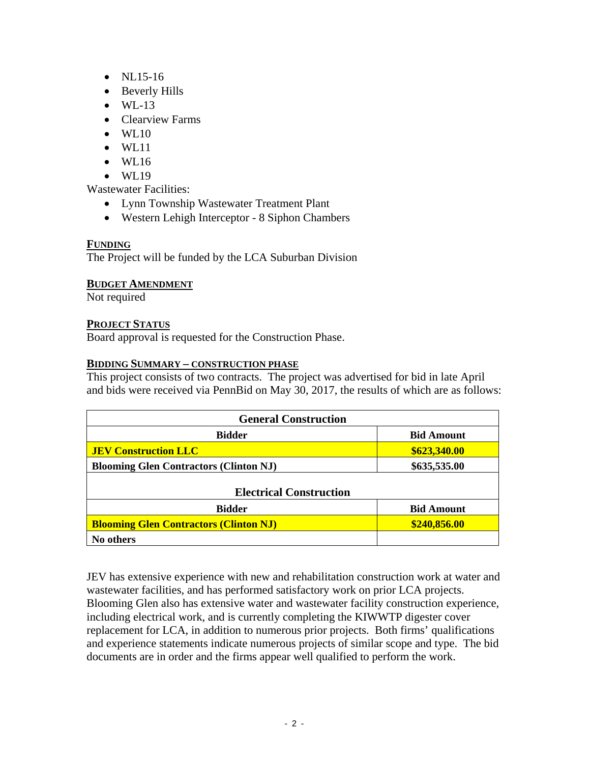- NL15-16
- Beverly Hills
- WL-13
- Clearview Farms
- WL10
- WL11
- WL16
- WL19

Wastewater Facilities:

- Lynn Township Wastewater Treatment Plant
- Western Lehigh Interceptor - 8 Siphon Chambers

**FUNDING**

The Project will be funded by the LCA Suburban Division

**BUDGET AMENDMENT**

Not required

**PROJECT STATUS**

Board approval is requested for the Construction Phase.

**BIDDING SUMMARY – CONSTRUCTION PHASE**

This project consists of two contracts. The project was advertised for bid in late April and bids were received via PennBid on May 30, 2017, the results of which are as follows:

| General Construction | |
|---|---|
| **Bidder** | **Bid Amount** |
| **JEV Construction LLC** | **$623,340.00** |
| **Blooming Glen Contractors (Clinton NJ)** | **$635,535.00** |
| **Electrical Construction** | |
| **Bidder** | **Bid Amount** |
| **Blooming Glen Contractors (Clinton NJ)** | **$240,856.00** |
| **No others** | |

JEV has extensive experience with new and rehabilitation construction work at water and wastewater facilities, and has performed satisfactory work on prior LCA projects. Blooming Glen also has extensive water and wastewater facility construction experience, including electrical work, and is currently completing the KIWWTP digester cover replacement for LCA, in addition to numerous prior projects. Both firms' qualifications and experience statements indicate numerous projects of similar scope and type. The bid documents are in order and the firms appear well qualified to perform the work.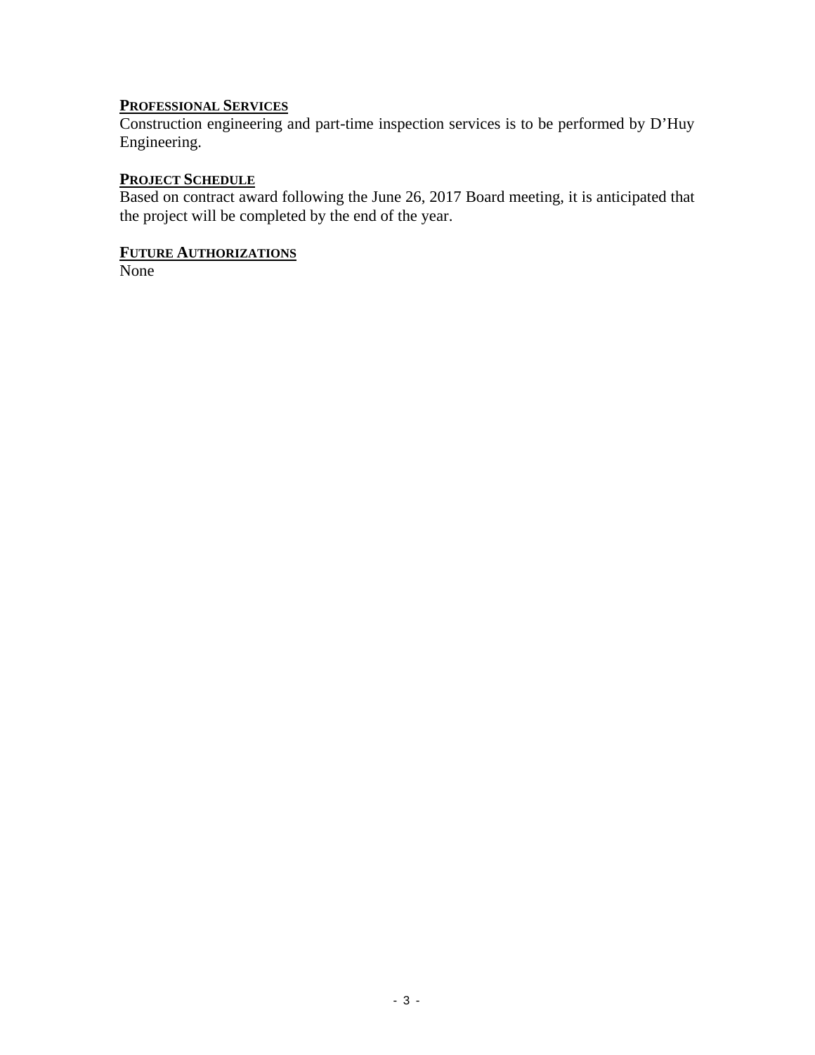**PROFESSIONAL SERVICES**

Construction engineering and part-time inspection services is to be performed by D'Huy Engineering.

**PROJECT SCHEDULE**

Based on contract award following the June 26, 2017 Board meeting, it is anticipated that the project will be completed by the end of the year.

**FUTURE AUTHORIZATIONS**

None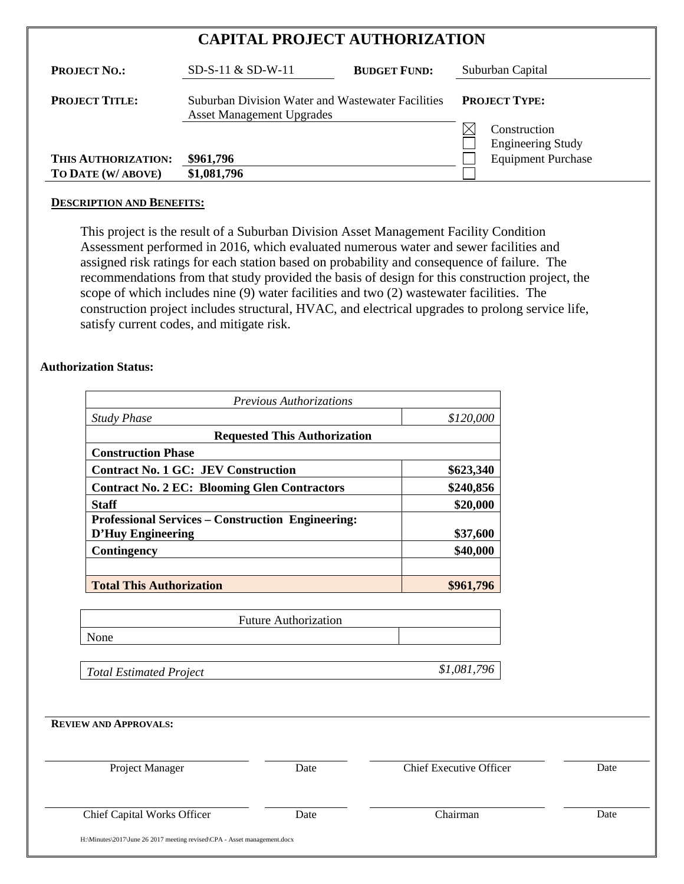# CAPITAL PROJECT AUTHORIZATION

| | | | |
|---|---|---|---|
| **PROJECT NO.:** | SD-S-11 & SD-W-11 | **BUDGET FUND:** | Suburban Capital |
| **PROJECT TITLE:** | Suburban Division Water and Wastewater Facilities Asset Management Upgrades | **PROJECT TYPE:** | |
| | | ☒ | Construction |
| | | ☐ | Engineering Study |
| **THIS AUTHORIZATION:** | **$961,796** | ☐ | Equipment Purchase |
| **TO DATE (W/ ABOVE)** | **$1,081,796** | ☐ | |

**DESCRIPTION AND BENEFITS:**

This project is the result of a Suburban Division Asset Management Facility Condition Assessment performed in 2016, which evaluated numerous water and sewer facilities and assigned risk ratings for each station based on probability and consequence of failure. The recommendations from that study provided the basis of design for this construction project, the scope of which includes nine (9) water facilities and two (2) wastewater facilities. The construction project includes structural, HVAC, and electrical upgrades to prolong service life, satisfy current codes, and mitigate risk.

**Authorization Status:**

| *Previous Authorizations* | |
|---|---|
| *Study Phase* | *$120,000* |
| **Requested This Authorization** | |
| **Construction Phase** | |
| **Contract No. 1 GC: JEV Construction** | **$623,340** |
| **Contract No. 2 EC: Blooming Glen Contractors** | **$240,856** |
| **Staff** | **$20,000** |
| **Professional Services – Construction Engineering: D'Huy Engineering** | **$37,600** |
| **Contingency** | **$40,000** |
| | |
| **Total This Authorization** | **$961,796** |

| Future Authorization | |
|---|---|
| None | |

| | |
|---|---|
| *Total Estimated Project* | *$1,081,796* |

**REVIEW AND APPROVALS:**

| | | | |
|---|---|---|---|
| Project Manager | Date | Chief Executive Officer | Date |
| Chief Capital Works Officer | Date | Chairman | Date |

H:\Minutes\2017\June 26 2017 meeting revised\CPA - Asset management.docx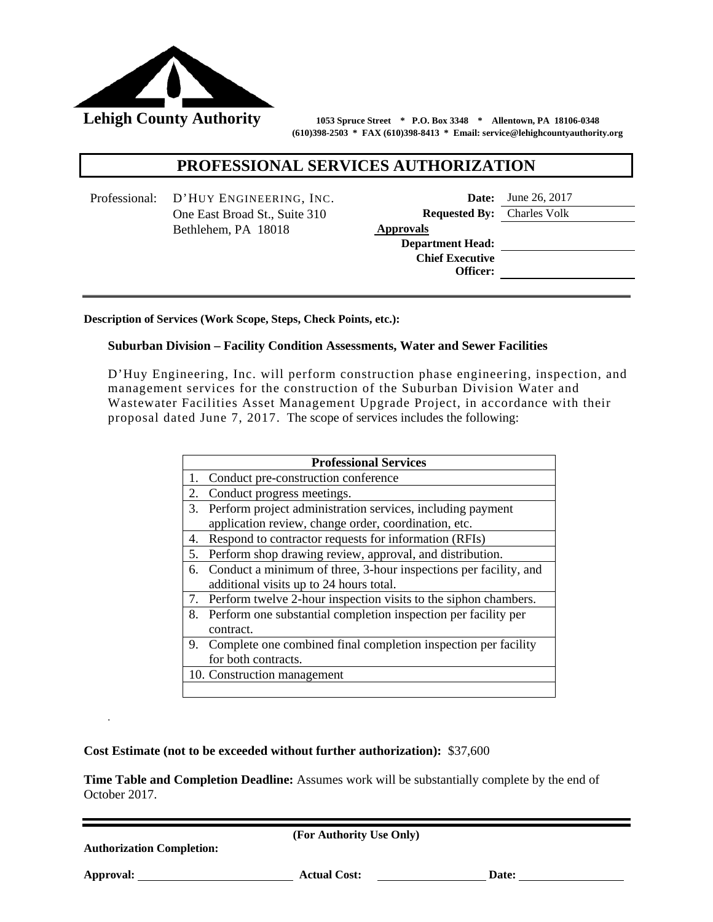**Lehigh County Authority**

1053 Spruce Street * P.O. Box 3348 * Allentown, PA 18106-0348
(610)398-2503 * FAX (610)398-8413 * Email: service@lehighcountyauthority.org

# PROFESSIONAL SERVICES AUTHORIZATION

Professional: D'HUY ENGINEERING, INC.
One East Broad St., Suite 310
Bethlehem, PA 18018

**Date:** June 26, 2017
**Requested By:** Charles Volk
**Approvals**
**Department Head:**
**Chief Executive Officer:**

**Description of Services (Work Scope, Steps, Check Points, etc.):**

**Suburban Division – Facility Condition Assessments, Water and Sewer Facilities**

D'Huy Engineering, Inc. will perform construction phase engineering, inspection, and management services for the construction of the Suburban Division Water and Wastewater Facilities Asset Management Upgrade Project, in accordance with their proposal dated June 7, 2017. The scope of services includes the following:

| Professional Services |
|---|
| 1. Conduct pre-construction conference |
| 2. Conduct progress meetings. |
| 3. Perform project administration services, including payment application review, change order, coordination, etc. |
| 4. Respond to contractor requests for information (RFIs) |
| 5. Perform shop drawing review, approval, and distribution. |
| 6. Conduct a minimum of three, 3-hour inspections per facility, and additional visits up to 24 hours total. |
| 7. Perform twelve 2-hour inspection visits to the siphon chambers. |
| 8. Perform one substantial completion inspection per facility per contract. |
| 9. Complete one combined final completion inspection per facility for both contracts. |
| 10. Construction management |
| |

**Cost Estimate (not to be exceeded without further authorization):** $37,600

**Time Table and Completion Deadline:** Assumes work will be substantially complete by the end of October 2017.

**(For Authority Use Only)**

**Authorization Completion:**

**Approval:** \_\_\_\_\_\_\_\_\_\_ **Actual Cost:** \_\_\_\_\_\_\_\_\_\_ **Date:** \_\_\_\_\_\_\_\_\_\_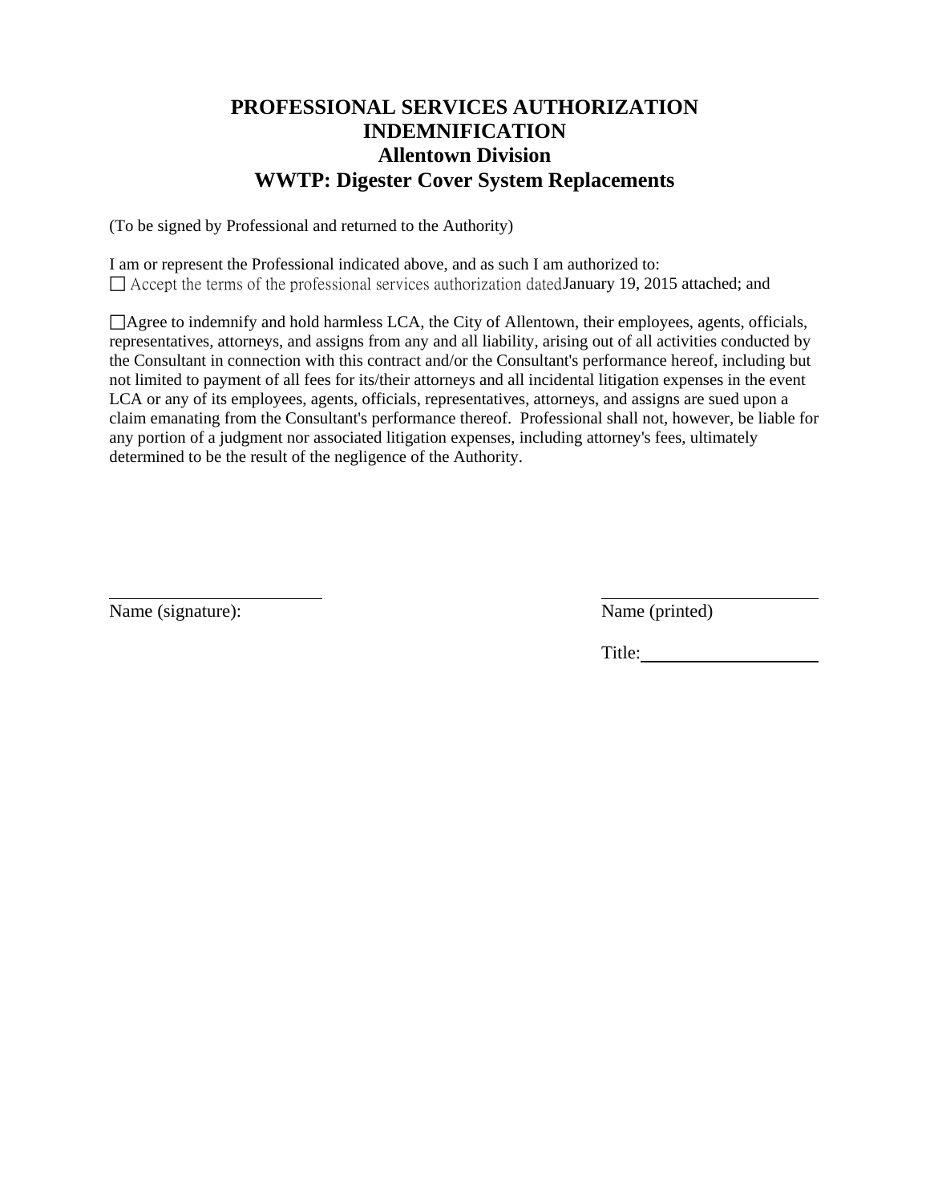# PROFESSIONAL SERVICES AUTHORIZATION
# INDEMNIFICATION
## Allentown Division
## WWTP: Digester Cover System Replacements

(To be signed by Professional and returned to the Authority)

I am or represent the Professional indicated above, and as such I am authorized to:

☐ Accept the terms of the professional services authorization dated January 19, 2015 attached; and

☐ Agree to indemnify and hold harmless LCA, the City of Allentown, their employees, agents, officials, representatives, attorneys, and assigns from any and all liability, arising out of all activities conducted by the Consultant in connection with this contract and/or the Consultant's performance hereof, including but not limited to payment of all fees for its/their attorneys and all incidental litigation expenses in the event LCA or any of its employees, agents, officials, representatives, attorneys, and assigns are sued upon a claim emanating from the Consultant's performance thereof. Professional shall not, however, be liable for any portion of a judgment nor associated litigation expenses, including attorney's fees, ultimately determined to be the result of the negligence of the Authority.

Name (signature): ____________________

Name (printed) ____________________

Title: ____________________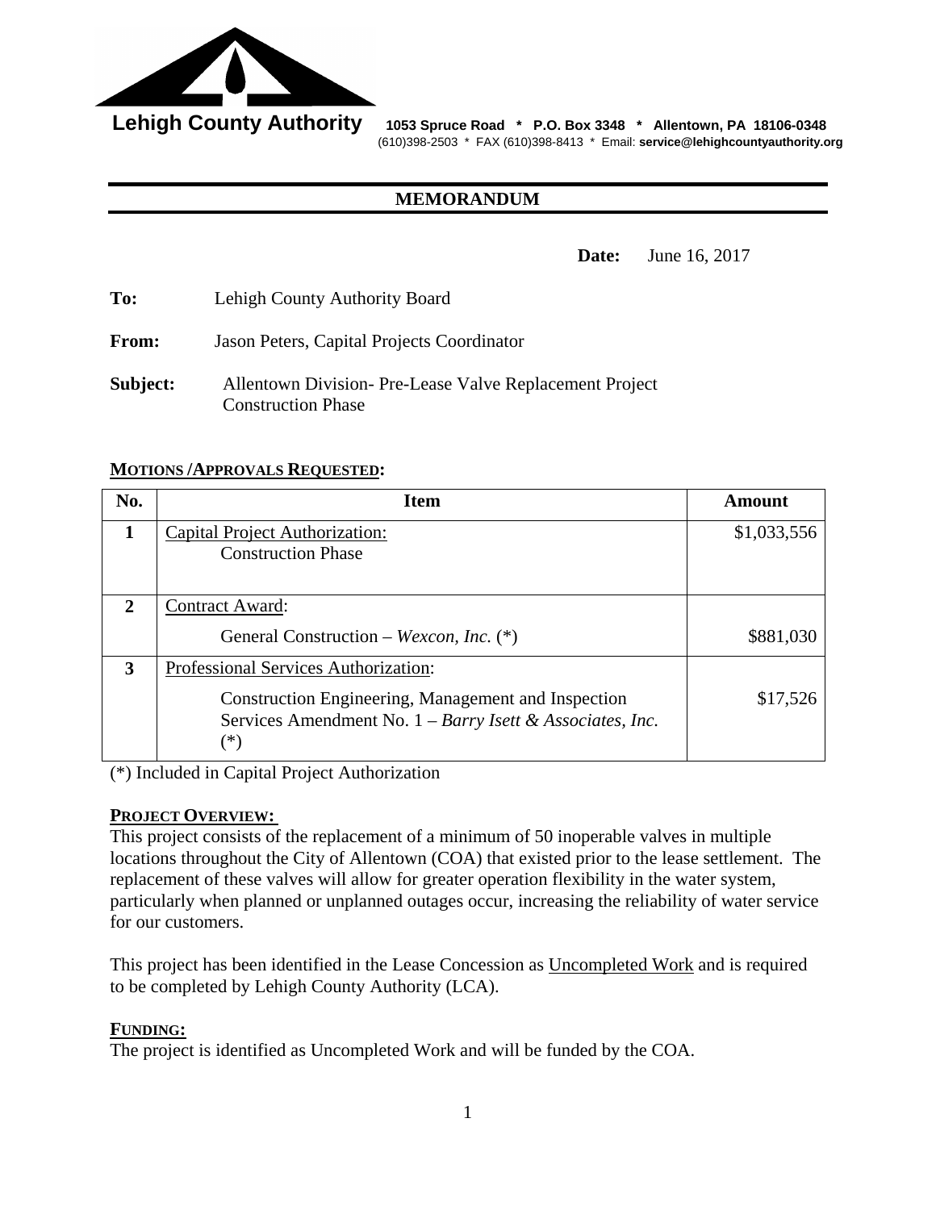**Lehigh County Authority** 1053 Spruce Road * P.O. Box 3348 * Allentown, PA 18106-0348
(610)398-2503 * FAX (610)398-8413 * Email: **service@lehighcountyauthority.org**

# MEMORANDUM

**Date:** June 16, 2017

**To:** Lehigh County Authority Board

**From:** Jason Peters, Capital Projects Coordinator

**Subject:** Allentown Division- Pre-Lease Valve Replacement Project
Construction Phase

## MOTIONS /APPROVALS REQUESTED:

| No. | Item | Amount |
|---|---|---|
| 1 | Capital Project Authorization: Construction Phase | $1,033,556 |
| 2 | Contract Award: General Construction – *Wexcon, Inc.* (*) | $881,030 |
| 3 | Professional Services Authorization: Construction Engineering, Management and Inspection Services Amendment No. 1 – *Barry Isett & Associates, Inc.* (*) | $17,526 |

(*) Included in Capital Project Authorization

## PROJECT OVERVIEW:

This project consists of the replacement of a minimum of 50 inoperable valves in multiple locations throughout the City of Allentown (COA) that existed prior to the lease settlement. The replacement of these valves will allow for greater operation flexibility in the water system, particularly when planned or unplanned outages occur, increasing the reliability of water service for our customers.

This project has been identified in the Lease Concession as Uncompleted Work and is required to be completed by Lehigh County Authority (LCA).

## FUNDING:

The project is identified as Uncompleted Work and will be funded by the COA.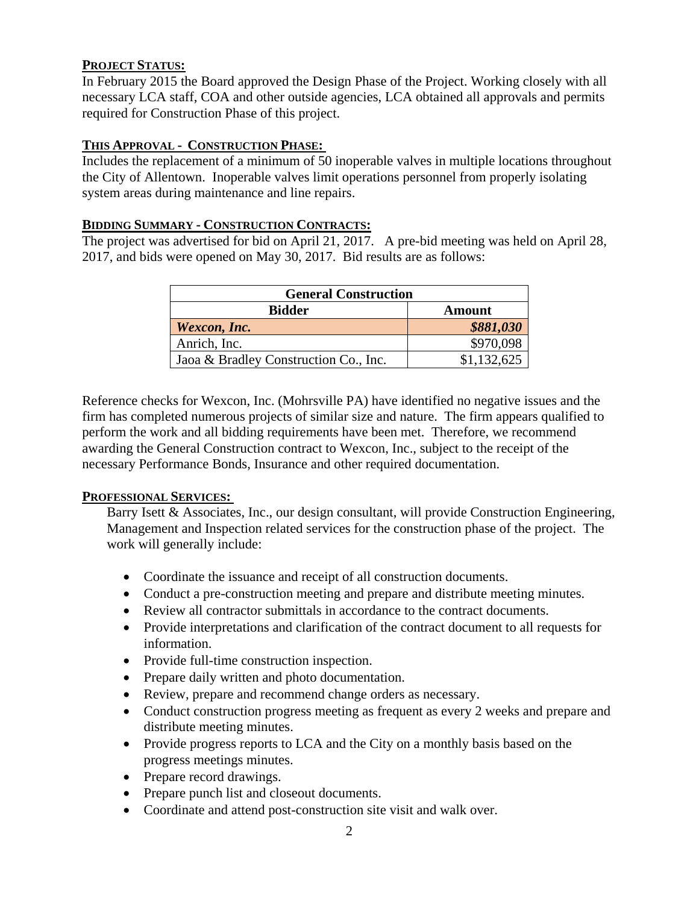**PROJECT STATUS:**

In February 2015 the Board approved the Design Phase of the Project. Working closely with all necessary LCA staff, COA and other outside agencies, LCA obtained all approvals and permits required for Construction Phase of this project.

**THIS APPROVAL - CONSTRUCTION PHASE:**

Includes the replacement of a minimum of 50 inoperable valves in multiple locations throughout the City of Allentown. Inoperable valves limit operations personnel from properly isolating system areas during maintenance and line repairs.

**BIDDING SUMMARY - CONSTRUCTION CONTRACTS:**

The project was advertised for bid on April 21, 2017. A pre-bid meeting was held on April 28, 2017, and bids were opened on May 30, 2017. Bid results are as follows:

| General Construction | |
|---|---|
| **Bidder** | **Amount** |
| ***Wexcon, Inc.*** | ***$881,030*** |
| Anrich, Inc. | $970,098 |
| Jaoa & Bradley Construction Co., Inc. | $1,132,625 |

Reference checks for Wexcon, Inc. (Mohrsville PA) have identified no negative issues and the firm has completed numerous projects of similar size and nature. The firm appears qualified to perform the work and all bidding requirements have been met. Therefore, we recommend awarding the General Construction contract to Wexcon, Inc., subject to the receipt of the necessary Performance Bonds, Insurance and other required documentation.

**PROFESSIONAL SERVICES:**

Barry Isett & Associates, Inc., our design consultant, will provide Construction Engineering, Management and Inspection related services for the construction phase of the project. The work will generally include:

- Coordinate the issuance and receipt of all construction documents.
- Conduct a pre-construction meeting and prepare and distribute meeting minutes.
- Review all contractor submittals in accordance to the contract documents.
- Provide interpretations and clarification of the contract document to all requests for information.
- Provide full-time construction inspection.
- Prepare daily written and photo documentation.
- Review, prepare and recommend change orders as necessary.
- Conduct construction progress meeting as frequent as every 2 weeks and prepare and distribute meeting minutes.
- Provide progress reports to LCA and the City on a monthly basis based on the progress meetings minutes.
- Prepare record drawings.
- Prepare punch list and closeout documents.
- Coordinate and attend post-construction site visit and walk over.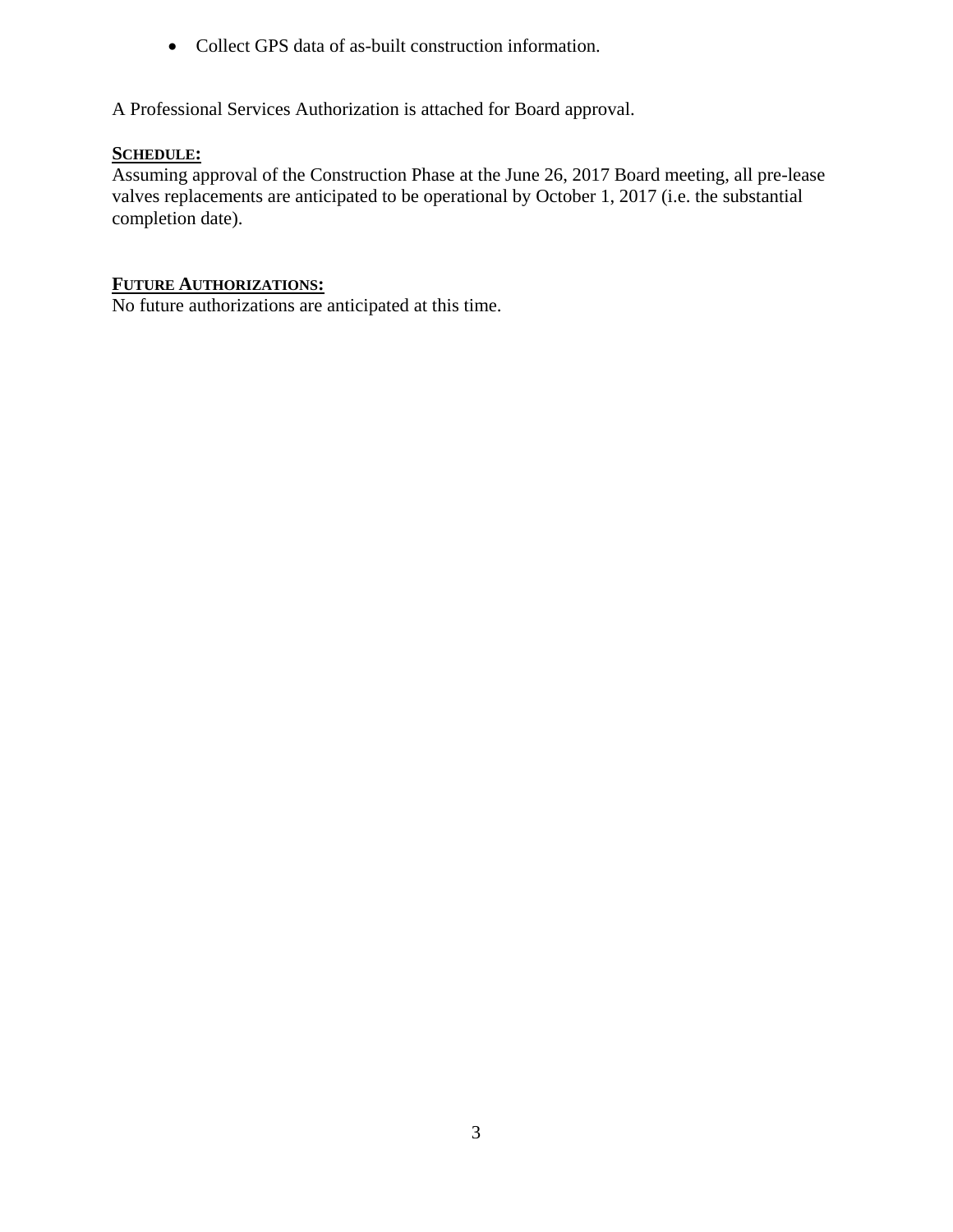- Collect GPS data of as-built construction information.

A Professional Services Authorization is attached for Board approval.

**SCHEDULE:**

Assuming approval of the Construction Phase at the June 26, 2017 Board meeting, all pre-lease valves replacements are anticipated to be operational by October 1, 2017 (i.e. the substantial completion date).

**FUTURE AUTHORIZATIONS:**

No future authorizations are anticipated at this time.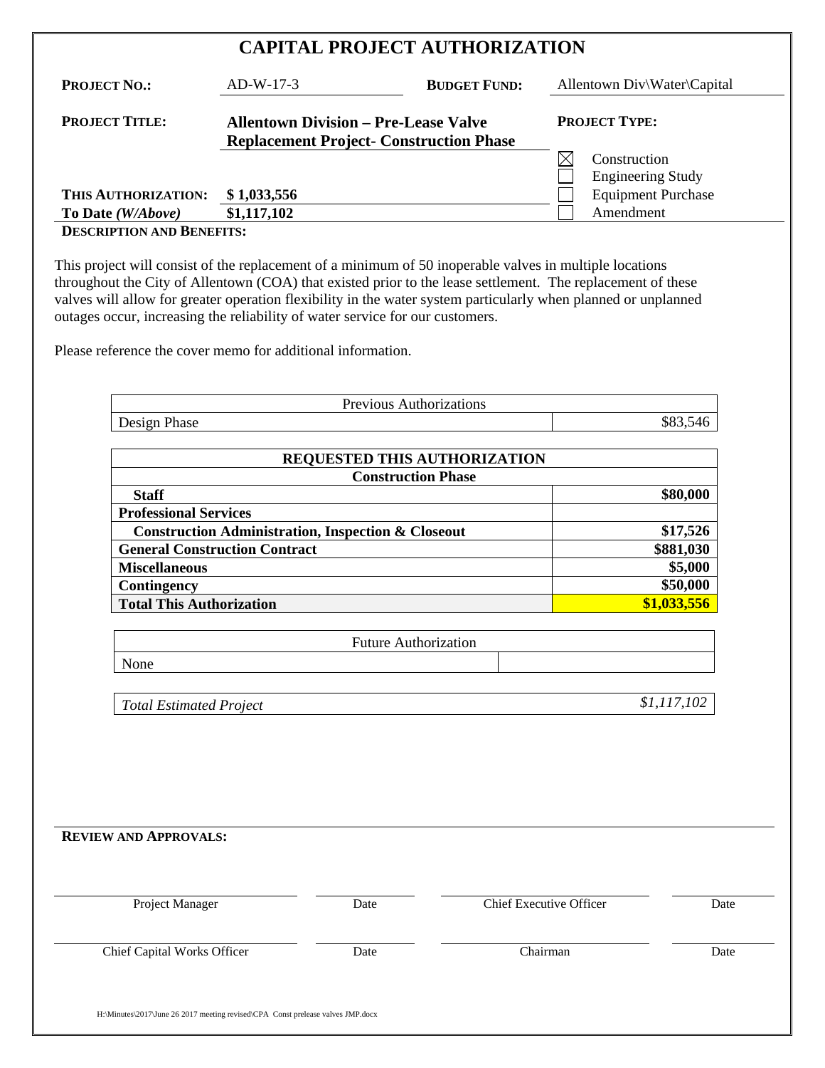# CAPITAL PROJECT AUTHORIZATION

| | | | |
|---|---|---|---|
| **PROJECT NO.:** | AD-W-17-3 | **BUDGET FUND:** | Allentown Div\Water\Capital |
| **PROJECT TITLE:** | **Allentown Division – Pre-Lease Valve Replacement Project- Construction Phase** | **PROJECT TYPE:** | |
| | | ☒ | Construction |
| | | ☐ | Engineering Study |
| **THIS AUTHORIZATION:** | **$ 1,033,556** | ☐ | Equipment Purchase |
| **To Date *(W/Above)*** | **$1,117,102** | ☐ | Amendment |

**DESCRIPTION AND BENEFITS:**

This project will consist of the replacement of a minimum of 50 inoperable valves in multiple locations throughout the City of Allentown (COA) that existed prior to the lease settlement. The replacement of these valves will allow for greater operation flexibility in the water system particularly when planned or unplanned outages occur, increasing the reliability of water service for our customers.

Please reference the cover memo for additional information.

| Previous Authorizations | |
|---|---|
| Design Phase | $83,546 |

| REQUESTED THIS AUTHORIZATION | |
|---|---|
| **Construction Phase** | |
| **Staff** | **$80,000** |
| **Professional Services** | |
| **Construction Administration, Inspection & Closeout** | **$17,526** |
| **General Construction Contract** | **$881,030** |
| **Miscellaneous** | **$5,000** |
| **Contingency** | **$50,000** |
| **Total This Authorization** | **$1,033,556** |

| Future Authorization | |
|---|---|
| None | |

| | |
|---|---|
| *Total Estimated Project* | *$1,117,102* |

**REVIEW AND APPROVALS:**

| | | | |
|---|---|---|---|
| Project Manager | Date | Chief Executive Officer | Date |
| Chief Capital Works Officer | Date | Chairman | Date |

H:\Minutes\2017\June 26 2017 meeting revised\CPA Const prelease valves JMP.docx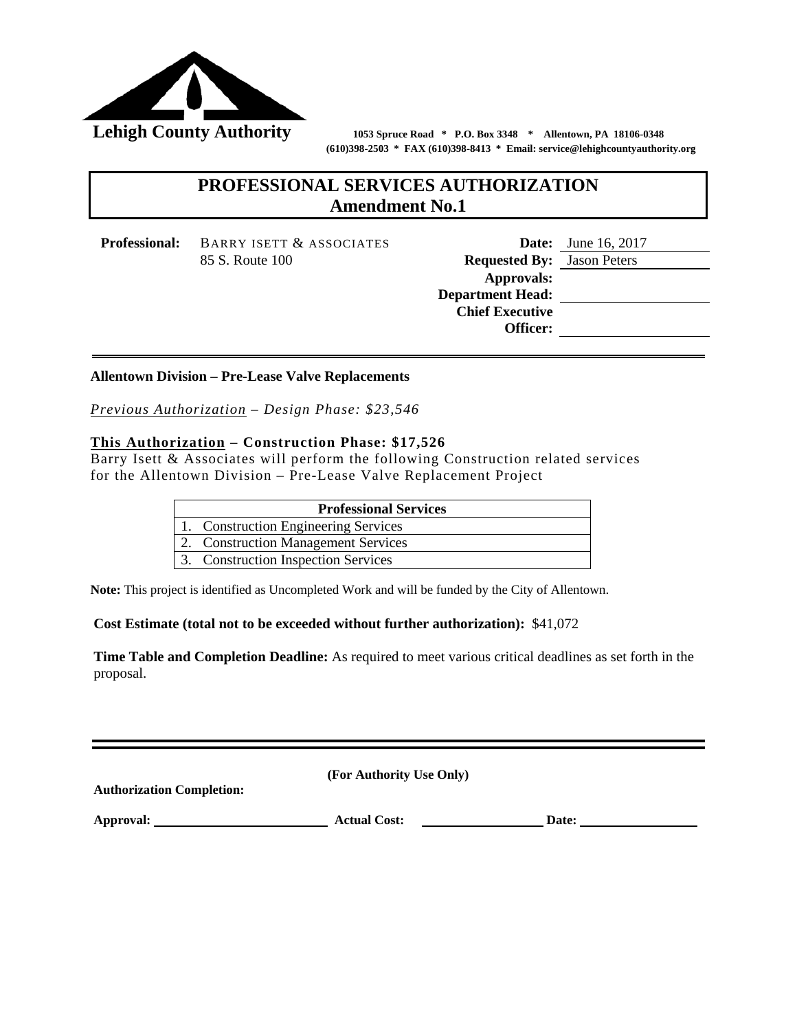**Lehigh County Authority**

1053 Spruce Road * P.O. Box 3348 * Allentown, PA 18106-0348
(610)398-2503 * FAX (610)398-8413 * Email: service@lehighcountyauthority.org

# PROFESSIONAL SERVICES AUTHORIZATION
## Amendment No.1

**Professional:** BARRY ISETT & ASSOCIATES
85 S. Route 100

**Date:** June 16, 2017
**Requested By:** Jason Peters
**Approvals:**
**Department Head:**
**Chief Executive Officer:**

---

**Allentown Division – Pre-Lease Valve Replacements**

*Previous Authorization – Design Phase: $23,546*

**This Authorization – Construction Phase: $17,526**
Barry Isett & Associates will perform the following Construction related services for the Allentown Division – Pre-Lease Valve Replacement Project

| Professional Services |
|---|
| 1. Construction Engineering Services |
| 2. Construction Management Services |
| 3. Construction Inspection Services |

**Note:** This project is identified as Uncompleted Work and will be funded by the City of Allentown.

**Cost Estimate (total not to be exceeded without further authorization):** $41,072

**Time Table and Completion Deadline:** As required to meet various critical deadlines as set forth in the proposal.

---

**(For Authority Use Only)**

**Authorization Completion:**

**Approval:** ____________ **Actual Cost:** ____________ **Date:** ____________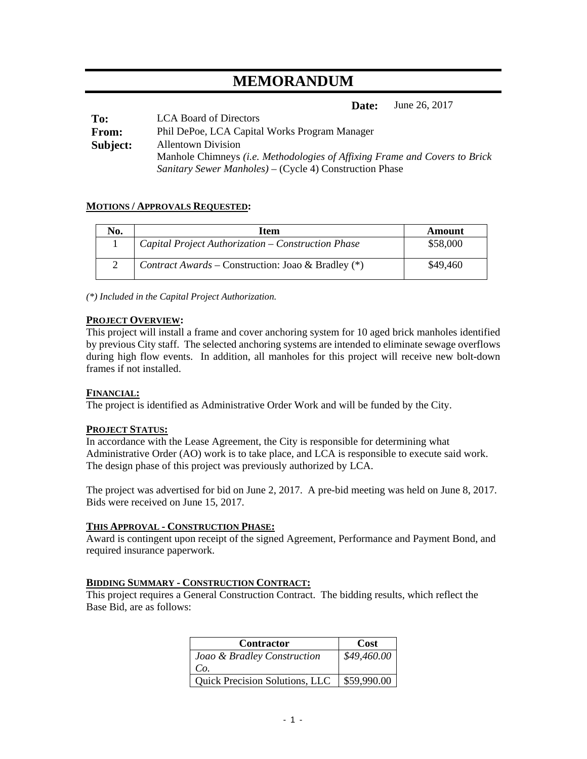# MEMORANDUM

**Date:** June 26, 2017

**To:** LCA Board of Directors
**From:** Phil DePoe, LCA Capital Works Program Manager
**Subject:** Allentown Division
Manhole Chimneys *(i.e. Methodologies of Affixing Frame and Covers to Brick Sanitary Sewer Manholes)* – (Cycle 4) Construction Phase

**MOTIONS / APPROVALS REQUESTED:**

| No. | Item | Amount |
|---|---|---|
| 1 | *Capital Project Authorization – Construction Phase* | $58,000 |
| 2 | *Contract Awards* – Construction: Joao & Bradley (*) | $49,460 |

*(*) Included in the Capital Project Authorization.*

**PROJECT OVERVIEW:**

This project will install a frame and cover anchoring system for 10 aged brick manholes identified by previous City staff. The selected anchoring systems are intended to eliminate sewage overflows during high flow events. In addition, all manholes for this project will receive new bolt-down frames if not installed.

**FINANCIAL:**

The project is identified as Administrative Order Work and will be funded by the City.

**PROJECT STATUS:**

In accordance with the Lease Agreement, the City is responsible for determining what Administrative Order (AO) work is to take place, and LCA is responsible to execute said work. The design phase of this project was previously authorized by LCA.

The project was advertised for bid on June 2, 2017. A pre-bid meeting was held on June 8, 2017. Bids were received on June 15, 2017.

**THIS APPROVAL - CONSTRUCTION PHASE:**

Award is contingent upon receipt of the signed Agreement, Performance and Payment Bond, and required insurance paperwork.

**BIDDING SUMMARY - CONSTRUCTION CONTRACT:**

This project requires a General Construction Contract. The bidding results, which reflect the Base Bid, are as follows:

| Contractor | Cost |
|---|---|
| *Joao & Bradley Construction Co.* | *$49,460.00* |
| Quick Precision Solutions, LLC | $59,990.00 |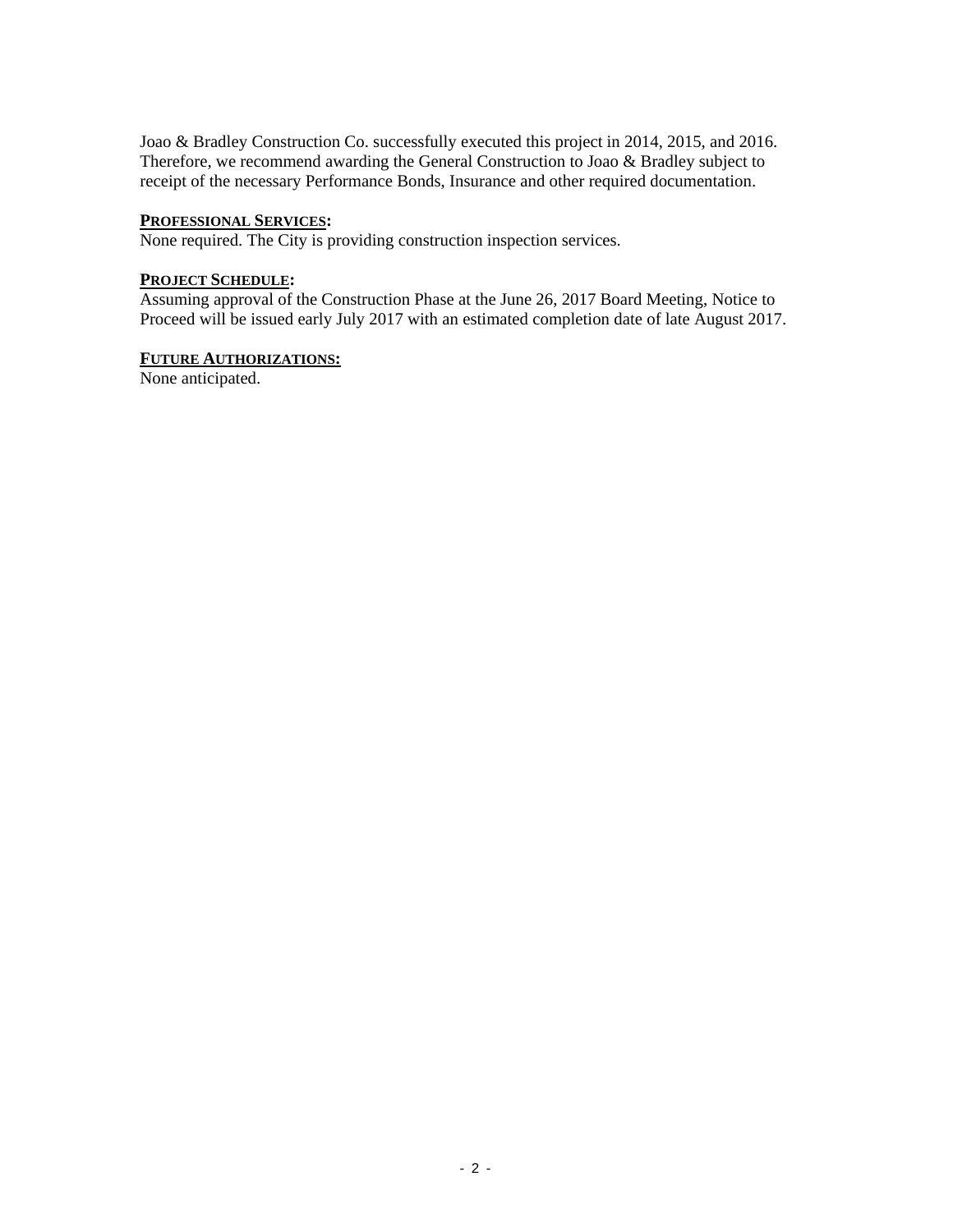Joao & Bradley Construction Co. successfully executed this project in 2014, 2015, and 2016. Therefore, we recommend awarding the General Construction to Joao & Bradley subject to receipt of the necessary Performance Bonds, Insurance and other required documentation.

**PROFESSIONAL SERVICES:**
None required. The City is providing construction inspection services.

**PROJECT SCHEDULE:**
Assuming approval of the Construction Phase at the June 26, 2017 Board Meeting, Notice to Proceed will be issued early July 2017 with an estimated completion date of late August 2017.

**FUTURE AUTHORIZATIONS:**
None anticipated.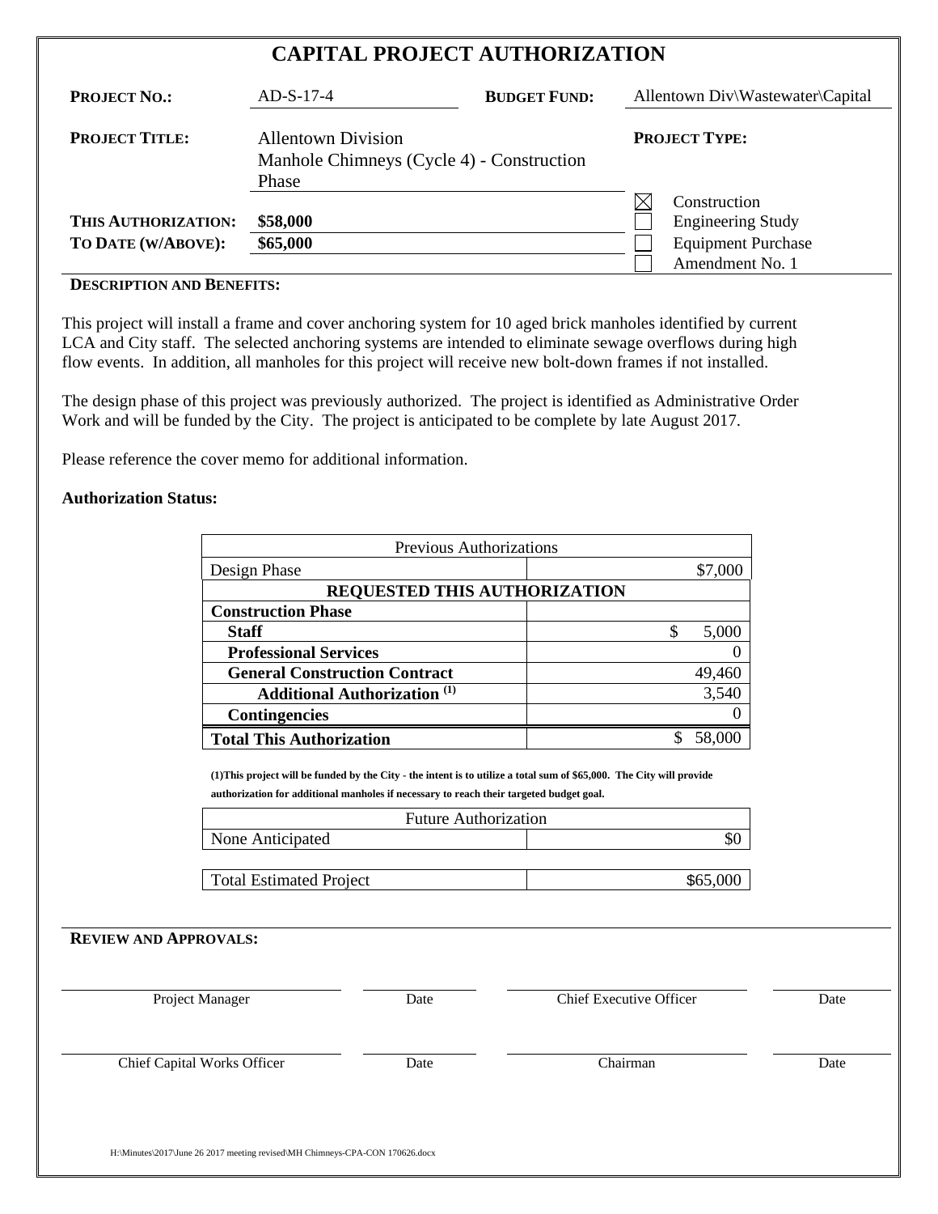# CAPITAL PROJECT AUTHORIZATION

| | | | |
|---|---|---|---|
| **PROJECT NO.:** | AD-S-17-4 | **BUDGET FUND:** | Allentown Div\Wastewater\Capital |
| **PROJECT TITLE:** | Allentown Division Manhole Chimneys (Cycle 4) - Construction Phase | **PROJECT TYPE:** | |
| **THIS AUTHORIZATION:** | **$58,000** | | ☒ Construction ☐ Engineering Study ☐ Equipment Purchase ☐ Amendment No. 1 |
| **TO DATE (W/ABOVE):** | **$65,000** | | |

**DESCRIPTION AND BENEFITS:**

This project will install a frame and cover anchoring system for 10 aged brick manholes identified by current LCA and City staff. The selected anchoring systems are intended to eliminate sewage overflows during high flow events. In addition, all manholes for this project will receive new bolt-down frames if not installed.

The design phase of this project was previously authorized. The project is identified as Administrative Order Work and will be funded by the City. The project is anticipated to be complete by late August 2017.

Please reference the cover memo for additional information.

**Authorization Status:**

| Previous Authorizations | |
|---|---|
| Design Phase | $7,000 |
| **REQUESTED THIS AUTHORIZATION** | |
| **Construction Phase** | |
| **Staff** | $ 5,000 |
| **Professional Services** | 0 |
| **General Construction Contract** | 49,460 |
| **Additional Authorization [1]** | 3,540 |
| **Contingencies** | 0 |
| **Total This Authorization** | $ 58,000 |

**(1)This project will be funded by the City - the intent is to utilize a total sum of $65,000. The City will provide authorization for additional manholes if necessary to reach their targeted budget goal.**

| Future Authorization | |
|---|---|
| None Anticipated | $0 |
| Total Estimated Project | $65,000 |

**REVIEW AND APPROVALS:**

| | | | |
|---|---|---|---|
| Project Manager | Date | Chief Executive Officer | Date |
| Chief Capital Works Officer | Date | Chairman | Date |

H:\Minutes\2017\June 26 2017 meeting revised\MH Chimneys-CPA-CON 170626.docx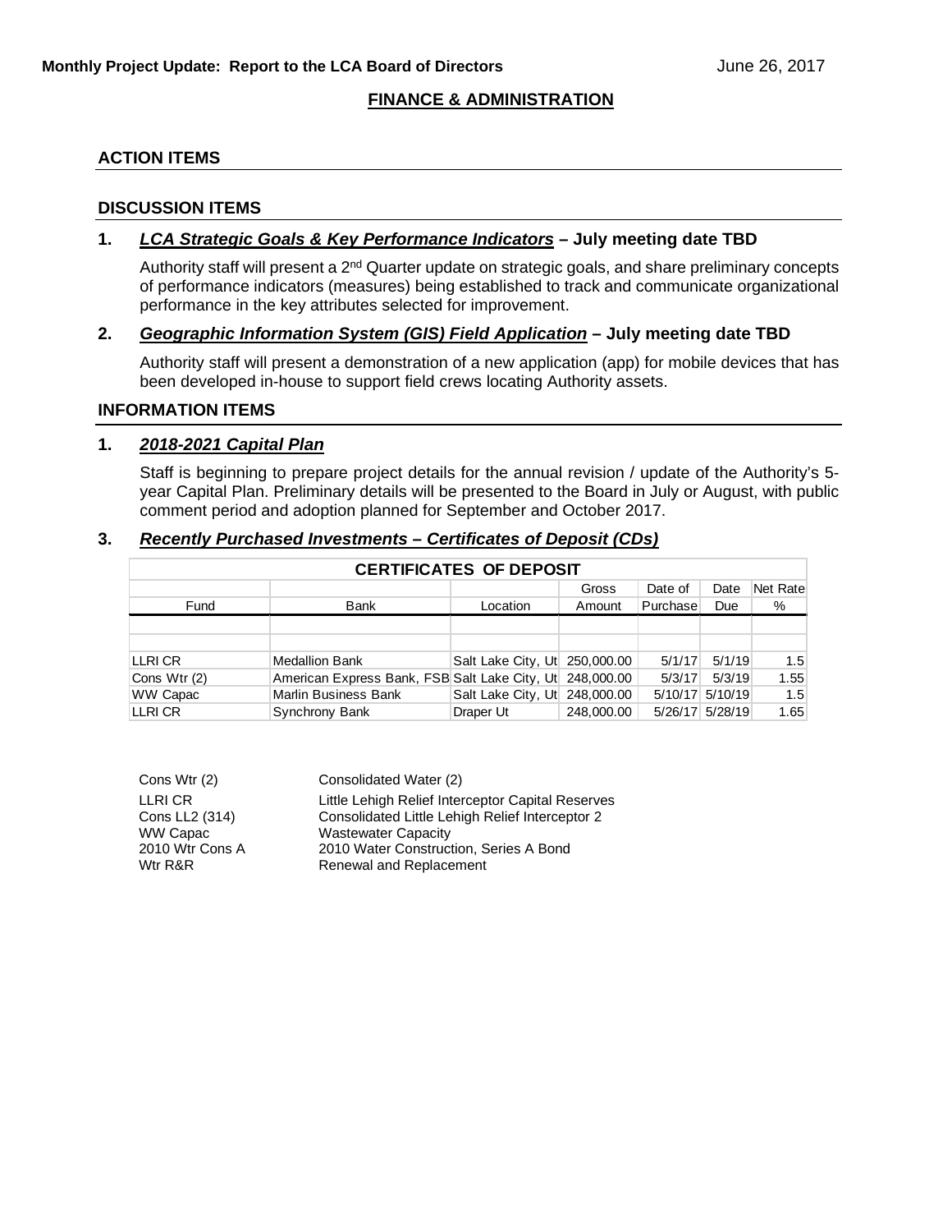**Monthly Project Update: Report to the LCA Board of Directors** June 26, 2017

## FINANCE & ADMINISTRATION

### ACTION ITEMS

### DISCUSSION ITEMS

**1. *LCA Strategic Goals & Key Performance Indicators* – July meeting date TBD**

Authority staff will present a 2nd Quarter update on strategic goals, and share preliminary concepts of performance indicators (measures) being established to track and communicate organizational performance in the key attributes selected for improvement.

**2. *Geographic Information System (GIS) Field Application* – July meeting date TBD**

Authority staff will present a demonstration of a new application (app) for mobile devices that has been developed in-house to support field crews locating Authority assets.

### INFORMATION ITEMS

**1. *2018-2021 Capital Plan***

Staff is beginning to prepare project details for the annual revision / update of the Authority's 5-year Capital Plan. Preliminary details will be presented to the Board in July or August, with public comment period and adoption planned for September and October 2017.

**3. *Recently Purchased Investments – Certificates of Deposit (CDs)***

| CERTIFICATES OF DEPOSIT | | | | | | |
|---|---|---|---|---|---|---|
| | | | Gross | Date of | Date | Net Rate |
| Fund | Bank | Location | Amount | Purchase | Due | % |
| | | | | | | |
| | | | | | | |
| LLRI CR | Medallion Bank | Salt Lake City, Ut | 250,000.00 | 5/1/17 | 5/1/19 | 1.5 |
| Cons Wtr (2) | American Express Bank, FSB | Salt Lake City, Ut | 248,000.00 | 5/3/17 | 5/3/19 | 1.55 |
| WW Capac | Marlin Business Bank | Salt Lake City, Ut | 248,000.00 | 5/10/17 | 5/10/19 | 1.5 |
| LLRI CR | Synchrony Bank | Draper Ut | 248,000.00 | 5/26/17 | 5/28/19 | 1.65 |

| | |
|---|---|
| Cons Wtr (2) | Consolidated Water (2) |
| LLRI CR | Little Lehigh Relief Interceptor Capital Reserves |
| Cons LL2 (314) | Consolidated Little Lehigh Relief Interceptor 2 |
| WW Capac | Wastewater Capacity |
| 2010 Wtr Cons A | 2010 Water Construction, Series A Bond |
| Wtr R&R | Renewal and Replacement |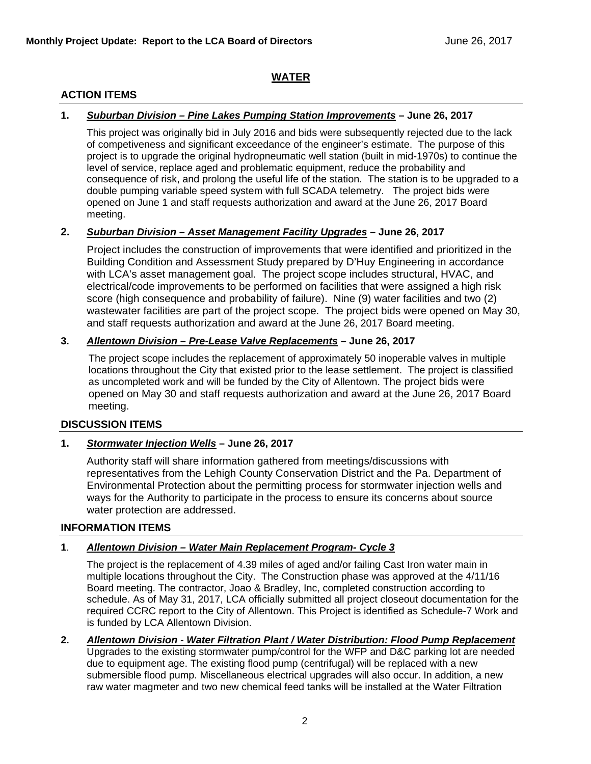**Monthly Project Update: Report to the LCA Board of Directors** June 26, 2017

## WATER

### ACTION ITEMS

**1. _Suburban Division – Pine Lakes Pumping Station Improvements_ – June 26, 2017**

This project was originally bid in July 2016 and bids were subsequently rejected due to the lack of competiveness and significant exceedance of the engineer's estimate. The purpose of this project is to upgrade the original hydropneumatic well station (built in mid-1970s) to continue the level of service, replace aged and problematic equipment, reduce the probability and consequence of risk, and prolong the useful life of the station. The station is to be upgraded to a double pumping variable speed system with full SCADA telemetry. The project bids were opened on June 1 and staff requests authorization and award at the June 26, 2017 Board meeting.

**2. _Suburban Division – Asset Management Facility Upgrades_ – June 26, 2017**

Project includes the construction of improvements that were identified and prioritized in the Building Condition and Assessment Study prepared by D'Huy Engineering in accordance with LCA's asset management goal. The project scope includes structural, HVAC, and electrical/code improvements to be performed on facilities that were assigned a high risk score (high consequence and probability of failure). Nine (9) water facilities and two (2) wastewater facilities are part of the project scope. The project bids were opened on May 30, and staff requests authorization and award at the June 26, 2017 Board meeting.

**3. _Allentown Division – Pre-Lease Valve Replacements_ – June 26, 2017**

The project scope includes the replacement of approximately 50 inoperable valves in multiple locations throughout the City that existed prior to the lease settlement. The project is classified as uncompleted work and will be funded by the City of Allentown. The project bids were opened on May 30 and staff requests authorization and award at the June 26, 2017 Board meeting.

### DISCUSSION ITEMS

**1. _Stormwater Injection Wells_ – June 26, 2017**

Authority staff will share information gathered from meetings/discussions with representatives from the Lehigh County Conservation District and the Pa. Department of Environmental Protection about the permitting process for stormwater injection wells and ways for the Authority to participate in the process to ensure its concerns about source water protection are addressed.

### INFORMATION ITEMS

**1. _Allentown Division – Water Main Replacement Program- Cycle 3_**

The project is the replacement of 4.39 miles of aged and/or failing Cast Iron water main in multiple locations throughout the City. The Construction phase was approved at the 4/11/16 Board meeting. The contractor, Joao & Bradley, Inc, completed construction according to schedule. As of May 31, 2017, LCA officially submitted all project closeout documentation for the required CCRC report to the City of Allentown. This Project is identified as Schedule-7 Work and is funded by LCA Allentown Division.

**2. _Allentown Division - Water Filtration Plant / Water Distribution: Flood Pump Replacement_**

Upgrades to the existing stormwater pump/control for the WFP and D&C parking lot are needed due to equipment age. The existing flood pump (centrifugal) will be replaced with a new submersible flood pump. Miscellaneous electrical upgrades will also occur. In addition, a new raw water magmeter and two new chemical feed tanks will be installed at the Water Filtration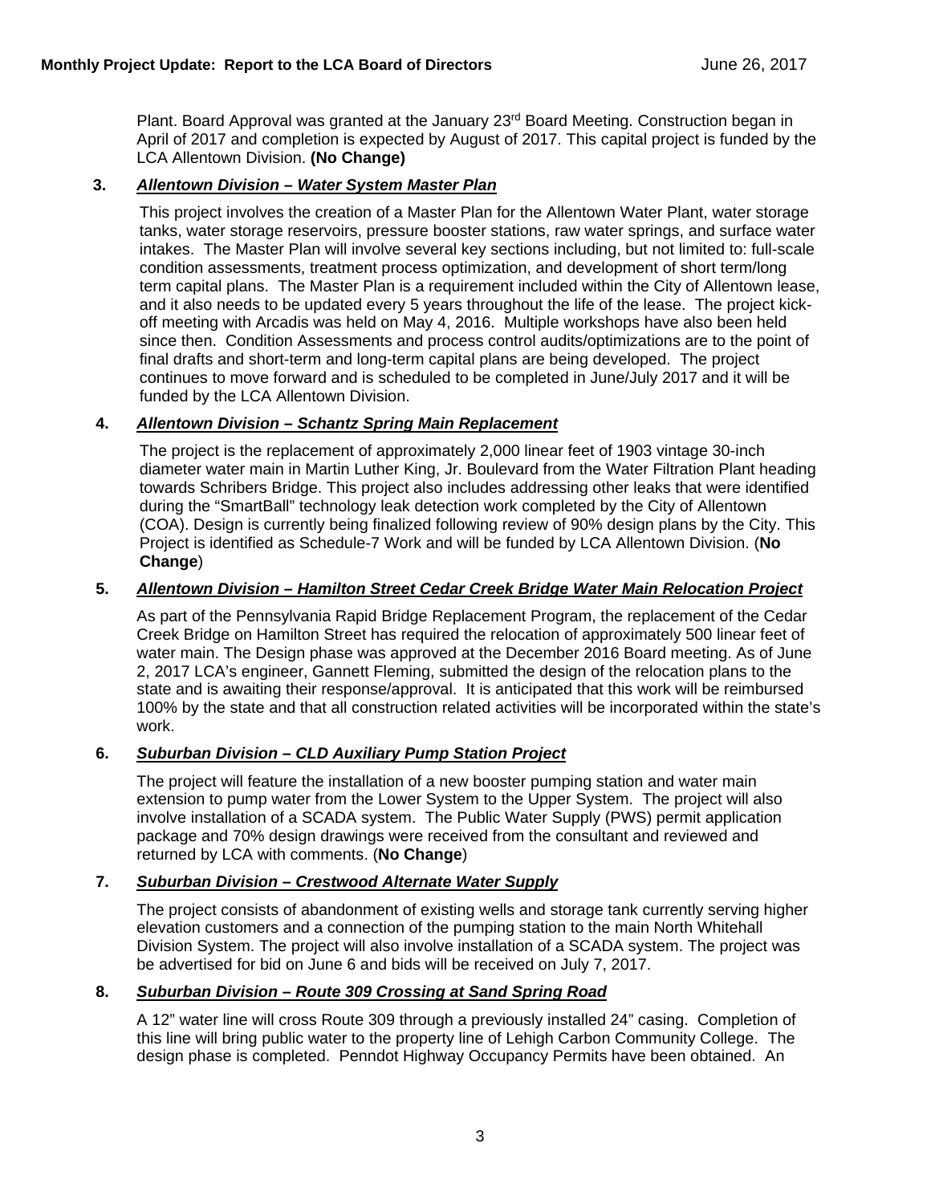Plant. Board Approval was granted at the January 23rd Board Meeting. Construction began in April of 2017 and completion is expected by August of 2017. This capital project is funded by the LCA Allentown Division. **(No Change)**

**3.** ***Allentown Division – Water System Master Plan***

This project involves the creation of a Master Plan for the Allentown Water Plant, water storage tanks, water storage reservoirs, pressure booster stations, raw water springs, and surface water intakes. The Master Plan will involve several key sections including, but not limited to: full-scale condition assessments, treatment process optimization, and development of short term/long term capital plans. The Master Plan is a requirement included within the City of Allentown lease, and it also needs to be updated every 5 years throughout the life of the lease. The project kick-off meeting with Arcadis was held on May 4, 2016. Multiple workshops have also been held since then. Condition Assessments and process control audits/optimizations are to the point of final drafts and short-term and long-term capital plans are being developed. The project continues to move forward and is scheduled to be completed in June/July 2017 and it will be funded by the LCA Allentown Division.

**4.** ***Allentown Division – Schantz Spring Main Replacement***

The project is the replacement of approximately 2,000 linear feet of 1903 vintage 30-inch diameter water main in Martin Luther King, Jr. Boulevard from the Water Filtration Plant heading towards Schribers Bridge. This project also includes addressing other leaks that were identified during the "SmartBall" technology leak detection work completed by the City of Allentown (COA). Design is currently being finalized following review of 90% design plans by the City. This Project is identified as Schedule-7 Work and will be funded by LCA Allentown Division. (**No Change**)

**5.** ***Allentown Division – Hamilton Street Cedar Creek Bridge Water Main Relocation Project***

As part of the Pennsylvania Rapid Bridge Replacement Program, the replacement of the Cedar Creek Bridge on Hamilton Street has required the relocation of approximately 500 linear feet of water main. The Design phase was approved at the December 2016 Board meeting. As of June 2, 2017 LCA's engineer, Gannett Fleming, submitted the design of the relocation plans to the state and is awaiting their response/approval. It is anticipated that this work will be reimbursed 100% by the state and that all construction related activities will be incorporated within the state's work.

**6.** ***Suburban Division – CLD Auxiliary Pump Station Project***

The project will feature the installation of a new booster pumping station and water main extension to pump water from the Lower System to the Upper System. The project will also involve installation of a SCADA system. The Public Water Supply (PWS) permit application package and 70% design drawings were received from the consultant and reviewed and returned by LCA with comments. (**No Change**)

**7.** ***Suburban Division – Crestwood Alternate Water Supply***

The project consists of abandonment of existing wells and storage tank currently serving higher elevation customers and a connection of the pumping station to the main North Whitehall Division System. The project will also involve installation of a SCADA system. The project was be advertised for bid on June 6 and bids will be received on July 7, 2017.

**8.** ***Suburban Division – Route 309 Crossing at Sand Spring Road***

A 12" water line will cross Route 309 through a previously installed 24" casing. Completion of this line will bring public water to the property line of Lehigh Carbon Community College. The design phase is completed. Penndot Highway Occupancy Permits have been obtained. An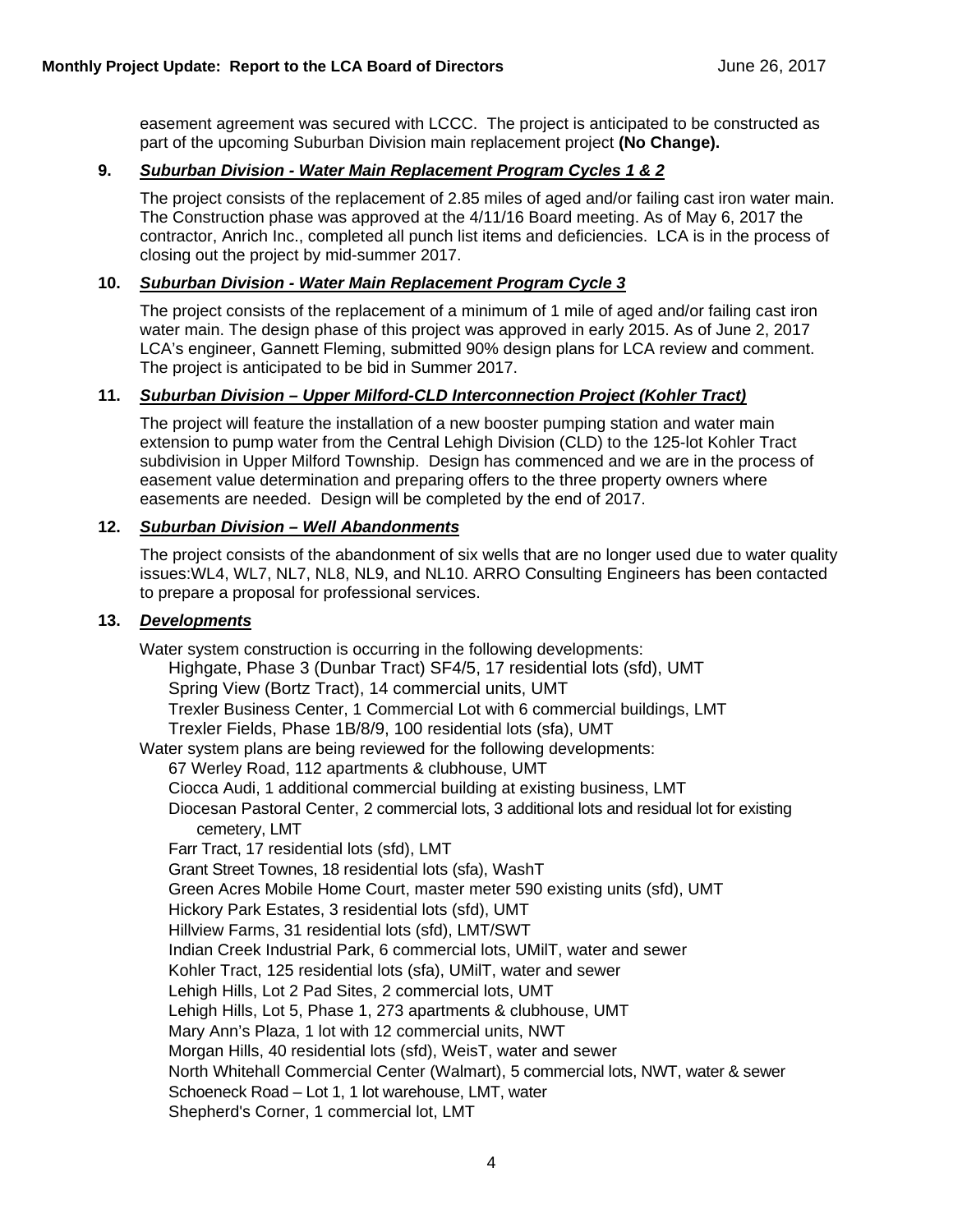easement agreement was secured with LCCC. The project is anticipated to be constructed as part of the upcoming Suburban Division main replacement project **(No Change).**

**9.** ***Suburban Division - Water Main Replacement Program Cycles 1 & 2***

The project consists of the replacement of 2.85 miles of aged and/or failing cast iron water main. The Construction phase was approved at the 4/11/16 Board meeting. As of May 6, 2017 the contractor, Anrich Inc., completed all punch list items and deficiencies. LCA is in the process of closing out the project by mid-summer 2017.

**10.** ***Suburban Division - Water Main Replacement Program Cycle 3***

The project consists of the replacement of a minimum of 1 mile of aged and/or failing cast iron water main. The design phase of this project was approved in early 2015. As of June 2, 2017 LCA's engineer, Gannett Fleming, submitted 90% design plans for LCA review and comment. The project is anticipated to be bid in Summer 2017.

**11.** ***Suburban Division – Upper Milford-CLD Interconnection Project (Kohler Tract)***

The project will feature the installation of a new booster pumping station and water main extension to pump water from the Central Lehigh Division (CLD) to the 125-lot Kohler Tract subdivision in Upper Milford Township. Design has commenced and we are in the process of easement value determination and preparing offers to the three property owners where easements are needed. Design will be completed by the end of 2017.

**12.** ***Suburban Division – Well Abandonments***

The project consists of the abandonment of six wells that are no longer used due to water quality issues:WL4, WL7, NL7, NL8, NL9, and NL10. ARRO Consulting Engineers has been contacted to prepare a proposal for professional services.

**13.** ***Developments***

Water system construction is occurring in the following developments:

- Highgate, Phase 3 (Dunbar Tract) SF4/5, 17 residential lots (sfd), UMT
- Spring View (Bortz Tract), 14 commercial units, UMT
- Trexler Business Center, 1 Commercial Lot with 6 commercial buildings, LMT
- Trexler Fields, Phase 1B/8/9, 100 residential lots (sfa), UMT

Water system plans are being reviewed for the following developments:

- 67 Werley Road, 112 apartments & clubhouse, UMT
- Ciocca Audi, 1 additional commercial building at existing business, LMT
- Diocesan Pastoral Center, 2 commercial lots, 3 additional lots and residual lot for existing cemetery, LMT
- Farr Tract, 17 residential lots (sfd), LMT
- Grant Street Townes, 18 residential lots (sfa), WashT
- Green Acres Mobile Home Court, master meter 590 existing units (sfd), UMT
- Hickory Park Estates, 3 residential lots (sfd), UMT
- Hillview Farms, 31 residential lots (sfd), LMT/SWT
- Indian Creek Industrial Park, 6 commercial lots, UMilT, water and sewer
- Kohler Tract, 125 residential lots (sfa), UMilT, water and sewer
- Lehigh Hills, Lot 2 Pad Sites, 2 commercial lots, UMT
- Lehigh Hills, Lot 5, Phase 1, 273 apartments & clubhouse, UMT
- Mary Ann's Plaza, 1 lot with 12 commercial units, NWT
- Morgan Hills, 40 residential lots (sfd), WeisT, water and sewer
- North Whitehall Commercial Center (Walmart), 5 commercial lots, NWT, water & sewer
- Schoeneck Road – Lot 1, 1 lot warehouse, LMT, water
- Shepherd's Corner, 1 commercial lot, LMT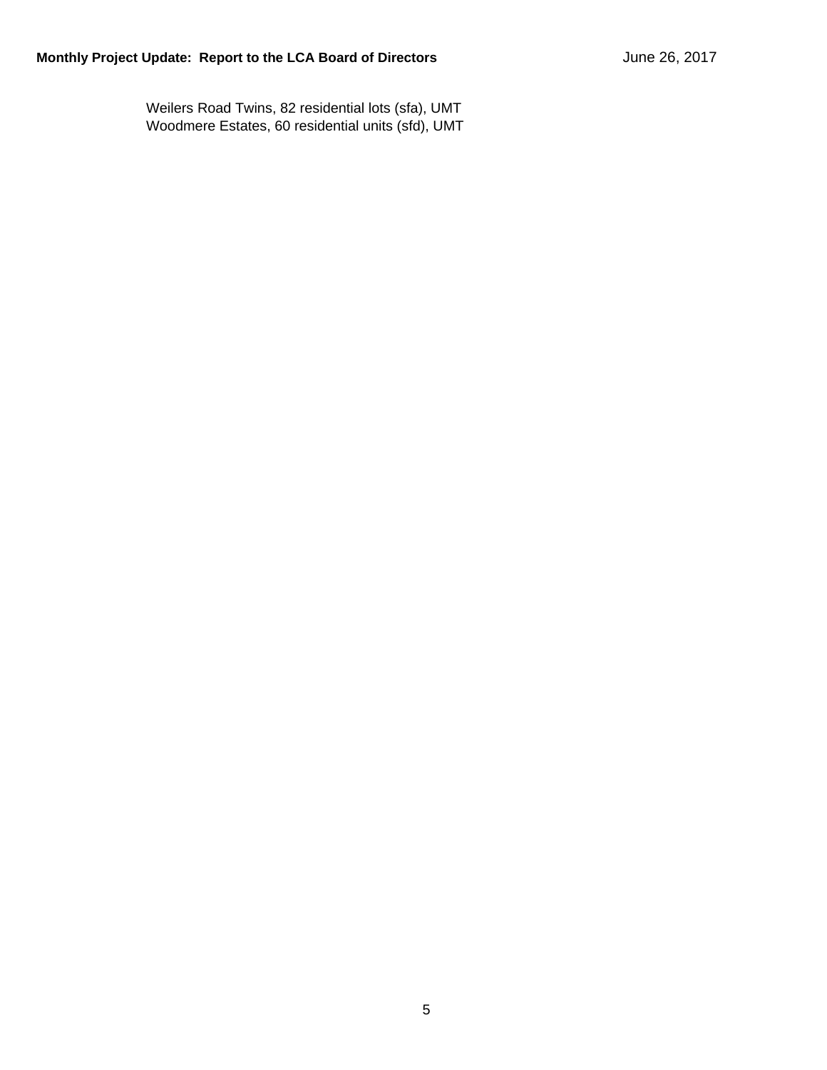Weilers Road Twins, 82 residential lots (sfa), UMT
Woodmere Estates, 60 residential units (sfd), UMT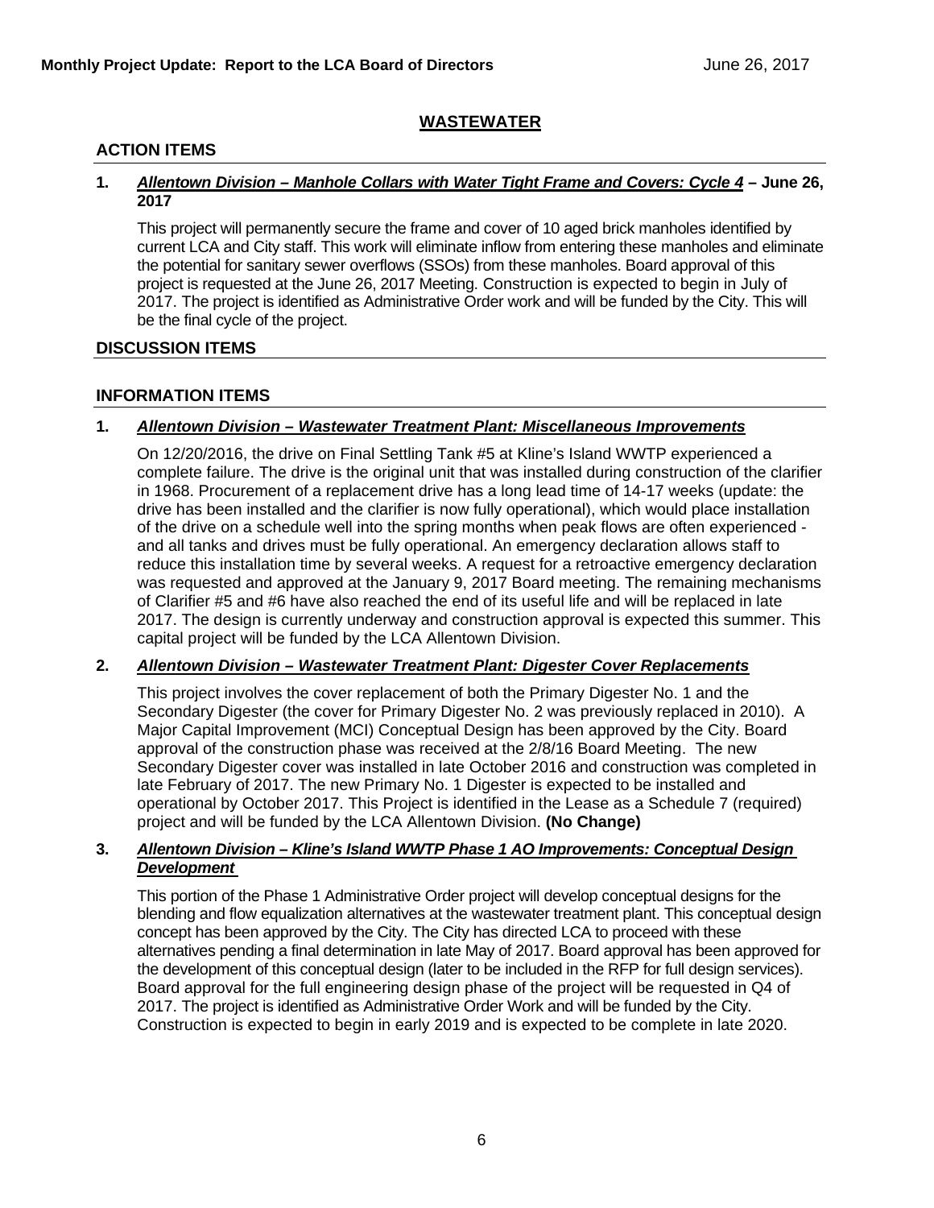## WASTEWATER

### ACTION ITEMS

**1. *Allentown Division – Manhole Collars with Water Tight Frame and Covers: Cycle 4* – June 26, 2017**

This project will permanently secure the frame and cover of 10 aged brick manholes identified by current LCA and City staff. This work will eliminate inflow from entering these manholes and eliminate the potential for sanitary sewer overflows (SSOs) from these manholes. Board approval of this project is requested at the June 26, 2017 Meeting. Construction is expected to begin in July of 2017. The project is identified as Administrative Order work and will be funded by the City. This will be the final cycle of the project.

### DISCUSSION ITEMS

### INFORMATION ITEMS

**1. *Allentown Division – Wastewater Treatment Plant: Miscellaneous Improvements***

On 12/20/2016, the drive on Final Settling Tank #5 at Kline's Island WWTP experienced a complete failure. The drive is the original unit that was installed during construction of the clarifier in 1968. Procurement of a replacement drive has a long lead time of 14-17 weeks (update: the drive has been installed and the clarifier is now fully operational), which would place installation of the drive on a schedule well into the spring months when peak flows are often experienced - and all tanks and drives must be fully operational. An emergency declaration allows staff to reduce this installation time by several weeks. A request for a retroactive emergency declaration was requested and approved at the January 9, 2017 Board meeting. The remaining mechanisms of Clarifier #5 and #6 have also reached the end of its useful life and will be replaced in late 2017. The design is currently underway and construction approval is expected this summer. This capital project will be funded by the LCA Allentown Division.

**2. *Allentown Division – Wastewater Treatment Plant: Digester Cover Replacements***

This project involves the cover replacement of both the Primary Digester No. 1 and the Secondary Digester (the cover for Primary Digester No. 2 was previously replaced in 2010). A Major Capital Improvement (MCI) Conceptual Design has been approved by the City. Board approval of the construction phase was received at the 2/8/16 Board Meeting. The new Secondary Digester cover was installed in late October 2016 and construction was completed in late February of 2017. The new Primary No. 1 Digester is expected to be installed and operational by October 2017. This Project is identified in the Lease as a Schedule 7 (required) project and will be funded by the LCA Allentown Division. **(No Change)**

**3. *Allentown Division – Kline's Island WWTP Phase 1 AO Improvements: Conceptual Design Development***

This portion of the Phase 1 Administrative Order project will develop conceptual designs for the blending and flow equalization alternatives at the wastewater treatment plant. This conceptual design concept has been approved by the City. The City has directed LCA to proceed with these alternatives pending a final determination in late May of 2017. Board approval has been approved for the development of this conceptual design (later to be included in the RFP for full design services). Board approval for the full engineering design phase of the project will be requested in Q4 of 2017. The project is identified as Administrative Order Work and will be funded by the City. Construction is expected to begin in early 2019 and is expected to be complete in late 2020.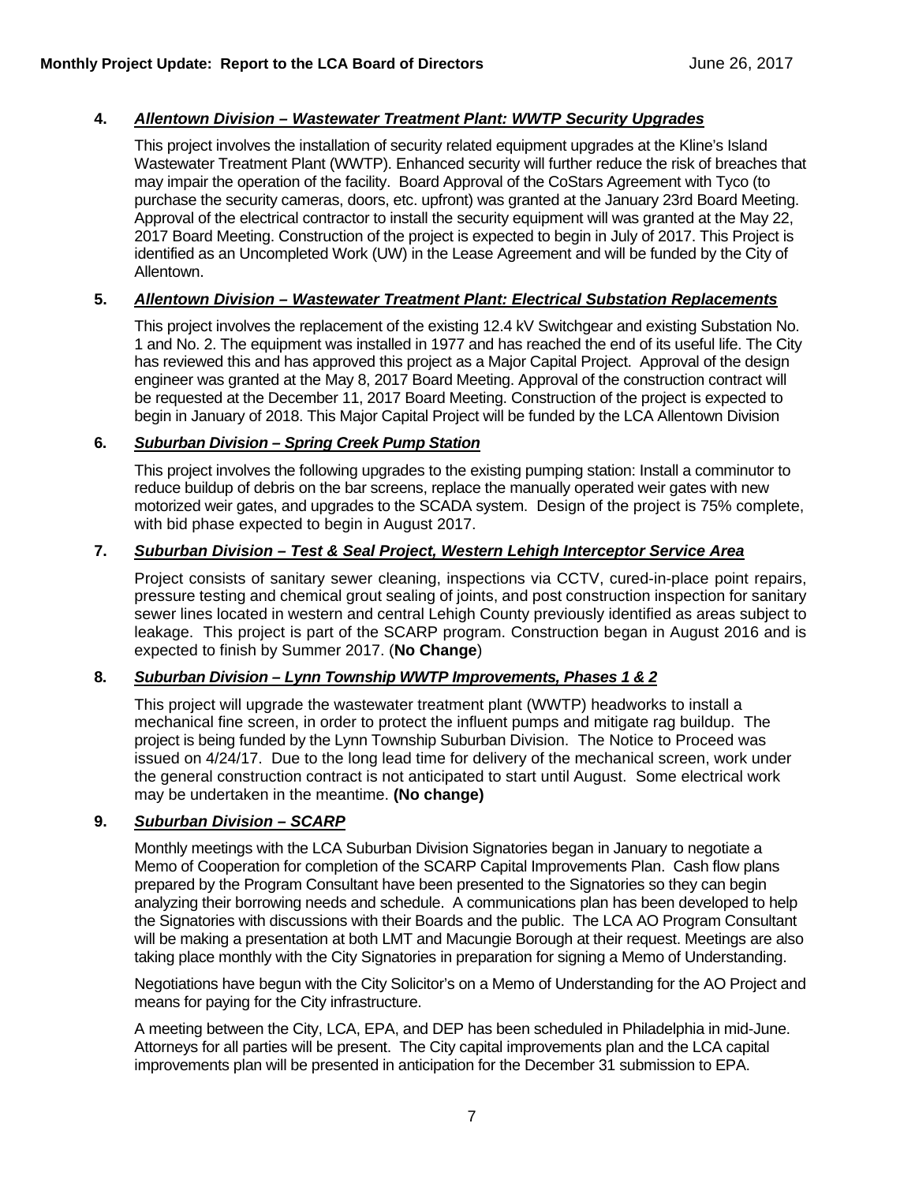4. ***Allentown Division – Wastewater Treatment Plant: WWTP Security Upgrades***

   This project involves the installation of security related equipment upgrades at the Kline's Island Wastewater Treatment Plant (WWTP). Enhanced security will further reduce the risk of breaches that may impair the operation of the facility. Board Approval of the CoStars Agreement with Tyco (to purchase the security cameras, doors, etc. upfront) was granted at the January 23rd Board Meeting. Approval of the electrical contractor to install the security equipment will was granted at the May 22, 2017 Board Meeting. Construction of the project is expected to begin in July of 2017. This Project is identified as an Uncompleted Work (UW) in the Lease Agreement and will be funded by the City of Allentown.

5. ***Allentown Division – Wastewater Treatment Plant: Electrical Substation Replacements***

   This project involves the replacement of the existing 12.4 kV Switchgear and existing Substation No. 1 and No. 2. The equipment was installed in 1977 and has reached the end of its useful life. The City has reviewed this and has approved this project as a Major Capital Project. Approval of the design engineer was granted at the May 8, 2017 Board Meeting. Approval of the construction contract will be requested at the December 11, 2017 Board Meeting. Construction of the project is expected to begin in January of 2018. This Major Capital Project will be funded by the LCA Allentown Division

6. ***Suburban Division – Spring Creek Pump Station***

   This project involves the following upgrades to the existing pumping station: Install a comminutor to reduce buildup of debris on the bar screens, replace the manually operated weir gates with new motorized weir gates, and upgrades to the SCADA system. Design of the project is 75% complete, with bid phase expected to begin in August 2017.

7. ***Suburban Division – Test & Seal Project, Western Lehigh Interceptor Service Area***

   Project consists of sanitary sewer cleaning, inspections via CCTV, cured-in-place point repairs, pressure testing and chemical grout sealing of joints, and post construction inspection for sanitary sewer lines located in western and central Lehigh County previously identified as areas subject to leakage. This project is part of the SCARP program. Construction began in August 2016 and is expected to finish by Summer 2017. (**No Change**)

8. ***Suburban Division – Lynn Township WWTP Improvements, Phases 1 & 2***

   This project will upgrade the wastewater treatment plant (WWTP) headworks to install a mechanical fine screen, in order to protect the influent pumps and mitigate rag buildup. The project is being funded by the Lynn Township Suburban Division. The Notice to Proceed was issued on 4/24/17. Due to the long lead time for delivery of the mechanical screen, work under the general construction contract is not anticipated to start until August. Some electrical work may be undertaken in the meantime. **(No change)**

9. ***Suburban Division – SCARP***

   Monthly meetings with the LCA Suburban Division Signatories began in January to negotiate a Memo of Cooperation for completion of the SCARP Capital Improvements Plan. Cash flow plans prepared by the Program Consultant have been presented to the Signatories so they can begin analyzing their borrowing needs and schedule. A communications plan has been developed to help the Signatories with discussions with their Boards and the public. The LCA AO Program Consultant will be making a presentation at both LMT and Macungie Borough at their request. Meetings are also taking place monthly with the City Signatories in preparation for signing a Memo of Understanding.

   Negotiations have begun with the City Solicitor's on a Memo of Understanding for the AO Project and means for paying for the City infrastructure.

   A meeting between the City, LCA, EPA, and DEP has been scheduled in Philadelphia in mid-June. Attorneys for all parties will be present. The City capital improvements plan and the LCA capital improvements plan will be presented in anticipation for the December 31 submission to EPA.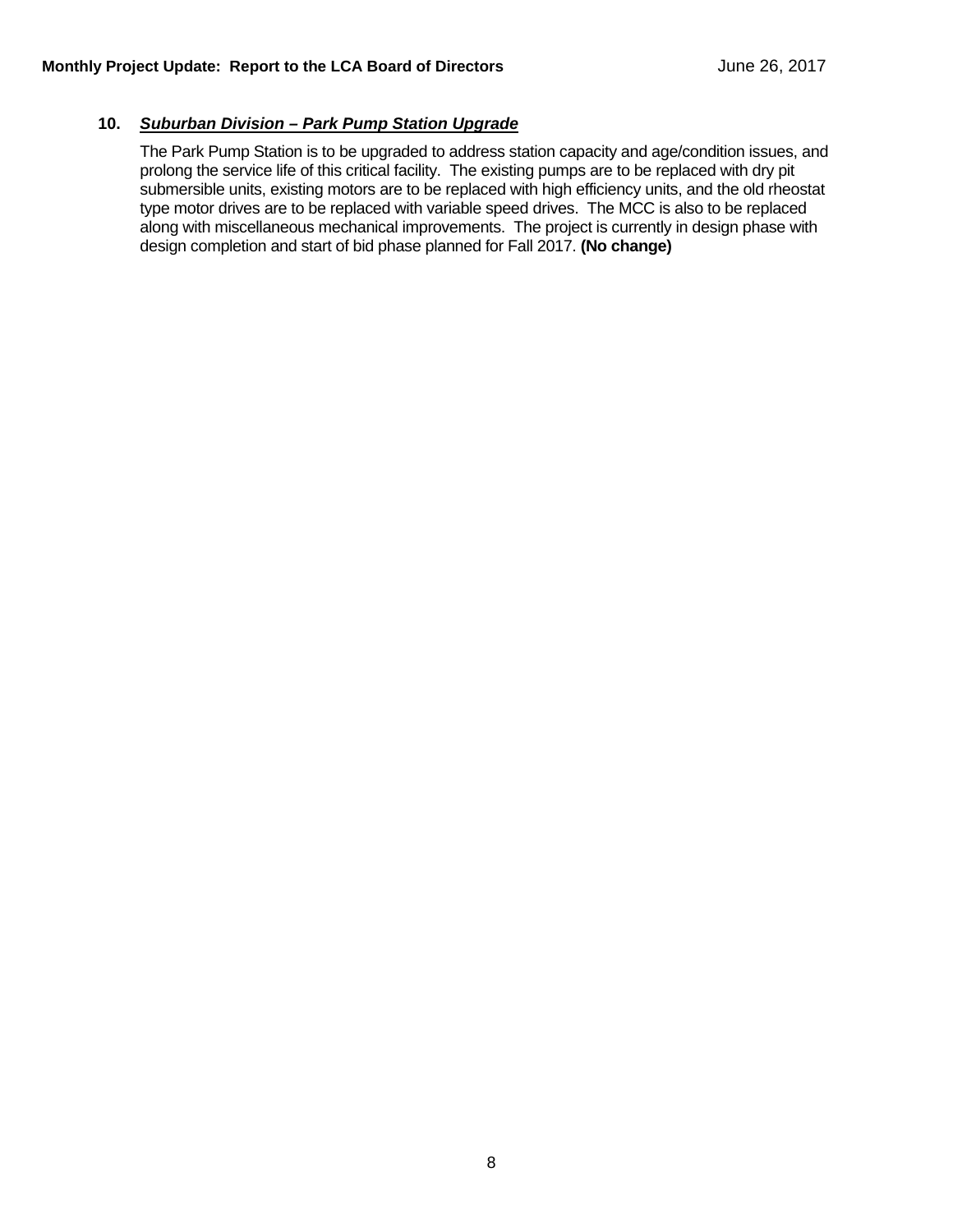**10. *Suburban Division – Park Pump Station Upgrade***

The Park Pump Station is to be upgraded to address station capacity and age/condition issues, and prolong the service life of this critical facility. The existing pumps are to be replaced with dry pit submersible units, existing motors are to be replaced with high efficiency units, and the old rheostat type motor drives are to be replaced with variable speed drives. The MCC is also to be replaced along with miscellaneous mechanical improvements. The project is currently in design phase with design completion and start of bid phase planned for Fall 2017. **(No change)**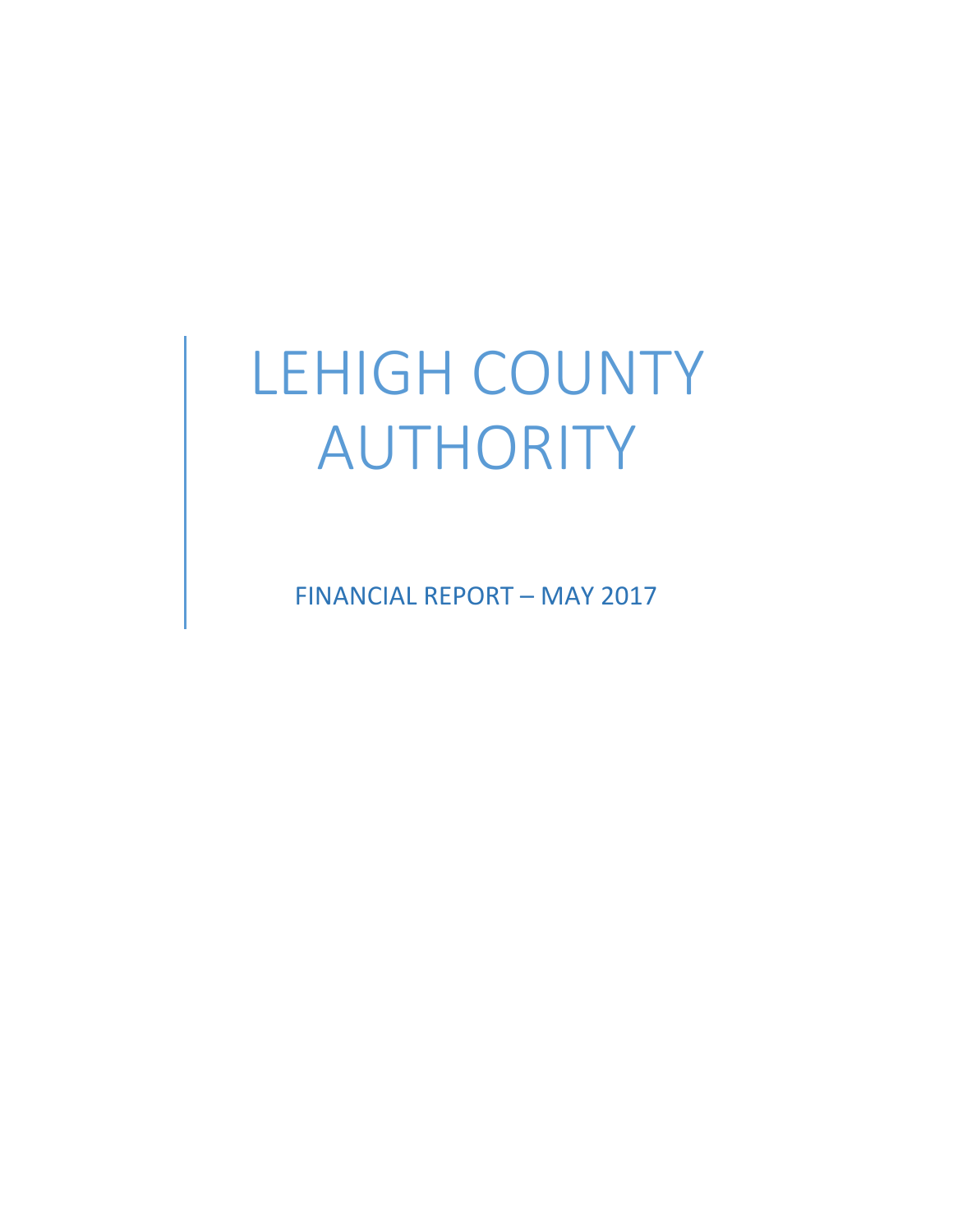# LEHIGH COUNTY AUTHORITY

FINANCIAL REPORT – MAY 2017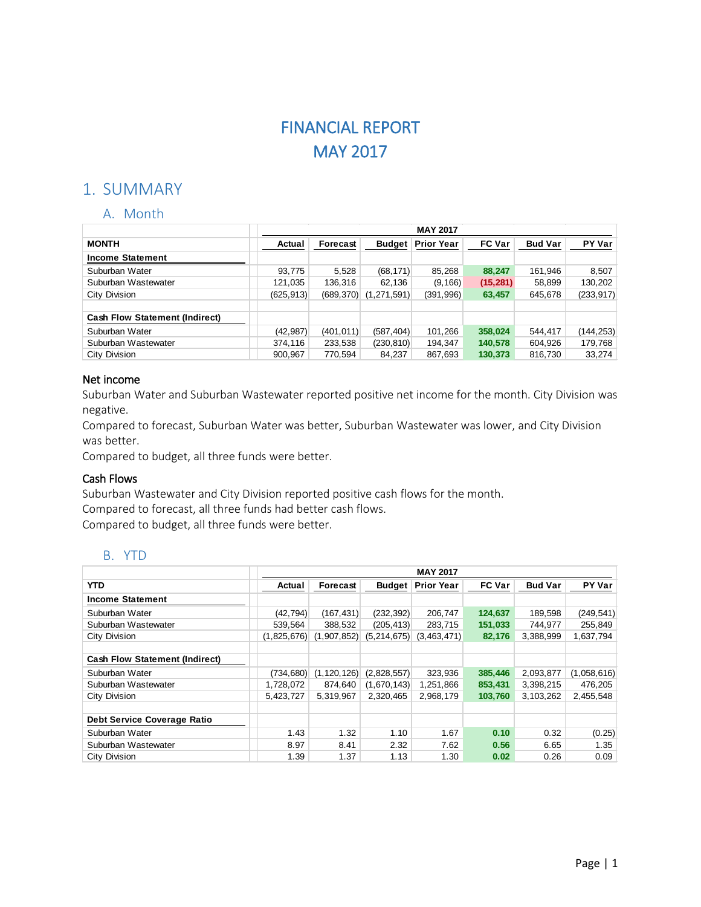# FINANCIAL REPORT
# MAY 2017

## 1. SUMMARY

### A. Month

| MONTH | Actual | Forecast | Budget | Prior Year | FC Var | Bud Var | PY Var |
|---|---|---|---|---|---|---|---|
| | MAY 2017 | | | | | | |
| **Income Statement** | | | | | | | |
| Suburban Water | 93,775 | 5,528 | (68,171) | 85,268 | **88,247** | 161,946 | 8,507 |
| Suburban Wastewater | 121,035 | 136,316 | 62,136 | (9,166) | **(15,281)** | 58,899 | 130,202 |
| City Division | (625,913) | (689,370) | (1,271,591) | (391,996) | **63,457** | 645,678 | (233,917) |
| | | | | | | | |
| **Cash Flow Statement (Indirect)** | | | | | | | |
| Suburban Water | (42,987) | (401,011) | (587,404) | 101,266 | **358,024** | 544,417 | (144,253) |
| Suburban Wastewater | 374,116 | 233,538 | (230,810) | 194,347 | **140,578** | 604,926 | 179,768 |
| City Division | 900,967 | 770,594 | 84,237 | 867,693 | **130,373** | 816,730 | 33,274 |

#### Net income

Suburban Water and Suburban Wastewater reported positive net income for the month. City Division was negative.
Compared to forecast, Suburban Water was better, Suburban Wastewater was lower, and City Division was better.
Compared to budget, all three funds were better.

#### Cash Flows

Suburban Wastewater and City Division reported positive cash flows for the month.
Compared to forecast, all three funds had better cash flows.
Compared to budget, all three funds were better.

### B. YTD

| YTD | Actual | Forecast | Budget | Prior Year | FC Var | Bud Var | PY Var |
|---|---|---|---|---|---|---|---|
| | MAY 2017 | | | | | | |
| **Income Statement** | | | | | | | |
| Suburban Water | (42,794) | (167,431) | (232,392) | 206,747 | **124,637** | 189,598 | (249,541) |
| Suburban Wastewater | 539,564 | 388,532 | (205,413) | 283,715 | **151,033** | 744,977 | 255,849 |
| City Division | (1,825,676) | (1,907,852) | (5,214,675) | (3,463,471) | **82,176** | 3,388,999 | 1,637,794 |
| | | | | | | | |
| **Cash Flow Statement (Indirect)** | | | | | | | |
| Suburban Water | (734,680) | (1,120,126) | (2,828,557) | 323,936 | **385,446** | 2,093,877 | (1,058,616) |
| Suburban Wastewater | 1,728,072 | 874,640 | (1,670,143) | 1,251,866 | **853,431** | 3,398,215 | 476,205 |
| City Division | 5,423,727 | 5,319,967 | 2,320,465 | 2,968,179 | **103,760** | 3,103,262 | 2,455,548 |
| | | | | | | | |
| **Debt Service Coverage Ratio** | | | | | | | |
| Suburban Water | 1.43 | 1.32 | 1.10 | 1.67 | **0.10** | 0.32 | (0.25) |
| Suburban Wastewater | 8.97 | 8.41 | 2.32 | 7.62 | **0.56** | 6.65 | 1.35 |
| City Division | 1.39 | 1.37 | 1.13 | 1.30 | **0.02** | 0.26 | 0.09 |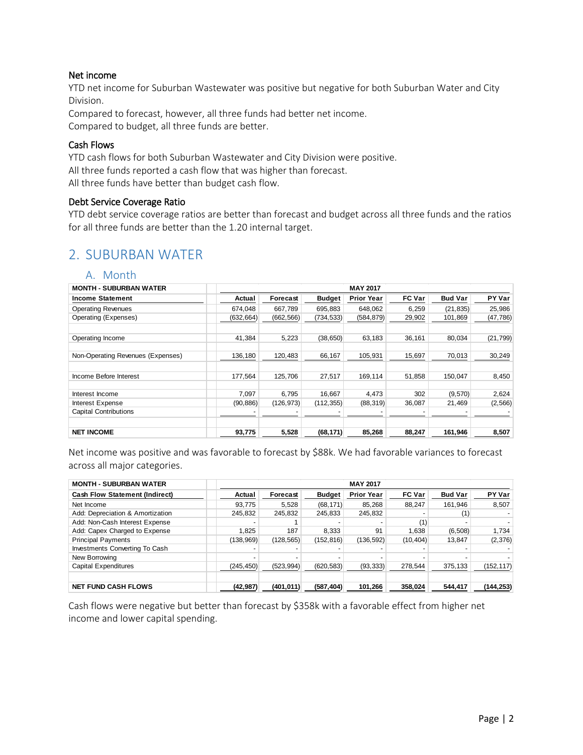### Net income

YTD net income for Suburban Wastewater was positive but negative for both Suburban Water and City Division.

Compared to forecast, however, all three funds had better net income.

Compared to budget, all three funds are better.

### Cash Flows

YTD cash flows for both Suburban Wastewater and City Division were positive.

All three funds reported a cash flow that was higher than forecast.

All three funds have better than budget cash flow.

### Debt Service Coverage Ratio

YTD debt service coverage ratios are better than forecast and budget across all three funds and the ratios for all three funds are better than the 1.20 internal target.

## 2. SUBURBAN WATER

### A. Month

| MONTH - SUBURBAN WATER | MAY 2017 | | | | | | |
|---|---|---|---|---|---|---|---|
| **Income Statement** | **Actual** | **Forecast** | **Budget** | **Prior Year** | **FC Var** | **Bud Var** | **PY Var** |
| Operating Revenues | 674,048 | 667,789 | 695,883 | 648,062 | 6,259 | (21,835) | 25,986 |
| Operating (Expenses) | (632,664) | (662,566) | (734,533) | (584,879) | 29,902 | 101,869 | (47,786) |
| Operating Income | 41,384 | 5,223 | (38,650) | 63,183 | 36,161 | 80,034 | (21,799) |
| Non-Operating Revenues (Expenses) | 136,180 | 120,483 | 66,167 | 105,931 | 15,697 | 70,013 | 30,249 |
| Income Before Interest | 177,564 | 125,706 | 27,517 | 169,114 | 51,858 | 150,047 | 8,450 |
| Interest Income | 7,097 | 6,795 | 16,667 | 4,473 | 302 | (9,570) | 2,624 |
| Interest Expense | (90,886) | (126,973) | (112,355) | (88,319) | 36,087 | 21,469 | (2,566) |
| Capital Contributions | - | - | - | - | - | - | - |
| **NET INCOME** | **93,775** | **5,528** | **(68,171)** | **85,268** | **88,247** | **161,946** | **8,507** |

Net income was positive and was favorable to forecast by $88k. We had favorable variances to forecast across all major categories.

| MONTH - SUBURBAN WATER | MAY 2017 | | | | | | |
|---|---|---|---|---|---|---|---|
| **Cash Flow Statement (Indirect)** | **Actual** | **Forecast** | **Budget** | **Prior Year** | **FC Var** | **Bud Var** | **PY Var** |
| Net Income | 93,775 | 5,528 | (68,171) | 85,268 | 88,247 | 161,946 | 8,507 |
| Add: Depreciation & Amortization | 245,832 | 245,832 | 245,833 | 245,832 | - | (1) | - |
| Add: Non-Cash Interest Expense | - | 1 | - | - | (1) | - | - |
| Add: Capex Charged to Expense | 1,825 | 187 | 8,333 | 91 | 1,638 | (6,508) | 1,734 |
| Principal Payments | (138,969) | (128,565) | (152,816) | (136,592) | (10,404) | 13,847 | (2,376) |
| Investments Converting To Cash | - | - | - | - | - | - | - |
| New Borrowing | - | - | - | - | - | - | - |
| Capital Expenditures | (245,450) | (523,994) | (620,583) | (93,333) | 278,544 | 375,133 | (152,117) |
| **NET FUND CASH FLOWS** | **(42,987)** | **(401,011)** | **(587,404)** | **101,266** | **358,024** | **544,417** | **(144,253)** |

Cash flows were negative but better than forecast by $358k with a favorable effect from higher net income and lower capital spending.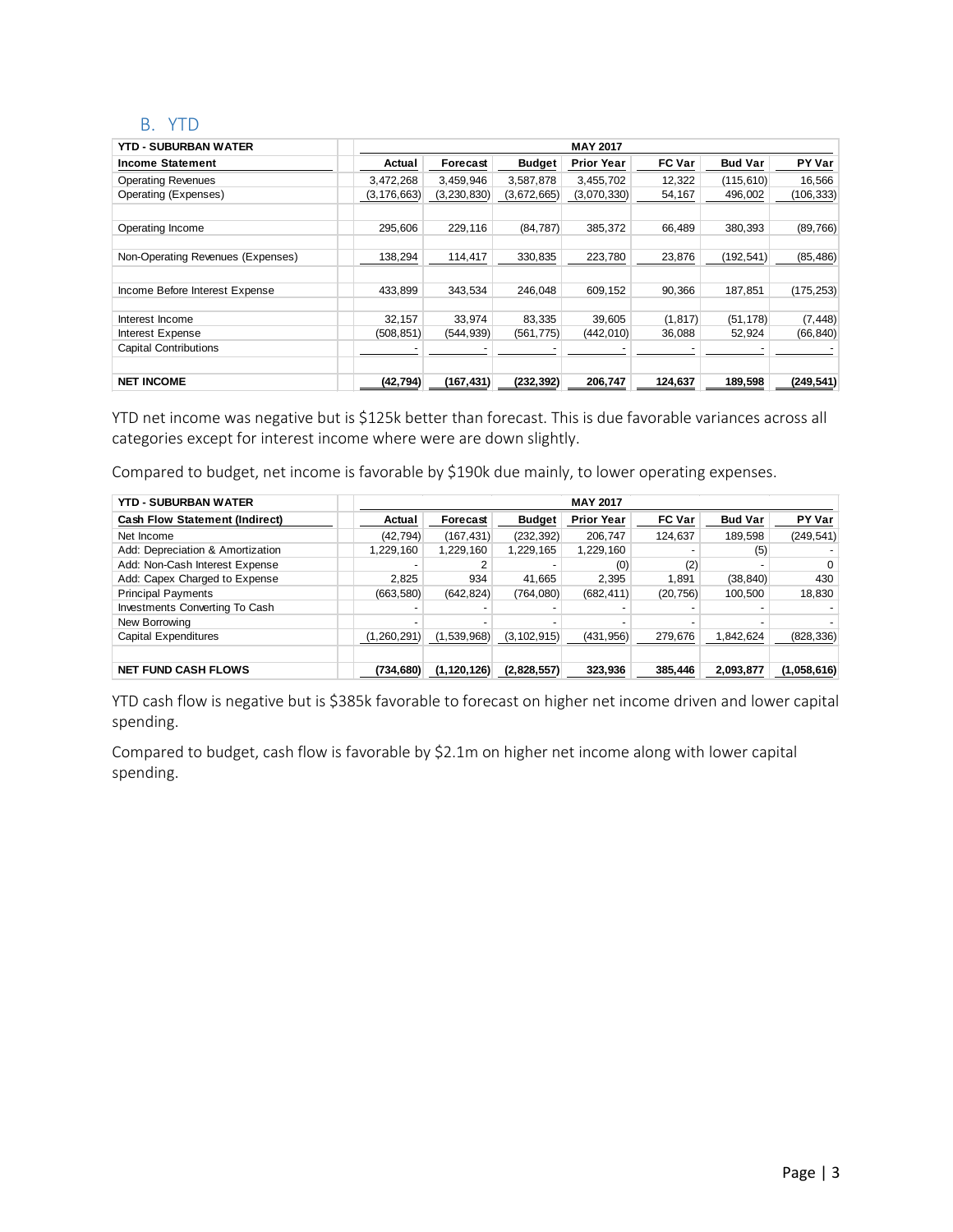## B. YTD

| YTD - SUBURBAN WATER | MAY 2017 | | | | | | |
|---|---|---|---|---|---|---|---|
| **Income Statement** | **Actual** | **Forecast** | **Budget** | **Prior Year** | **FC Var** | **Bud Var** | **PY Var** |
| Operating Revenues | 3,472,268 | 3,459,946 | 3,587,878 | 3,455,702 | 12,322 | (115,610) | 16,566 |
| Operating (Expenses) | (3,176,663) | (3,230,830) | (3,672,665) | (3,070,330) | 54,167 | 496,002 | (106,333) |
| | | | | | | | |
| Operating Income | 295,606 | 229,116 | (84,787) | 385,372 | 66,489 | 380,393 | (89,766) |
| | | | | | | | |
| Non-Operating Revenues (Expenses) | 138,294 | 114,417 | 330,835 | 223,780 | 23,876 | (192,541) | (85,486) |
| | | | | | | | |
| Income Before Interest Expense | 433,899 | 343,534 | 246,048 | 609,152 | 90,366 | 187,851 | (175,253) |
| | | | | | | | |
| Interest Income | 32,157 | 33,974 | 83,335 | 39,605 | (1,817) | (51,178) | (7,448) |
| Interest Expense | (508,851) | (544,939) | (561,775) | (442,010) | 36,088 | 52,924 | (66,840) |
| Capital Contributions | - | - | - | - | - | - | - |
| | | | | | | | |
| **NET INCOME** | **(42,794)** | **(167,431)** | **(232,392)** | **206,747** | **124,637** | **189,598** | **(249,541)** |

YTD net income was negative but is $125k better than forecast. This is due favorable variances across all categories except for interest income where were are down slightly.

Compared to budget, net income is favorable by $190k due mainly, to lower operating expenses.

| YTD - SUBURBAN WATER | MAY 2017 | | | | | | |
|---|---|---|---|---|---|---|---|
| **Cash Flow Statement (Indirect)** | **Actual** | **Forecast** | **Budget** | **Prior Year** | **FC Var** | **Bud Var** | **PY Var** |
| Net Income | (42,794) | (167,431) | (232,392) | 206,747 | 124,637 | 189,598 | (249,541) |
| Add: Depreciation & Amortization | 1,229,160 | 1,229,160 | 1,229,165 | 1,229,160 | - | (5) | - |
| Add: Non-Cash Interest Expense | - | 2 | - | (0) | (2) | - | 0 |
| Add: Capex Charged to Expense | 2,825 | 934 | 41,665 | 2,395 | 1,891 | (38,840) | 430 |
| Principal Payments | (663,580) | (642,824) | (764,080) | (682,411) | (20,756) | 100,500 | 18,830 |
| Investments Converting To Cash | - | - | - | - | - | - | - |
| New Borrowing | - | - | - | - | - | - | - |
| Capital Expenditures | (1,260,291) | (1,539,968) | (3,102,915) | (431,956) | 279,676 | 1,842,624 | (828,336) |
| | | | | | | | |
| **NET FUND CASH FLOWS** | **(734,680)** | **(1,120,126)** | **(2,828,557)** | **323,936** | **385,446** | **2,093,877** | **(1,058,616)** |

YTD cash flow is negative but is $385k favorable to forecast on higher net income driven and lower capital spending.

Compared to budget, cash flow is favorable by $2.1m on higher net income along with lower capital spending.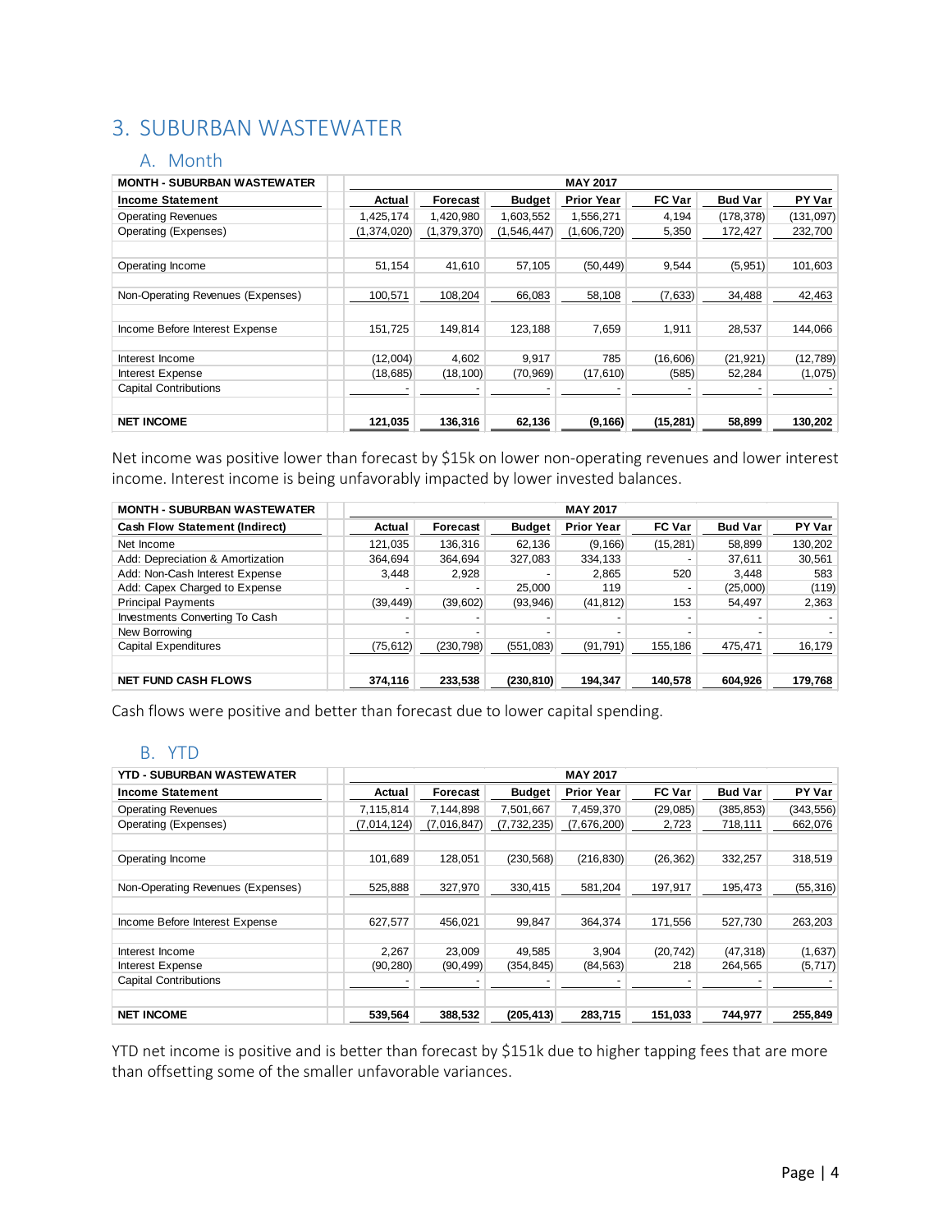## 3. SUBURBAN WASTEWATER

### A. Month

| MONTH - SUBURBAN WASTEWATER | MAY 2017 | | | | | | |
|---|---|---|---|---|---|---|---|
| **Income Statement** | **Actual** | **Forecast** | **Budget** | **Prior Year** | **FC Var** | **Bud Var** | **PY Var** |
| Operating Revenues | 1,425,174 | 1,420,980 | 1,603,552 | 1,556,271 | 4,194 | (178,378) | (131,097) |
| Operating (Expenses) | (1,374,020) | (1,379,370) | (1,546,447) | (1,606,720) | 5,350 | 172,427 | 232,700 |
| | | | | | | | |
| Operating Income | 51,154 | 41,610 | 57,105 | (50,449) | 9,544 | (5,951) | 101,603 |
| | | | | | | | |
| Non-Operating Revenues (Expenses) | 100,571 | 108,204 | 66,083 | 58,108 | (7,633) | 34,488 | 42,463 |
| | | | | | | | |
| Income Before Interest Expense | 151,725 | 149,814 | 123,188 | 7,659 | 1,911 | 28,537 | 144,066 |
| | | | | | | | |
| Interest Income | (12,004) | 4,602 | 9,917 | 785 | (16,606) | (21,921) | (12,789) |
| Interest Expense | (18,685) | (18,100) | (70,969) | (17,610) | (585) | 52,284 | (1,075) |
| Capital Contributions | - | - | - | - | - | - | - |
| | | | | | | | |
| **NET INCOME** | **121,035** | **136,316** | **62,136** | **(9,166)** | **(15,281)** | **58,899** | **130,202** |

Net income was positive lower than forecast by $15k on lower non-operating revenues and lower interest income. Interest income is being unfavorably impacted by lower invested balances.

| MONTH - SUBURBAN WASTEWATER | MAY 2017 | | | | | | |
|---|---|---|---|---|---|---|---|
| **Cash Flow Statement (Indirect)** | **Actual** | **Forecast** | **Budget** | **Prior Year** | **FC Var** | **Bud Var** | **PY Var** |
| Net Income | 121,035 | 136,316 | 62,136 | (9,166) | (15,281) | 58,899 | 130,202 |
| Add: Depreciation & Amortization | 364,694 | 364,694 | 327,083 | 334,133 | - | 37,611 | 30,561 |
| Add: Non-Cash Interest Expense | 3,448 | 2,928 | - | 2,865 | 520 | 3,448 | 583 |
| Add: Capex Charged to Expense | - | - | 25,000 | 119 | - | (25,000) | (119) |
| Principal Payments | (39,449) | (39,602) | (93,946) | (41,812) | 153 | 54,497 | 2,363 |
| Investments Converting To Cash | - | - | - | - | - | - | - |
| New Borrowing | - | - | - | - | - | - | - |
| Capital Expenditures | (75,612) | (230,798) | (551,083) | (91,791) | 155,186 | 475,471 | 16,179 |
| | | | | | | | |
| **NET FUND CASH FLOWS** | **374,116** | **233,538** | **(230,810)** | **194,347** | **140,578** | **604,926** | **179,768** |

Cash flows were positive and better than forecast due to lower capital spending.

### B. YTD

| YTD - SUBURBAN WASTEWATER | MAY 2017 | | | | | | |
|---|---|---|---|---|---|---|---|
| **Income Statement** | **Actual** | **Forecast** | **Budget** | **Prior Year** | **FC Var** | **Bud Var** | **PY Var** |
| Operating Revenues | 7,115,814 | 7,144,898 | 7,501,667 | 7,459,370 | (29,085) | (385,853) | (343,556) |
| Operating (Expenses) | (7,014,124) | (7,016,847) | (7,732,235) | (7,676,200) | 2,723 | 718,111 | 662,076 |
| | | | | | | | |
| Operating Income | 101,689 | 128,051 | (230,568) | (216,830) | (26,362) | 332,257 | 318,519 |
| | | | | | | | |
| Non-Operating Revenues (Expenses) | 525,888 | 327,970 | 330,415 | 581,204 | 197,917 | 195,473 | (55,316) |
| | | | | | | | |
| Income Before Interest Expense | 627,577 | 456,021 | 99,847 | 364,374 | 171,556 | 527,730 | 263,203 |
| | | | | | | | |
| Interest Income | 2,267 | 23,009 | 49,585 | 3,904 | (20,742) | (47,318) | (1,637) |
| Interest Expense | (90,280) | (90,499) | (354,845) | (84,563) | 218 | 264,565 | (5,717) |
| Capital Contributions | - | - | - | - | - | - | - |
| | | | | | | | |
| **NET INCOME** | **539,564** | **388,532** | **(205,413)** | **283,715** | **151,033** | **744,977** | **255,849** |

YTD net income is positive and is better than forecast by $151k due to higher tapping fees that are more than offsetting some of the smaller unfavorable variances.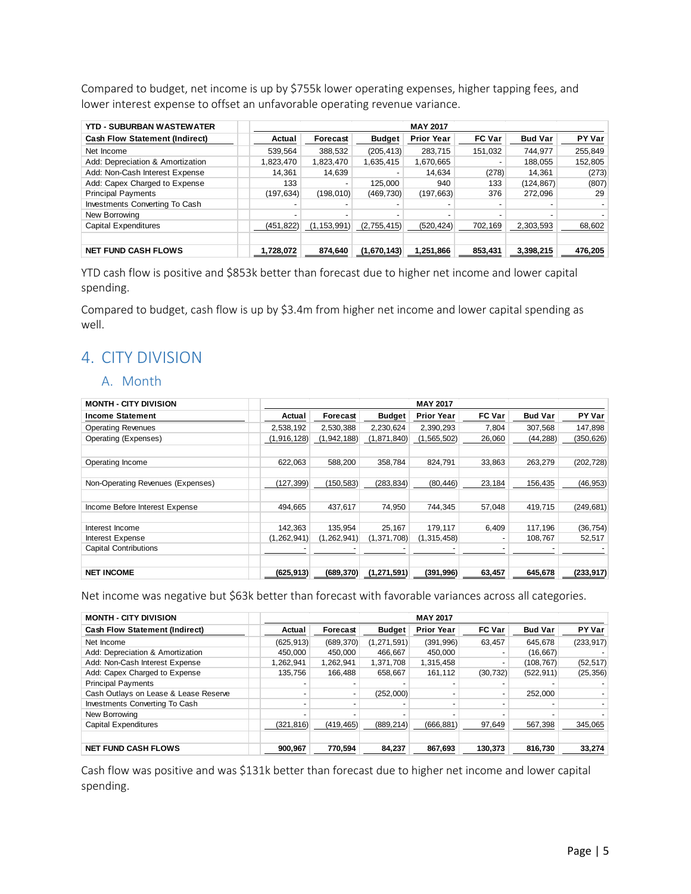Compared to budget, net income is up by $755k lower operating expenses, higher tapping fees, and lower interest expense to offset an unfavorable operating revenue variance.

| YTD - SUBURBAN WASTEWATER | MAY 2017 | | | | | | |
|---|---|---|---|---|---|---|---|
| **Cash Flow Statement (Indirect)** | **Actual** | **Forecast** | **Budget** | **Prior Year** | **FC Var** | **Bud Var** | **PY Var** |
| Net Income | 539,564 | 388,532 | (205,413) | 283,715 | 151,032 | 744,977 | 255,849 |
| Add: Depreciation & Amortization | 1,823,470 | 1,823,470 | 1,635,415 | 1,670,665 | - | 188,055 | 152,805 |
| Add: Non-Cash Interest Expense | 14,361 | 14,639 | - | 14,634 | (278) | 14,361 | (273) |
| Add: Capex Charged to Expense | 133 | - | 125,000 | 940 | 133 | (124,867) | (807) |
| Principal Payments | (197,634) | (198,010) | (469,730) | (197,663) | 376 | 272,096 | 29 |
| Investments Converting To Cash | - | - | - | - | - | - | - |
| New Borrowing | - | - | - | - | - | - | - |
| Capital Expenditures | (451,822) | (1,153,991) | (2,755,415) | (520,424) | 702,169 | 2,303,593 | 68,602 |
| **NET FUND CASH FLOWS** | **1,728,072** | **874,640** | **(1,670,143)** | **1,251,866** | **853,431** | **3,398,215** | **476,205** |

YTD cash flow is positive and $853k better than forecast due to higher net income and lower capital spending.

Compared to budget, cash flow is up by $3.4m from higher net income and lower capital spending as well.

# 4. CITY DIVISION

## A. Month

| MONTH - CITY DIVISION | MAY 2017 | | | | | | |
|---|---|---|---|---|---|---|---|
| **Income Statement** | **Actual** | **Forecast** | **Budget** | **Prior Year** | **FC Var** | **Bud Var** | **PY Var** |
| Operating Revenues | 2,538,192 | 2,530,388 | 2,230,624 | 2,390,293 | 7,804 | 307,568 | 147,898 |
| Operating (Expenses) | (1,916,128) | (1,942,188) | (1,871,840) | (1,565,502) | 26,060 | (44,288) | (350,626) |
| Operating Income | 622,063 | 588,200 | 358,784 | 824,791 | 33,863 | 263,279 | (202,728) |
| Non-Operating Revenues (Expenses) | (127,399) | (150,583) | (283,834) | (80,446) | 23,184 | 156,435 | (46,953) |
| Income Before Interest Expense | 494,665 | 437,617 | 74,950 | 744,345 | 57,048 | 419,715 | (249,681) |
| Interest Income | 142,363 | 135,954 | 25,167 | 179,117 | 6,409 | 117,196 | (36,754) |
| Interest Expense | (1,262,941) | (1,262,941) | (1,371,708) | (1,315,458) | - | 108,767 | 52,517 |
| Capital Contributions | - | - | - | - | - | - | - |
| **NET INCOME** | **(625,913)** | **(689,370)** | **(1,271,591)** | **(391,996)** | **63,457** | **645,678** | **(233,917)** |

Net income was negative but $63k better than forecast with favorable variances across all categories.

| MONTH - CITY DIVISION | MAY 2017 | | | | | | |
|---|---|---|---|---|---|---|---|
| **Cash Flow Statement (Indirect)** | **Actual** | **Forecast** | **Budget** | **Prior Year** | **FC Var** | **Bud Var** | **PY Var** |
| Net Income | (625,913) | (689,370) | (1,271,591) | (391,996) | 63,457 | 645,678 | (233,917) |
| Add: Depreciation & Amortization | 450,000 | 450,000 | 466,667 | 450,000 | - | (16,667) | - |
| Add: Non-Cash Interest Expense | 1,262,941 | 1,262,941 | 1,371,708 | 1,315,458 | - | (108,767) | (52,517) |
| Add: Capex Charged to Expense | 135,756 | 166,488 | 658,667 | 161,112 | (30,732) | (522,911) | (25,356) |
| Principal Payments | - | - | - | - | - | - | - |
| Cash Outlays on Lease & Lease Reserve | - | - | (252,000) | - | - | 252,000 | - |
| Investments Converting To Cash | - | - | - | - | - | - | - |
| New Borrowing | - | - | - | - | - | - | - |
| Capital Expenditures | (321,816) | (419,465) | (889,214) | (666,881) | 97,649 | 567,398 | 345,065 |
| **NET FUND CASH FLOWS** | **900,967** | **770,594** | **84,237** | **867,693** | **130,373** | **816,730** | **33,274** |

Cash flow was positive and was $131k better than forecast due to higher net income and lower capital spending.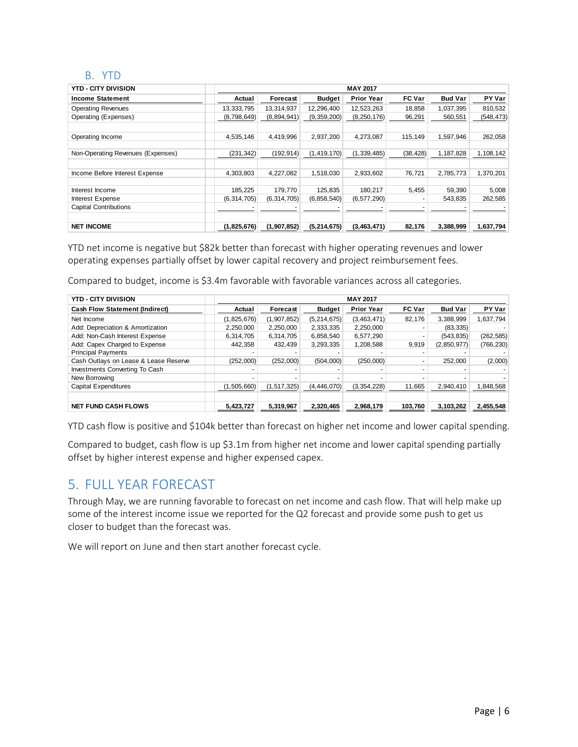## B. YTD

| YTD - CITY DIVISION | MAY 2017 | | | | | | |
|---|---|---|---|---|---|---|---|
| **Income Statement** | **Actual** | **Forecast** | **Budget** | **Prior Year** | **FC Var** | **Bud Var** | **PY Var** |
| Operating Revenues | 13,333,795 | 13,314,937 | 12,296,400 | 12,523,263 | 18,858 | 1,037,395 | 810,532 |
| Operating (Expenses) | (8,798,649) | (8,894,941) | (9,359,200) | (8,250,176) | 96,291 | 560,551 | (548,473) |
| Operating Income | 4,535,146 | 4,419,996 | 2,937,200 | 4,273,087 | 115,149 | 1,597,946 | 262,058 |
| Non-Operating Revenues (Expenses) | (231,342) | (192,914) | (1,419,170) | (1,339,485) | (38,428) | 1,187,828 | 1,108,142 |
| Income Before Interest Expense | 4,303,803 | 4,227,082 | 1,518,030 | 2,933,602 | 76,721 | 2,785,773 | 1,370,201 |
| Interest Income | 185,225 | 179,770 | 125,835 | 180,217 | 5,455 | 59,390 | 5,008 |
| Interest Expense | (6,314,705) | (6,314,705) | (6,858,540) | (6,577,290) | - | 543,835 | 262,585 |
| Capital Contributions | - | - | - | - | - | - | - |
| **NET INCOME** | **(1,825,676)** | **(1,907,852)** | **(5,214,675)** | **(3,463,471)** | **82,176** | **3,388,999** | **1,637,794** |

YTD net income is negative but $82k better than forecast with higher operating revenues and lower operating expenses partially offset by lower capital recovery and project reimbursement fees.

Compared to budget, income is $3.4m favorable with favorable variances across all categories.

| YTD - CITY DIVISION | MAY 2017 | | | | | | |
|---|---|---|---|---|---|---|---|
| **Cash Flow Statement (Indirect)** | **Actual** | **Forecast** | **Budget** | **Prior Year** | **FC Var** | **Bud Var** | **PY Var** |
| Net Income | (1,825,676) | (1,907,852) | (5,214,675) | (3,463,471) | 82,176 | 3,388,999 | 1,637,794 |
| Add: Depreciation & Amortization | 2,250,000 | 2,250,000 | 2,333,335 | 2,250,000 | - | (83,335) | - |
| Add: Non-Cash Interest Expense | 6,314,705 | 6,314,705 | 6,858,540 | 6,577,290 | - | (543,835) | (262,585) |
| Add: Capex Charged to Expense | 442,358 | 432,439 | 3,293,335 | 1,208,588 | 9,919 | (2,850,977) | (766,230) |
| Principal Payments | - | - | - | - | - | - | - |
| Cash Outlays on Lease & Lease Reserve | (252,000) | (252,000) | (504,000) | (250,000) | - | 252,000 | (2,000) |
| Investments Converting To Cash | - | - | - | - | - | - | - |
| New Borrowing | - | - | - | - | - | - | - |
| Capital Expenditures | (1,505,660) | (1,517,325) | (4,446,070) | (3,354,228) | 11,665 | 2,940,410 | 1,848,568 |
| **NET FUND CASH FLOWS** | **5,423,727** | **5,319,967** | **2,320,465** | **2,968,179** | **103,760** | **3,103,262** | **2,455,548** |

YTD cash flow is positive and $104k better than forecast on higher net income and lower capital spending.

Compared to budget, cash flow is up $3.1m from higher net income and lower capital spending partially offset by higher interest expense and higher expensed capex.

# 5. FULL YEAR FORECAST

Through May, we are running favorable to forecast on net income and cash flow. That will help make up some of the interest income issue we reported for the Q2 forecast and provide some push to get us closer to budget than the forecast was.

We will report on June and then start another forecast cycle.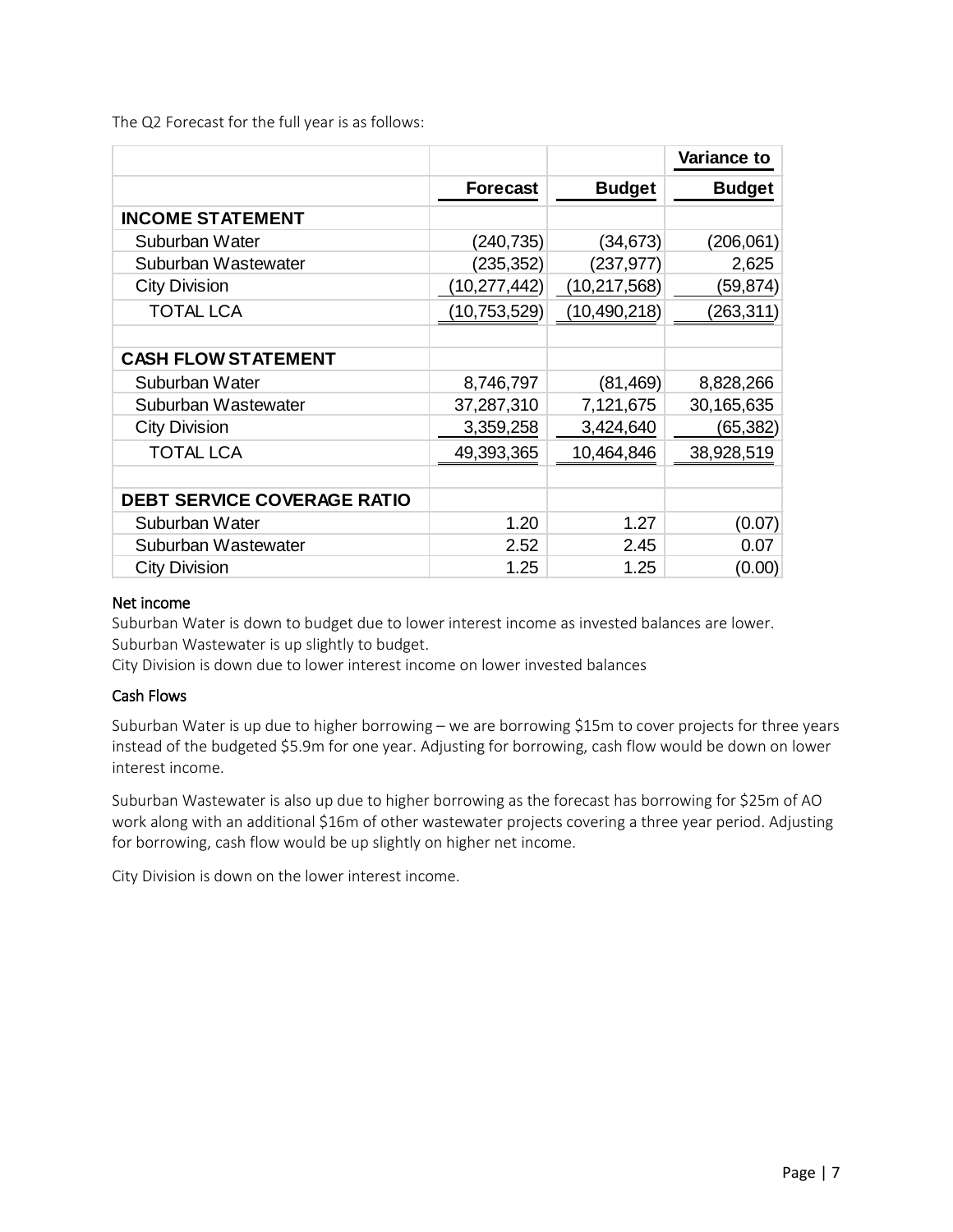The Q2 Forecast for the full year is as follows:

| | Forecast | Budget | Variance to Budget |
|---|---|---|---|
| **INCOME STATEMENT** | | | |
| Suburban Water | (240,735) | (34,673) | (206,061) |
| Suburban Wastewater | (235,352) | (237,977) | 2,625 |
| City Division | (10,277,442) | (10,217,568) | (59,874) |
| TOTAL LCA | (10,753,529) | (10,490,218) | (263,311) |
| | | | |
| **CASH FLOW STATEMENT** | | | |
| Suburban Water | 8,746,797 | (81,469) | 8,828,266 |
| Suburban Wastewater | 37,287,310 | 7,121,675 | 30,165,635 |
| City Division | 3,359,258 | 3,424,640 | (65,382) |
| TOTAL LCA | 49,393,365 | 10,464,846 | 38,928,519 |
| | | | |
| **DEBT SERVICE COVERAGE RATIO** | | | |
| Suburban Water | 1.20 | 1.27 | (0.07) |
| Suburban Wastewater | 2.52 | 2.45 | 0.07 |
| City Division | 1.25 | 1.25 | (0.00) |

### Net income

Suburban Water is down to budget due to lower interest income as invested balances are lower.
Suburban Wastewater is up slightly to budget.
City Division is down due to lower interest income on lower invested balances

### Cash Flows

Suburban Water is up due to higher borrowing – we are borrowing $15m to cover projects for three years instead of the budgeted $5.9m for one year. Adjusting for borrowing, cash flow would be down on lower interest income.

Suburban Wastewater is also up due to higher borrowing as the forecast has borrowing for $25m of AO work along with an additional $16m of other wastewater projects covering a three year period. Adjusting for borrowing, cash flow would be up slightly on higher net income.

City Division is down on the lower interest income.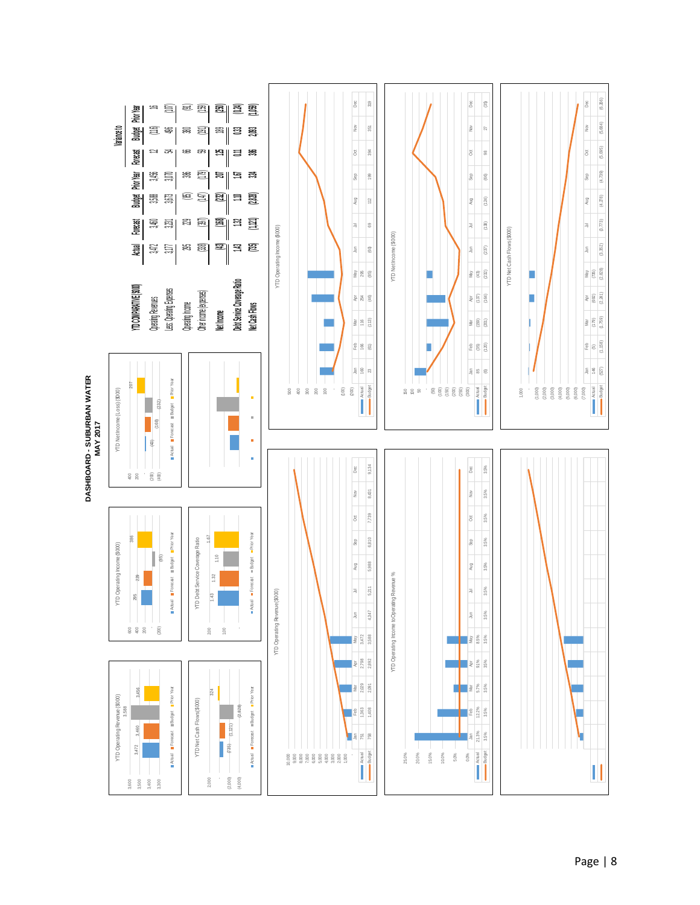# DASHBOARD - SUBURBAN WATER
## MAY 2017

| YTD COMPARATIVE ($000) | Actual | Forecast | Budget | Prior Year | Variance to Forecast | Variance to Budget | Variance to Prior Year |
|---|---|---|---|---|---|---|---|
| Operating Revenues | 3,472 | 3,460 | 3,588 | 3,456 | 12 | (116) | 16 |
| Less: Operating Expenses | 3,177 | 3,231 | 3,673 | 3,070 | 54 | 496 | (107) |
| Operating Income | 295 | 229 | (85) | 386 | 66 | 380 | (91) |
| Other Income (expenses) | (338) | (397) | (147) | (179) | 59 | (191) | (159) |
| Net Income | (43) | (168) | (232) | 207 | 125 | 189 | (250) |
| Debt Service Coverage Ratio | 1.43 | 1.32 | 1.10 | 1.67 | 0.11 | 0.33 | (0.24) |
| Net Cash Flows | (735) | (1,121) | (2,828) | 324 | 386 | 2,093 | (1,059) |

**YTD Operating Revenue ($000)**

| | Actual | Forecast | Budget | Prior Year |
|---|---|---|---|---|
| Value | 3,472 | 3,460 | 3,588 | 3,456 |

**YTD Operating Income ($000)**

| | Actual | Forecast | Budget | Prior Year |
|---|---|---|---|---|
| Value | 295 | 229 | (85) | 386 |

**YTD Net Income (Loss) ($000)**

| | Actual | Forecast | Budget | Prior Year |
|---|---|---|---|---|
| Value | (43) | (168) | (232) | 207 |

**YTD Net Cash Flows ($000)**

| | Actual | Forecast | Budget | Prior Year |
|---|---|---|---|---|
| Value | (735) | (1,121) | (2,828) | 324 |

**YTD Debt Service Coverage Ratio**

| | Actual | Forecast | Budget | Prior Year |
|---|---|---|---|---|
| Value | 1.43 | 1.32 | 1.10 | 1.67 |

**YTD Operating Revenue ($000)**

| | Jan | Feb | Mar | Apr | May | Jun | Jul | Aug | Sep | Oct | Nov | Dec |
|---|---|---|---|---|---|---|---|---|---|---|---|---|
| Actual | 751 | 1,363 | 2,029 | 2,798 | 3,472 | | | | | | | |
| Budget | 798 | 1,408 | 2,091 | 2,892 | 3,588 | 4,347 | 5,211 | 5,988 | 6,810 | 7,739 | 8,411 | 9,134 |

**YTD Operating Income ($000)**

| | Jan | Feb | Mar | Apr | May | Jun | Jul | Aug | Sep | Oct | Nov | Dec |
|---|---|---|---|---|---|---|---|---|---|---|---|---|
| Actual | 160 | 166 | 116 | 254 | 295 | | | | | | | |
| Budget | 23 | (61) | (113) | (46) | (85) | (60) | 69 | 112 | 199 | 394 | 351 | 319 |

**YTD Operating Income to Operating Revenue %**

| | Jan | Feb | Mar | Apr | May | Jun | Jul | Aug | Sep | Oct | Nov | Dec |
|---|---|---|---|---|---|---|---|---|---|---|---|---|
| Actual | 21.3% | 12.2% | 5.7% | 9.1% | 8.5% | | | | | | | |
| Budget | 3.5% | 3.5% | 3.5% | 3.5% | 3.5% | 3.5% | 3.5% | 3.5% | 3.5% | 3.5% | 3.5% | 3.5% |

**YTD Net Income ($000)**

| | Jan | Feb | Mar | Apr | May | Jun | Jul | Aug | Sep | Oct | Nov | Dec |
|---|---|---|---|---|---|---|---|---|---|---|---|---|
| Actual | 85 | (35) | (159) | (137) | (43) | | | | | | | |
| Budget | (6) | (130) | (201) | (164) | (232) | (237) | (138) | (134) | (66) | 98 | 27 | (39) |

**YTD Net Cash Flows ($000)**

| | Jan | Feb | Mar | Apr | May | Jun | Jul | Aug | Sep | Oct | Nov | Dec |
|---|---|---|---|---|---|---|---|---|---|---|---|---|
| Actual | 146 | (5) | (179) | (692) | (735) | | | | | | | |
| Budget | (527) | (1,158) | (1,759) | (2,361) | (2,828) | (3,352) | (3,773) | (4,376) | (4,739) | (5,095) | (5,884) | (6,356) |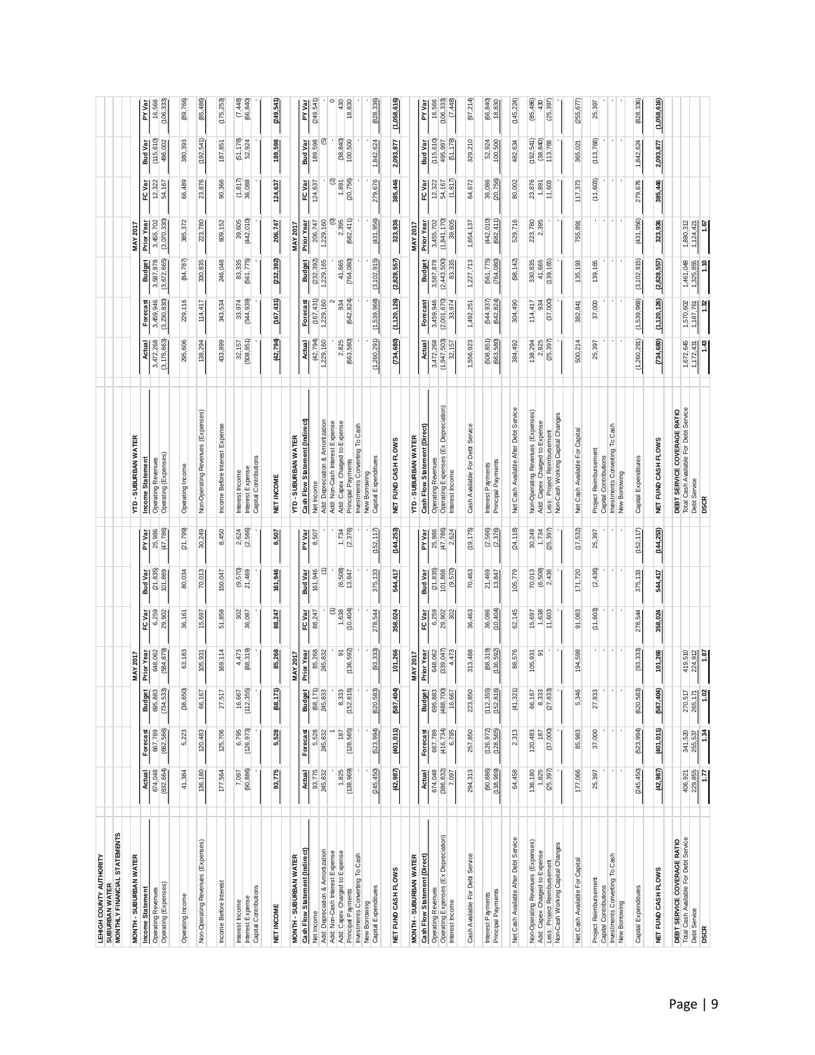# LEHIGH COUNTY AUTHORITY
## SUBURBAN WATER
## MONTHLY FINANCIAL STATEMENTS

### MONTH - SUBURBAN WATER

| Income Statement | Actual | Forecast | Budget | Prior Year | FC Var | Bud Var | PY Var |
|---|---|---|---|---|---|---|---|
| | | | | MAY 2017 | | | |
| Operating Revenues | 674,048 | 667,789 | 695,883 | 648,062 | 6,259 | (21,835) | 25,986 |
| Operating (Expenses) | (632,664) | (662,566) | (734,533) | (584,879) | 29,902 | 101,869 | (47,786) |
| Operating Income | 41,384 | 5,223 | (38,650) | 63,183 | 36,161 | 80,034 | (21,799) |
| Non-Operating Revenues (Expenses) | 136,180 | 120,483 | 66,167 | 105,931 | 15,697 | 70,013 | 30,249 |
| Income Before Interest | 177,564 | 125,706 | 27,517 | 169,114 | 51,858 | 150,047 | 8,450 |
| Interest Income | 7,097 | 6,795 | 16,667 | 4,473 | 302 | (9,570) | 2,624 |
| Interest Expense | (90,886) | (126,973) | (112,355) | (88,319) | 36,087 | 21,469 | (2,566) |
| Capital Contributions | - | - | - | - | - | - | - |
| **NET INCOME** | **93,775** | **5,528** | **(68,171)** | **85,268** | **88,247** | **161,946** | **8,507** |

### MONTH - SUBURBAN WATER

| Cash Flow Statement (Indirect) | Actual | Forecast | Budget | Prior Year | FC Var | Bud Var | PY Var |
|---|---|---|---|---|---|---|---|
| | | | | MAY 2017 | | | |
| Net Income | 93,775 | 5,528 | (68,171) | 85,268 | 88,247 | 161,946 | 8,507 |
| Add: Depreciation & Amortization | 245,832 | 245,832 | 245,833 | 245,832 | - | (1) | - |
| Add: Non-Cash Interest Expense | - | 1 | - | - | (1) | - | - |
| Add: Capex Charged to Expense | 1,825 | 187 | 8,333 | 91 | 1,638 | (6,508) | 1,734 |
| Principal Payments | (138,969) | (128,565) | (152,816) | (136,592) | (10,404) | 13,847 | (2,376) |
| Investments Converting To Cash | - | - | - | - | - | - | - |
| New Borrowing | - | - | - | - | - | - | - |
| Capital Expenditures | (245,450) | (523,994) | (620,583) | (93,333) | 278,544 | 375,133 | (152,117) |
| **NET FUND CASH FLOWS** | **(42,987)** | **(401,011)** | **(587,404)** | **101,266** | **358,024** | **544,417** | **(144,253)** |

### MONTH - SUBURBAN WATER

| Cash Flow Statement (Direct) | Actual | Forecast | Budget | Prior Year | FC Var | Bud Var | PY Var |
|---|---|---|---|---|---|---|---|
| | | | | MAY 2017 | | | |
| Operating Revenues | 674,048 | 667,789 | 695,883 | 648,062 | 6,259 | (21,835) | 25,986 |
| Operating Expenses (Ex Depreciation) | (386,832) | (416,734) | (488,700) | (339,047) | 29,902 | 101,868 | (47,786) |
| Interest Income | 7,097 | 6,795 | 16,667 | 4,473 | 302 | (9,570) | 2,624 |
| Cash Available For Debt Service | 294,313 | 257,850 | 223,850 | 313,488 | 36,463 | 70,463 | (19,175) |
| Interest Payments | (90,886) | (126,972) | (112,355) | (88,319) | 36,086 | 21,469 | (2,566) |
| Principal Payments | (138,969) | (128,565) | (152,816) | (136,592) | (10,404) | 13,847 | (2,376) |
| Net Cash Available After Debt Service | 64,458 | 2,313 | (41,321) | 88,576 | 62,145 | 105,779 | (24,118) |
| Non-Operating Revenues (Expenses) | 136,180 | 120,483 | 66,167 | 105,931 | 15,697 | 70,013 | 30,249 |
| Add: Capex Charged to Expense | 1,825 | 187 | 8,333 | 91 | 1,638 | (6,508) | 1,734 |
| Less: Project Reimbursement | (25,397) | (37,000) | (27,833) | - | 11,603 | 2,436 | (25,397) |
| Non-Cash Working Capital Changes | - | - | - | - | - | - | - |
| Net Cash Available For Capital | 177,066 | 85,983 | 5,346 | 194,598 | 91,083 | 171,720 | (17,532) |
| Project Reimbursement | 25,397 | 37,000 | 27,833 | - | (11,603) | (2,436) | 25,397 |
| Capital Contributions | - | - | - | - | - | - | - |
| Investments Converting To Cash | - | - | - | - | - | - | - |
| New Borrowing | - | - | - | - | - | - | - |
| Capital Expenditures | (245,450) | (523,994) | (620,583) | (93,333) | 278,544 | 375,133 | (152,117) |
| **NET FUND CASH FLOWS** | **(42,987)** | **(401,011)** | **(587,404)** | **101,266** | **358,024** | **544,417** | **(144,253)** |

| DEBT SERVICE COVERAGE RATIO | Actual | Forecast | Budget | Prior Year |
|---|---|---|---|---|
| Total Cash Available For Debt Service | 406,921 | 341,520 | 270,517 | 419,510 |
| Debt Service | 229,855 | 255,537 | 265,171 | 224,912 |
| **DSCR** | **1.77** | **1.34** | **1.02** | **1.87** |

### YTD - SUBURBAN WATER

| Income Statement | Actual | Forecast | Budget | Prior Year | FC Var | Bud Var | PY Var |
|---|---|---|---|---|---|---|---|
| | | | | MAY 2017 | | | |
| Operating Revenues | 3,472,268 | 3,459,946 | 3,587,878 | 3,455,702 | 12,322 | (115,610) | 16,566 |
| Operating (Expenses) | (3,176,663) | (3,230,830) | (3,672,665) | (3,070,330) | 54,167 | 496,002 | (106,333) |
| Operating Income | 295,606 | 229,116 | (84,787) | 385,372 | 66,489 | 380,393 | (89,766) |
| Non-Operating Revenues (Expenses) | 138,294 | 114,417 | 330,835 | 223,780 | 23,876 | (192,541) | (85,486) |
| Income Before Interest Expense | 433,899 | 343,534 | 246,048 | 609,152 | 90,366 | 187,851 | (175,253) |
| Interest Income | 32,157 | 33,974 | 83,335 | 39,605 | (1,817) | (51,178) | (7,448) |
| Interest Expense | (508,851) | (544,939) | (561,775) | (442,010) | 36,088 | 52,924 | (66,840) |
| Capital Contributions | - | - | - | - | - | - | - |
| **NET INCOME** | **(42,794)** | **(167,431)** | **(232,392)** | **206,747** | **124,637** | **189,598** | **(249,541)** |

### YTD - SUBURBAN WATER

| Cash Flow Statement (Indirect) | Actual | Forecast | Budget | Prior Year | FC Var | Bud Var | PY Var |
|---|---|---|---|---|---|---|---|
| | | | | MAY 2017 | | | |
| Net Income | (42,794) | (167,431) | (232,392) | 206,747 | 124,637 | 189,598 | (249,541) |
| Add: Depreciation & Amortization | 1,229,160 | 1,229,160 | 1,229,165 | 1,229,160 | - | (5) | - |
| Add: Non-Cash Interest Expense | - | 2 | - | (5) | (2) | - | 0 |
| Add: Capex Charged to Expense | 2,825 | 934 | 41,665 | 2,395 | 1,891 | (38,840) | 430 |
| Principal Payments | (663,580) | (642,824) | (764,080) | (682,411) | (20,756) | 100,500 | 18,830 |
| Investments Converting To Cash | - | - | - | - | - | - | - |
| New Borrowing | - | - | - | - | - | - | - |
| Capital Expenditures | (1,260,291) | (1,539,968) | (3,102,915) | (431,956) | 279,676 | 1,842,624 | (828,336) |
| **NET FUND CASH FLOWS** | **(734,680)** | **(1,120,126)** | **(2,828,557)** | **323,936** | **385,446** | **2,093,877** | **(1,058,616)** |

### YTD - SUBURBAN WATER

| Cash Flow Statement (Direct) | Actual | Forecast | Budget | Prior Year | FC Var | Bud Var | PY Var |
|---|---|---|---|---|---|---|---|
| | | | | MAY 2017 | | | |
| Operating Revenues | 3,472,268 | 3,459,946 | 3,587,878 | 3,455,702 | 12,322 | (115,610) | 16,566 |
| Operating Expenses (Ex Depreciation) | (1,947,503) | (2,001,670) | (2,443,500) | (1,841,170) | 54,167 | 495,997 | (106,333) |
| Interest Income | 32,157 | 33,974 | 83,335 | 39,605 | (1,817) | (51,178) | (7,448) |
| Cash Available For Debt Service | 1,556,923 | 1,492,251 | 1,227,713 | 1,654,137 | 64,672 | 329,210 | (97,214) |
| Interest Payments | (508,851) | (544,937) | (561,775) | (442,010) | 36,086 | 52,924 | (66,840) |
| Principal Payments | (663,580) | (642,824) | (764,080) | (682,411) | (20,756) | 100,500 | 18,830 |
| Net Cash Available After Debt Service | 384,492 | 304,490 | (98,142) | 529,716 | 80,002 | 482,634 | (145,224) |
| Non-Operating Revenues (Expenses) | 138,294 | 114,417 | 330,835 | 223,780 | 23,876 | (192,541) | (85,486) |
| Add: Capex Charged to Expense | 2,825 | 934 | 41,665 | 2,395 | 1,891 | (38,840) | 430 |
| Less: Project Reimbursement | (25,397) | (37,000) | (139,165) | - | 11,603 | 113,768 | (25,397) |
| Non-Cash Working Capital Changes | - | - | - | - | - | - | - |
| Net Cash Available For Capital | 500,214 | 382,841 | 135,193 | 755,891 | 117,373 | 365,021 | (255,677) |
| Project Reimbursement | 25,397 | 37,000 | 139,165 | - | (11,603) | (113,768) | 25,397 |
| Capital Contributions | - | - | - | - | - | - | - |
| Investments Converting To Cash | - | - | - | - | - | - | - |
| New Borrowing | - | - | - | - | - | - | - |
| Capital Expenditures | (1,260,291) | (1,539,968) | (3,102,915) | (431,956) | 279,676 | 1,842,624 | (828,336) |
| **NET FUND CASH FLOWS** | **(734,680)** | **(1,120,126)** | **(2,828,557)** | **323,936** | **385,446** | **2,093,877** | **(1,058,616)** |

| DEBT SERVICE COVERAGE RATIO | Actual | Forecast | Budget | Prior Year |
|---|---|---|---|---|
| Total Cash Available For Debt Service | 1,672,645 | 1,570,602 | 1,461,048 | 1,880,312 |
| Debt Service | 1,172,431 | 1,187,761 | 1,325,855 | 1,124,421 |
| **DSCR** | **1.43** | **1.32** | **1.10** | **1.67** |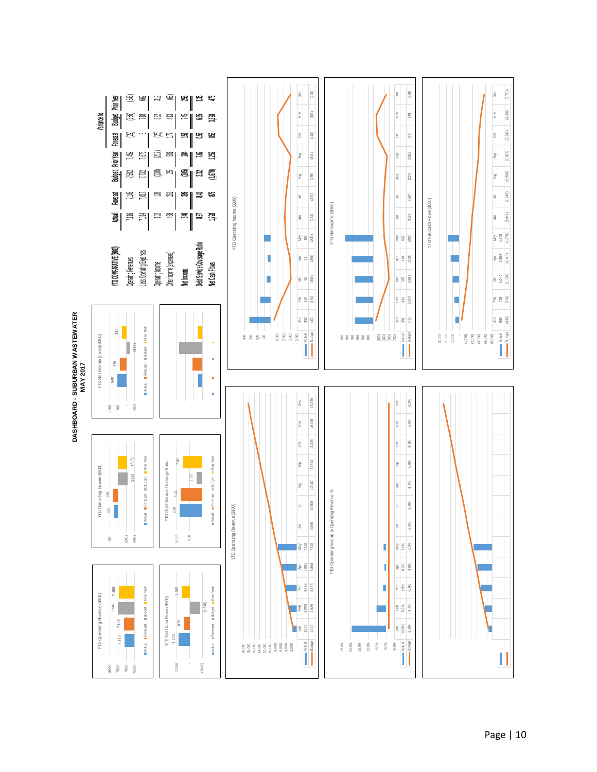# DASHBOARD - SUBURBAN WASTEWATER
## MAY 2017

| YTD COMPARATIVE ($000) | Actual | Forecast | Budget | Prior Year | Variance to Forecast | Variance to Budget | Variance to Prior Year |
|---|---|---|---|---|---|---|---|
| Operating Revenues | 7,116 | 7,145 | 7,502 | 7,459 | (29) | (386) | (343) |
| Less: Operating Expenses | 7,014 | 7,017 | 7,732 | 7,676 | 3 | 718 | 662 |
| Operating Income | 102 | 128 | (230) | (217) | (26) | 332 | 319 |
| Other income (expenses) | 438 | 261 | 25 | 501 | 177 | 413 | (63) |
| Net Income | 540 | 389 | (205) | 284 | 151 | 745 | 256 |
| Debt Service Coverage Ratio | 8.97 | 8.41 | 2.32 | 7.62 | 0.56 | 6.65 | 1.35 |
| Net Cash Flows | 1,728 | 875 | (1,670) | 1,252 | 853 | 3,398 | 476 |

### YTD Operating Revenue ($000)

| | Actual | Forecast | Budget | Prior Year |
|---|---|---|---|---|
| Value | 7,116 | 7,145 | 7,502 | 7,459 |

### YTD Operating Income ($000)

| | Actual | Forecast | Budget | Prior Year |
|---|---|---|---|---|
| Value | 102 | 128 | (230) | (217) |

### YTD Net Income (Loss) ($000)

| | Actual | Forecast | Budget | Prior Year |
|---|---|---|---|---|
| Value | 540 | 389 | (205) | 284 |

### YTD Net Cash Flows ($000)

| | Actual | Forecast | Budget | Prior Year |
|---|---|---|---|---|
| Value | 1,728 | 875 | (1,670) | 1,252 |

### YTD Debt Service Coverage Ratio

| | Actual | Forecast | Budget | Prior Year |
|---|---|---|---|---|
| Value | 8.97 | 8.41 | 2.32 | 7.62 |

### YTD Operating Revenue ($000)

| | Jan | Feb | Mar | Apr | May | Jun | Jul | Aug | Sep | Oct | Nov | Dec |
|---|---|---|---|---|---|---|---|---|---|---|---|---|
| Actual | 1,676 | 3,002 | 4,293 | 5,691 | 7,116 | | | | | | | |
| Budget | 1,499 | 2,929 | 4,333 | 5,898 | 7,502 | 9,065 | 10,596 | 12,107 | 13,614 | 15,346 | 16,808 | 18,259 |

### YTD Operating Income to Operating Revenue %

| | Jan | Feb | Mar | Apr | May | Jun | Jul | Aug | Sep | Oct | Nov | Dec |
|---|---|---|---|---|---|---|---|---|---|---|---|---|
| Actual | 19.5% | 5.5% | 1.5% | 0.9% | 1.4% | | | | | | | |
| Budget | -1.6% | -1.6% | -1.6% | -1.6% | -1.6% | -1.6% | -1.6% | -1.6% | -1.6% | -1.6% | -1.6% | -1.6% |

### YTD Operating Income ($000)

| | Jan | Feb | Mar | Apr | May | Jun | Jul | Aug | Sep | Oct | Nov | Dec |
|---|---|---|---|---|---|---|---|---|---|---|---|---|
| Actual | 328 | 164 | 65 | 51 | 102 | | | | | | | |
| Budget | (47) | (184) | (306) | (288) | (230) | (214) | (228) | (265) | (194) | (182) | (103) | (298) |

### YTD Net Income ($000)

| | Jan | Feb | Mar | Apr | May | Jun | Jul | Aug | Sep | Oct | Nov | Dec |
|---|---|---|---|---|---|---|---|---|---|---|---|---|
| Actual | 359 | 334 | 335 | 419 | 540 | | | | | | | |
| Budget | (43) | (184) | (291) | (288) | (205) | (188) | (184) | (224) | (239) | (69) | (49) | (238) |

### YTD Net Cash Flows ($000)

| | Jan | Feb | Mar | Apr | May | Jun | Jul | Aug | Sep | Oct | Nov | Dec |
|---|---|---|---|---|---|---|---|---|---|---|---|---|
| Actual | 655 | 793 | 1,040 | 1,354 | 1,728 | | | | | | | |
| Budget | (338) | (741) | (1,170) | (1,460) | (1,670) | (1,941) | (2,245) | (2,568) | (2,898) | (2,987) | (3,270) | (3,753) |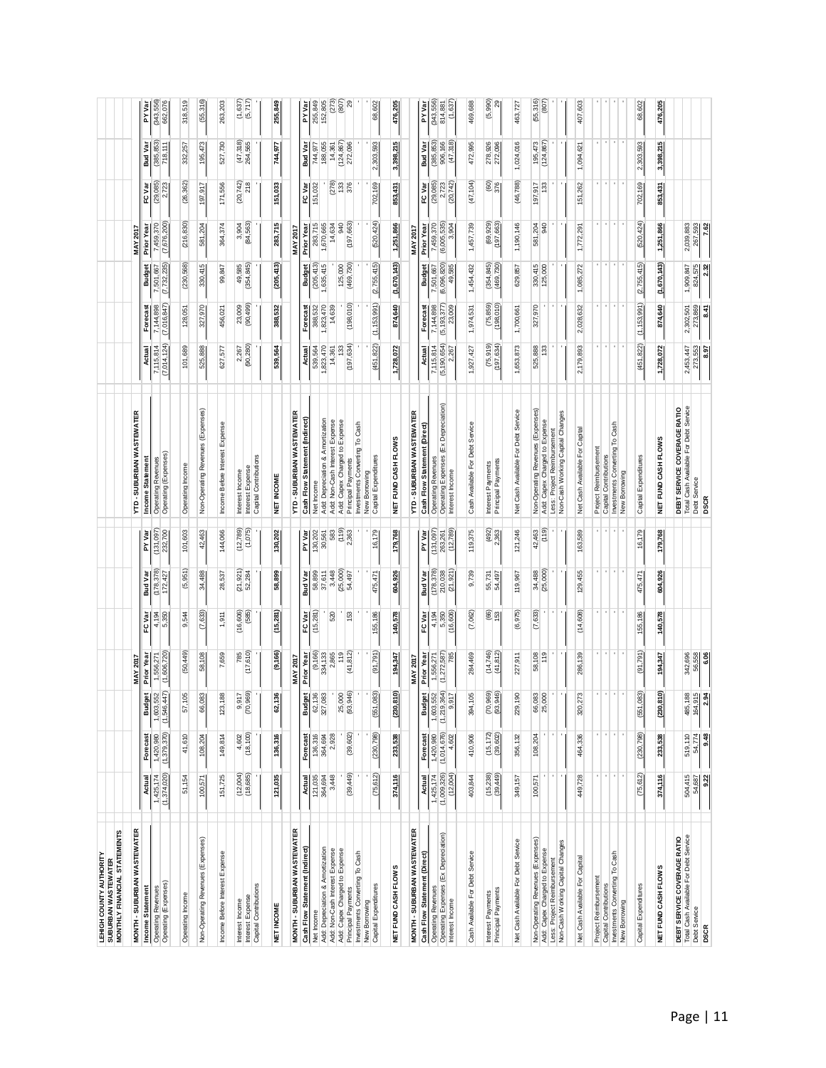# LEHIGH COUNTY AUTHORITY
## SUBURBAN WASTEWATER
## MONTHLY FINANCIAL STATEMENTS

| MONTH - SUBURBAN WASTEWATER | MAY 2017 | | | | | | |
|---|---|---|---|---|---|---|---|
| **Income Statement** | **Actual** | **Forecast** | **Budget** | **Prior Year** | **FC Var** | **Bud Var** | **PY Var** |
| Operating Revenues | 1,425,174 | 1,420,980 | 1,603,552 | 1,556,271 | 4,194 | (178,378) | (131,097) |
| Operating (Expenses) | (1,374,020) | (1,379,370) | (1,546,447) | (1,606,720) | 5,350 | 172,427 | 232,700 |
| Operating Income | 51,154 | 41,610 | 57,105 | (50,449) | 9,544 | (5,951) | 101,603 |
| Non-Operating Revenues (Expenses) | 100,571 | 108,204 | 66,083 | 58,108 | (7,633) | 34,488 | 42,463 |
| Income Before Interest Expense | 151,725 | 149,814 | 123,188 | 7,659 | 1,911 | 28,537 | 144,066 |
| Interest Income | (12,004) | 4,602 | 9,917 | 785 | (16,606) | (21,921) | (12,789) |
| Interest Expense | (18,685) | (18,100) | (70,969) | (17,610) | (585) | 52,284 | (1,075) |
| Capital Contributions | - | - | - | - | - | - | - |
| **NET INCOME** | **121,035** | **136,316** | **62,136** | **(9,166)** | **(15,281)** | **58,899** | **130,202** |

| MONTH - SUBURBAN WASTEWATER | MAY 2017 | | | | | | |
|---|---|---|---|---|---|---|---|
| **Cash Flow Statement (Indirect)** | **Actual** | **Forecast** | **Budget** | **Prior Year** | **FC Var** | **Bud Var** | **PY Var** |
| Net Income | 121,035 | 136,316 | 62,136 | (9,166) | (15,281) | 58,899 | 130,202 |
| Add: Depreciation & Amortization | 364,694 | 364,694 | 327,083 | 334,133 | - | 37,611 | 30,561 |
| Add: Non-Cash Interest Expense | 3,448 | 2,928 | - | 2,865 | 520 | 3,448 | 583 |
| Add: Capex Charged to Expense | - | - | 25,000 | 119 | - | (25,000) | (119) |
| Principal Payments | (39,449) | (39,602) | (93,946) | (41,812) | 153 | 54,497 | 2,363 |
| Investments Converting To Cash | - | - | - | - | - | - | - |
| New Borrowing | - | - | - | - | - | - | - |
| Capital Expenditures | (75,612) | (230,798) | (551,083) | (91,791) | 155,186 | 475,471 | 16,179 |
| **NET FUND CASH FLOWS** | **374,116** | **233,538** | **(230,810)** | **194,347** | **140,578** | **604,926** | **179,768** |

| MONTH - SUBURBAN WASTEWATER | MAY 2017 | | | | | | |
|---|---|---|---|---|---|---|---|
| **Cash Flow Statement (Direct)** | **Actual** | **Forecast** | **Budget** | **Prior Year** | **FC Var** | **Bud Var** | **PY Var** |
| Operating Revenues | 1,425,174 | 1,420,980 | 1,603,552 | 1,556,271 | 4,194 | (178,378) | (131,097) |
| Operating Expenses (Ex Depreciation) | (1,009,326) | (1,014,676) | (1,219,364) | (1,272,587) | 5,350 | 210,038 | 263,261 |
| Interest Income | (12,004) | 4,602 | 9,917 | 785 | (16,606) | (21,921) | (12,789) |
| Cash Available For Debt Service | 403,844 | 410,906 | 394,105 | 284,469 | (7,062) | 9,739 | 119,375 |
| Interest Payments | (15,238) | (15,172) | (70,969) | (14,746) | (66) | 55,731 | (492) |
| Principal Payments | (39,449) | (39,602) | (93,946) | (41,812) | 153 | 54,497 | 2,363 |
| Net Cash Available For Debt Service | 349,157 | 356,132 | 229,190 | 227,911 | (6,975) | 119,967 | 121,246 |
| Non-Operating Revenues (Expenses) | 100,571 | 108,204 | 66,083 | 58,108 | (7,633) | 34,488 | 42,463 |
| Add: Capex Charged to Expense | - | - | 25,000 | 119 | - | (25,000) | (119) |
| Less: Project Reimbursement | - | - | - | - | - | - | - |
| Non-Cash Working Capital Changes | - | - | - | - | - | - | - |
| Net Cash Available For Capital | 449,728 | 464,336 | 320,273 | 286,139 | (14,608) | 129,455 | 163,589 |
| Project Reimbursement | - | - | - | - | - | - | - |
| Capital Contributions | - | - | - | - | - | - | - |
| Investments Converting To Cash | - | - | - | - | - | - | - |
| New Borrowing | - | - | - | - | - | - | - |
| Capital Expenditures | (75,612) | (230,798) | (551,083) | (91,791) | 155,186 | 475,471 | 16,179 |
| **NET FUND CASH FLOWS** | **374,116** | **233,538** | **(230,810)** | **194,347** | **140,578** | **604,926** | **179,768** |

| **DEBT SERVICE COVERAGE RATIO** | | | | |
|---|---|---|---|---|
| Total Cash Available For Debt Service | 504,415 | 519,110 | 485,188 | 342,696 |
| Debt Service | 54,687 | 54,774 | 164,915 | 56,558 |
| **DSCR** | **9.22** | **9.48** | **2.94** | **6.06** |

| YTD - SUBURBAN WASTEWATER | MAY 2017 | | | | | | |
|---|---|---|---|---|---|---|---|
| **Income Statement** | **Actual** | **Forecast** | **Budget** | **Prior Year** | **FC Var** | **Bud Var** | **PY Var** |
| Operating Revenues | 7,115,814 | 7,144,898 | 7,501,667 | 7,459,370 | (29,085) | (385,853) | (343,556) |
| Operating (Expenses) | (7,014,124) | (7,016,847) | (7,732,235) | (7,676,200) | 2,723 | 718,111 | 662,076 |
| Operating Income | 101,689 | 128,051 | (230,568) | (216,830) | (26,362) | 332,257 | 318,519 |
| Non-Operating Revenues (Expenses) | 525,888 | 327,970 | 330,415 | 581,204 | 197,917 | 195,473 | (55,316) |
| Income Before Interest Expense | 627,577 | 456,021 | 99,847 | 364,374 | 171,556 | 527,730 | 263,203 |
| Interest Income | 2,267 | 23,009 | 49,585 | 3,904 | (20,742) | (47,318) | (1,637) |
| Interest Expense | (90,280) | (90,499) | (354,845) | (84,563) | 218 | 264,565 | (5,717) |
| Capital Contributions | - | - | - | - | - | - | - |
| **NET INCOME** | **539,564** | **388,532** | **(205,413)** | **283,715** | **151,033** | **744,977** | **255,849** |

| YTD - SUBURBAN WASTEWATER | MAY 2017 | | | | | | |
|---|---|---|---|---|---|---|---|
| **Cash Flow Statement (Indirect)** | **Actual** | **Forecast** | **Budget** | **Prior Year** | **FC Var** | **Bud Var** | **PY Var** |
| Net Income | 539,564 | 388,532 | (205,413) | 283,715 | 151,032 | 744,977 | 255,849 |
| Add: Depreciation & Amortization | 1,823,470 | 1,823,470 | 1,635,415 | 1,670,665 | - | 188,055 | 152,805 |
| Add: Non-Cash Interest Expense | 14,361 | 14,639 | - | 14,634 | (278) | 14,361 | (273) |
| Add: Capex Charged to Expense | 133 | - | 125,000 | 940 | 133 | (124,867) | (807) |
| Principal Payments | (197,634) | (198,010) | (469,730) | (197,663) | 376 | 272,096 | 29 |
| Investments Converting To Cash | - | - | - | - | - | - | - |
| New Borrowing | - | - | - | - | - | - | - |
| Capital Expenditures | (451,822) | (1,153,991) | (2,755,415) | (520,424) | 702,169 | 2,303,593 | 68,602 |
| **NET FUND CASH FLOWS** | **1,728,072** | **874,640** | **(1,670,143)** | **1,251,866** | **853,431** | **3,398,215** | **476,205** |

| YTD - SUBURBAN WASTEWATER | MAY 2017 | | | | | | |
|---|---|---|---|---|---|---|---|
| **Cash Flow Statement (Direct)** | **Actual** | **Forecast** | **Budget** | **Prior Year** | **FC Var** | **Bud Var** | **PY Var** |
| Operating Revenues | 7,115,814 | 7,144,898 | 7,501,667 | 7,459,370 | (29,085) | (385,853) | (343,556) |
| Operating Expenses (Ex Depreciation) | (5,190,654) | (5,193,377) | (6,096,820) | (6,005,535) | 2,723 | 906,166 | 814,881 |
| Interest Income | 2,267 | 23,009 | 49,585 | 3,904 | (20,742) | (47,318) | (1,637) |
| Cash Available For Debt Service | 1,927,427 | 1,974,531 | 1,454,432 | 1,457,739 | (47,104) | 472,995 | 469,688 |
| Interest Payments | (75,919) | (75,859) | (354,845) | (69,929) | (60) | 278,926 | (5,990) |
| Principal Payments | (197,634) | (198,010) | (469,730) | (197,663) | 376 | 272,096 | 29 |
| Net Cash Available For Debt Service | 1,653,873 | 1,700,661 | 629,857 | 1,190,146 | (46,788) | 1,024,016 | 463,727 |
| Non-Operating Revenues (Expenses) | 525,888 | 327,970 | 330,415 | 581,204 | 197,917 | 195,473 | (55,316) |
| Add: Capex Charged to Expense | 133 | - | 125,000 | 940 | 133 | (124,867) | (807) |
| Less: Project Reimbursement | - | - | - | - | - | - | - |
| Non-Cash Working Capital Changes | - | - | - | - | - | - | - |
| Net Cash Available For Capital | 2,179,893 | 2,028,632 | 1,085,272 | 1,772,291 | 151,262 | 1,094,621 | 407,603 |
| Project Reimbursement | - | - | - | - | - | - | - |
| Capital Contributions | - | - | - | - | - | - | - |
| Investments Converting To Cash | - | - | - | - | - | - | - |
| New Borrowing | - | - | - | - | - | - | - |
| Capital Expenditures | (451,822) | (1,153,991) | (2,755,415) | (520,424) | 702,169 | 2,303,593 | 68,602 |
| **NET FUND CASH FLOWS** | **1,728,072** | **874,640** | **(1,670,143)** | **1,251,866** | **853,431** | **3,398,215** | **476,205** |

| **DEBT SERVICE COVERAGE RATIO** | | | | |
|---|---|---|---|---|
| Total Cash Available For Debt Service | 2,453,447 | 2,302,501 | 1,909,847 | 2,039,883 |
| Debt Service | 273,553 | 273,869 | 824,575 | 267,593 |
| **DSCR** | **8.97** | **8.41** | **2.32** | **7.62** |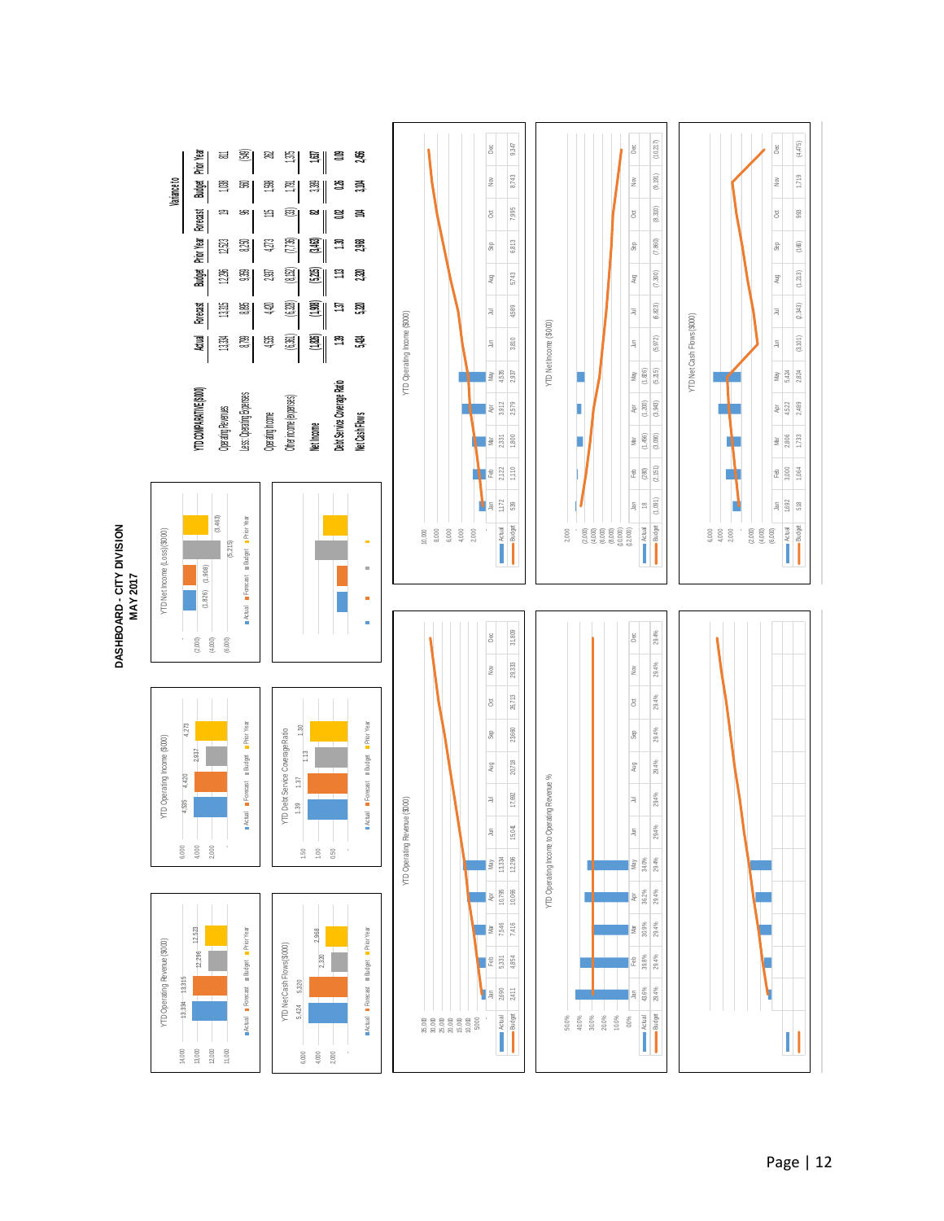# DASHBOARD - CITY DIVISION
## MAY 2017

| YTD COMPARATIVE ($000) | Actual | Forecast | Budget | Prior Year | Variance to Forecast | Variance to Budget | Variance to Prior Year |
|---|---|---|---|---|---|---|---|
| Operating Revenues | 13,334 | 13,315 | 12,296 | 12,523 | 19 | 1,038 | 811 |
| Less: Operating Expenses | 8,799 | 8,895 | 9,359 | 8,250 | 96 | 560 | (549) |
| Operating Income | 4,535 | 4,420 | 2,937 | 4,273 | 115 | 1,598 | 262 |
| Other income (expenses) | (6,361) | (6,328) | (8,152) | (7,736) | (33) | 1,791 | 1,375 |
| Net Income | (1,826) | (1,908) | (5,215) | (3,463) | 82 | 3,389 | 1,637 |
| Debt Service Coverage Ratio | 1.39 | 1.37 | 1.13 | 1.30 | 0.02 | 0.26 | 0.09 |
| Net Cash Flows | 5,424 | 5,320 | 2,320 | 2,968 | 104 | 3,104 | 2,456 |

**YTD Operating Revenue ($000):** Actual 13,334; Forecast 13,315; Budget 12,296; Prior Year 12,523

**YTD Operating Income ($000):** Actual 4,535; Forecast 4,420; Budget 2,937; Prior Year 4,273

**YTD Net Income (Loss) ($000):** Actual (1,826); Forecast (1,908); Budget (5,215); Prior Year (3,463)

**YTD Net Cash Flows ($000):** Actual 5,424; Forecast 5,320; Budget 2,320; Prior Year 2,968

**YTD Debt Service Coverage Ratio:** Actual 1.39; Forecast 1.37; Budget 1.13; Prior Year 1.30

**YTD Operating Revenue ($000)**

| | Jan | Feb | Mar | Apr | May | Jun | Jul | Aug | Sep | Oct | Nov | Dec |
|---|---|---|---|---|---|---|---|---|---|---|---|---|
| Actual | 2,690 | 5,331 | 7,546 | 10,795 | 13,334 | | | | | | | |
| Budget | 2,411 | 4,854 | 7,416 | 10,086 | 12,296 | 15,041 | 17,892 | 20,718 | 23,660 | 26,713 | 29,333 | 31,809 |

**YTD Operating Income to Operating Revenue %**

| | Jan | Feb | Mar | Apr | May | Jun | Jul | Aug | Sep | Oct | Nov | Dec |
|---|---|---|---|---|---|---|---|---|---|---|---|---|
| Actual | 43.6% | 39.8% | 30.9% | 36.2% | 34.0% | | | | | | | |
| Budget | 29.4% | 29.4% | 29.4% | 29.4% | 29.4% | 29.4% | 29.4% | 29.4% | 29.4% | 29.4% | 29.4% | 29.4% |

**YTD Operating Income ($000)**

| | Jan | Feb | Mar | Apr | May | Jun | Jul | Aug | Sep | Oct | Nov | Dec |
|---|---|---|---|---|---|---|---|---|---|---|---|---|
| Actual | 1,172 | 2,122 | 2,331 | 3,912 | 4,535 | | | | | | | |
| Budget | 539 | 1,110 | 1,800 | 2,579 | 2,937 | 3,810 | 4,589 | 5,743 | 6,813 | 7,995 | 8,743 | 9,347 |

**YTD Net Income ($000)**

| | Jan | Feb | Mar | Apr | May | Jun | Jul | Aug | Sep | Oct | Nov | Dec |
|---|---|---|---|---|---|---|---|---|---|---|---|---|
| Actual | 18 | (280) | (1,456) | (1,200) | (1,826) | | | | | | | |
| Budget | (1,091) | (2,151) | (3,080) | (3,943) | (5,215) | (5,972) | (6,823) | (7,300) | (7,860) | (8,310) | (9,181) | (10,217) |

**YTD Net Cash Flows ($000)**

| | Jan | Feb | Mar | Apr | May | Jun | Jul | Aug | Sep | Oct | Nov | Dec |
|---|---|---|---|---|---|---|---|---|---|---|---|---|
| Actual | 1,892 | 3,000 | 2,806 | 4,522 | 5,424 | | | | | | | |
| Budget | 518 | 1,064 | 1,733 | 2,489 | 2,834 | (3,101) | (2,343) | (1,213) | (146) | 993 | 1,719 | (4,475) |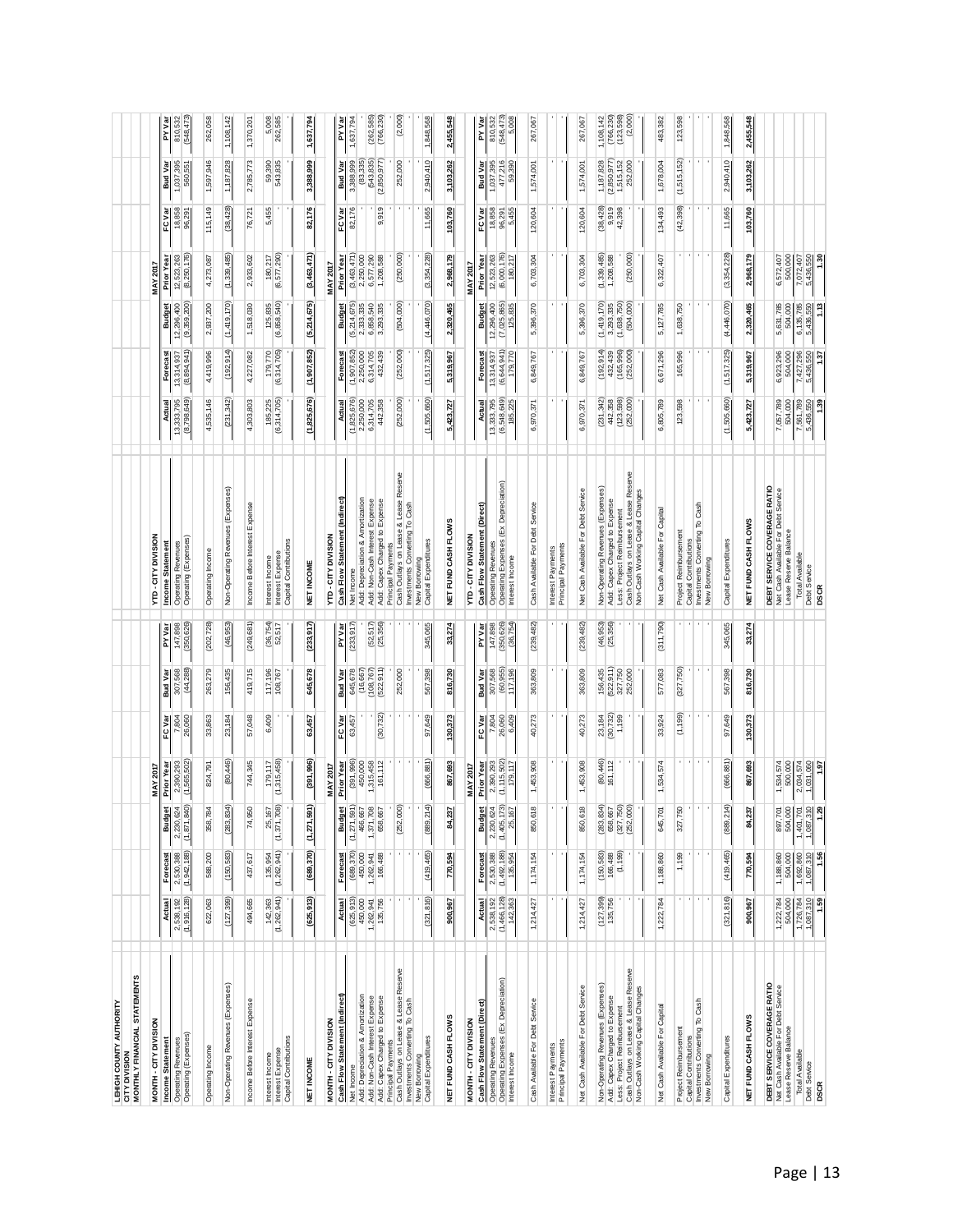# LEHIGH COUNTY AUTHORITY
## CITY DIVISION
## MONTHLY FINANCIAL STATEMENTS

### MONTH - CITY DIVISION

| | MAY 2017 | | | | | | |
|---|---|---|---|---|---|---|---|
| **Income Statement** | **Actual** | **Forecast** | **Budget** | **Prior Year** | **FC Var** | **Bud Var** | **PY Var** |
| Operating Revenues | 2,538,192 | 2,530,388 | 2,230,624 | 2,390,293 | 7,804 | 307,568 | 147,898 |
| Operating (Expenses) | (1,916,128) | (1,942,188) | (1,871,840) | (1,565,502) | 26,060 | (44,288) | (350,626) |
| Operating Income | 622,063 | 588,200 | 358,784 | 824,791 | 33,863 | 263,279 | (202,728) |
| Non-Operating Revenues (Expenses) | (127,399) | (150,583) | (283,834) | (80,446) | 23,184 | 156,435 | (46,953) |
| Income Before Interest Expense | 494,665 | 437,617 | 74,950 | 744,345 | 57,048 | 419,715 | (249,681) |
| Interest Income | 142,363 | 135,954 | 25,167 | 179,117 | 6,409 | 117,196 | (36,754) |
| Interest Expense | (1,262,941) | (1,262,941) | (1,371,708) | (1,315,458) | - | 108,767 | 52,517 |
| Capital Contributions | - | - | - | - | - | - | - |
| **NET INCOME** | **(625,913)** | **(689,370)** | **(1,271,591)** | **(391,996)** | **63,457** | **645,678** | **(233,917)** |

### MONTH - CITY DIVISION

| | MAY 2017 | | | | | | |
|---|---|---|---|---|---|---|---|
| **Cash Flow Statement (Indirect)** | **Actual** | **Forecast** | **Budget** | **Prior Year** | **FC Var** | **Bud Var** | **PY Var** |
| Net Income | (625,913) | (689,370) | (1,271,591) | (391,996) | 63,457 | 645,678 | (233,917) |
| Add: Depreciation & Amortization | 450,000 | 450,000 | 466,667 | 450,000 | - | (16,667) | - |
| Add: Non-Cash Interest Expense | 1,262,941 | 1,262,941 | 1,371,708 | 1,315,458 | - | (108,767) | (52,517) |
| Add: Capex Charged to Expense | 135,756 | 166,488 | 658,667 | 161,112 | (30,732) | (522,911) | (25,356) |
| Principal Payments | - | - | - | - | - | - | - |
| Cash Outlays on Lease & Lease Reserve | - | - | (252,000) | - | - | 252,000 | - |
| Investments Converting To Cash | - | - | - | - | - | - | - |
| New Borrowing | - | - | - | - | - | - | - |
| Capital Expenditures | (321,818) | (419,465) | (889,214) | (666,881) | 97,649 | 567,398 | 345,065 |
| **NET FUND CASH FLOWS** | **900,967** | **770,594** | **84,237** | **867,693** | **130,373** | **816,730** | **33,274** |

### MONTH - CITY DIVISION

| | MAY 2017 | | | | | | |
|---|---|---|---|---|---|---|---|
| **Cash Flow Statement (Direct)** | **Actual** | **Forecast** | **Budget** | **Prior Year** | **FC Var** | **Bud Var** | **PY Var** |
| Operating Revenues | 2,538,192 | 2,530,388 | 2,230,624 | 2,390,293 | 7,804 | 307,568 | 147,898 |
| Operating Expenses (Ex Depreciation) | (1,466,128) | (1,492,188) | (1,405,173) | (1,115,502) | 26,060 | (60,955) | (350,626) |
| Interest Income | 142,363 | 135,954 | 25,167 | 179,117 | 6,409 | 117,196 | (36,754) |
| Cash Available For Debt Service | 1,214,427 | 1,174,154 | 850,618 | 1,453,908 | 40,273 | 363,809 | (239,482) |
| Interest Payments | - | - | - | - | - | - | - |
| Principal Payments | - | - | - | - | - | - | - |
| Net Cash Available For Debt Service | 1,214,427 | 1,174,154 | 850,618 | 1,453,908 | 40,273 | 363,809 | (239,482) |
| Non-Operating Revenues (Expenses) | (127,399) | (150,583) | (283,834) | (80,446) | 23,184 | 156,435 | (46,953) |
| Add: Capex Charged to Expense | 135,756 | 166,488 | 658,667 | 161,112 | (30,732) | (522,911) | (25,356) |
| Less: Project Reimbursement | - | (1,199) | (327,750) | - | 1,199 | 327,750 | - |
| Cash Outlays on Lease & Lease Reserve | - | - | (252,000) | - | - | 252,000 | - |
| Non-Cash Working Capital Changes | - | - | - | - | - | - | - |
| Net Cash Available For Capital | 1,222,784 | 1,188,860 | 645,701 | 1,534,574 | 33,924 | 577,083 | (311,790) |
| Project Reimbursement | - | 1,199 | 327,750 | - | (1,199) | (327,750) | - |
| Capital Contributions | - | - | - | - | - | - | - |
| Investments Converting To Cash | - | - | - | - | - | - | - |
| New Borrowing | - | - | - | - | - | - | - |
| Capital Expenditures | (321,818) | (419,465) | (889,214) | (666,881) | 97,649 | 567,398 | 345,065 |
| **NET FUND CASH FLOWS** | **900,967** | **770,594** | **84,237** | **867,693** | **130,373** | **816,730** | **33,274** |

| **DEBT SERVICE COVERAGE RATIO** | | | | |
|---|---|---|---|---|
| Net Cash Available For Debt Service | 1,222,784 | 1,188,880 | 897,701 | 1,534,574 |
| Lease Reserve Balance | 504,000 | 504,000 | 504,000 | 500,000 |
| Total Available | 1,726,784 | 1,692,880 | 1,401,701 | 2,034,574 |
| Debt Service | 1,087,310 | 1,087,310 | 1,087,060 | 1,031,060 |
| **DSCR** | **1.59** | **1.56** | **1.29** | **1.97** |

### YTD - CITY DIVISION

| | MAY 2017 | | | | | | |
|---|---|---|---|---|---|---|---|
| **Income Statement** | **Actual** | **Forecast** | **Budget** | **Prior Year** | **FC Var** | **Bud Var** | **PY Var** |
| Operating Revenues | 13,333,795 | 13,314,937 | 12,296,400 | 12,523,263 | 18,858 | 1,037,395 | 810,532 |
| Operating (Expenses) | (8,798,649) | (8,894,941) | (9,359,200) | (8,250,176) | 96,291 | 560,551 | (548,473) |
| Operating Income | 4,535,146 | 4,419,996 | 2,937,200 | 4,273,087 | 115,149 | 1,597,946 | 262,058 |
| Non-Operating Revenues (Expenses) | (231,342) | (192,914) | (1,419,170) | (1,339,485) | (38,428) | 1,187,828 | 1,108,142 |
| Income Before Interest Expense | 4,303,803 | 4,227,082 | 1,518,030 | 2,933,602 | 76,721 | 2,785,773 | 1,370,201 |
| Interest Income | 185,225 | 179,770 | 125,835 | 180,217 | 5,455 | 59,390 | 5,008 |
| Interest Expense | (6,314,705) | (6,314,705) | (6,858,540) | (6,577,290) | - | 543,835 | 262,585 |
| Capital Contributions | - | - | - | - | - | - | - |
| **NET INCOME** | **(1,825,676)** | **(1,907,852)** | **(5,214,675)** | **(3,463,471)** | **82,176** | **3,388,999** | **1,637,794** |

### YTD - CITY DIVISION

| | MAY 2017 | | | | | | |
|---|---|---|---|---|---|---|---|
| **Cash Flow Statement (Indirect)** | **Actual** | **Forecast** | **Budget** | **Prior Year** | **FC Var** | **Bud Var** | **PY Var** |
| Net Income | (1,825,676) | (1,907,852) | (5,214,675) | (3,463,471) | 82,176 | 3,388,999 | 1,637,794 |
| Add: Depreciation & Amortization | 2,250,000 | 2,250,000 | 2,333,335 | 2,250,000 | - | (83,335) | - |
| Add: Non-Cash Interest Expense | 6,314,705 | 6,314,705 | 6,858,540 | 6,577,290 | - | (543,835) | (262,585) |
| Add: Capex Charged to Expense | 442,358 | 432,439 | 3,293,335 | 1,208,588 | 9,919 | (2,850,977) | (766,230) |
| Principal Payments | - | - | - | - | - | - | - |
| Cash Outlays on Lease & Lease Reserve | (252,000) | (252,000) | (504,000) | (250,000) | - | 252,000 | (2,000) |
| Investments Converting To Cash | - | - | - | - | - | - | - |
| New Borrowing | - | - | - | - | - | - | - |
| Capital Expenditures | (1,505,660) | (1,517,325) | (4,446,070) | (3,354,228) | 11,665 | 2,940,410 | 1,848,568 |
| **NET FUND CASH FLOWS** | **5,423,727** | **5,318,967** | **2,320,465** | **2,968,179** | **103,760** | **3,103,262** | **2,455,548** |

### YTD - CITY DIVISION

| | MAY 2017 | | | | | | |
|---|---|---|---|---|---|---|---|
| **Cash Flow Statement (Direct)** | **Actual** | **Forecast** | **Budget** | **Prior Year** | **FC Var** | **Bud Var** | **PY Var** |
| Operating Revenues | 13,333,795 | 13,314,937 | 12,296,400 | 12,523,263 | 18,858 | 1,037,395 | 810,532 |
| Operating Expenses (Ex Depreciation) | (6,548,649) | (6,644,941) | (7,025,865) | (6,000,176) | 96,291 | 477,216 | (548,473) |
| Interest Income | 185,225 | 179,770 | 125,835 | 180,217 | 5,455 | 59,390 | 5,008 |
| Cash Available For Debt Service | 6,970,371 | 6,849,767 | 5,396,370 | 6,703,304 | 120,604 | 1,574,001 | 267,067 |
| Interest Payments | - | - | - | - | - | - | - |
| Principal Payments | - | - | - | - | - | - | - |
| Net Cash Available For Debt Service | 6,970,371 | 6,849,767 | 5,396,370 | 6,703,304 | 120,604 | 1,574,001 | 267,067 |
| Non-Operating Revenues (Expenses) | (231,342) | (192,914) | (1,419,170) | (1,339,485) | (38,428) | 1,187,828 | 1,108,142 |
| Add: Capex Charged to Expense | 442,358 | 432,439 | 3,293,335 | 1,208,588 | 9,919 | (2,850,977) | (766,230) |
| Less: Project Reimbursement | (123,598) | (165,996) | (1,638,750) | - | 42,398 | 1,515,152 | (123,598) |
| Cash Outlays on Lease & Lease Reserve | (252,000) | (252,000) | (504,000) | (250,000) | - | 252,000 | (2,000) |
| Non-Cash Working Capital Changes | - | - | - | - | - | - | - |
| Net Cash Available For Capital | 6,805,789 | 6,671,296 | 5,127,785 | 6,322,407 | 134,493 | 1,678,004 | 483,382 |
| Project Reimbursement | 123,598 | 165,996 | 1,638,750 | - | (42,398) | (1,515,152) | 123,598 |
| Capital Contributions | - | - | - | - | - | - | - |
| Investments Converting To Cash | - | - | - | - | - | - | - |
| New Borrowing | - | - | - | - | - | - | - |
| Capital Expenditures | (1,505,660) | (1,517,325) | (4,446,070) | (3,354,228) | 11,665 | 2,940,410 | 1,848,568 |
| **NET FUND CASH FLOWS** | **5,423,727** | **5,318,967** | **2,320,465** | **2,968,179** | **103,760** | **3,103,262** | **2,455,548** |

| **DEBT SERVICE COVERAGE RATIO** | | | | |
|---|---|---|---|---|
| Net Cash Available For Debt Service | 7,057,789 | 6,923,296 | 5,631,785 | 6,572,407 |
| Lease Reserve Balance | 504,000 | 504,000 | 504,000 | 500,000 |
| Total Available | 7,561,789 | 7,427,296 | 6,135,785 | 7,072,407 |
| Debt Service | 5,436,550 | 5,436,550 | 5,436,550 | 5,436,550 |
| **DSCR** | **1.39** | **1.37** | **1.13** | **1.30** |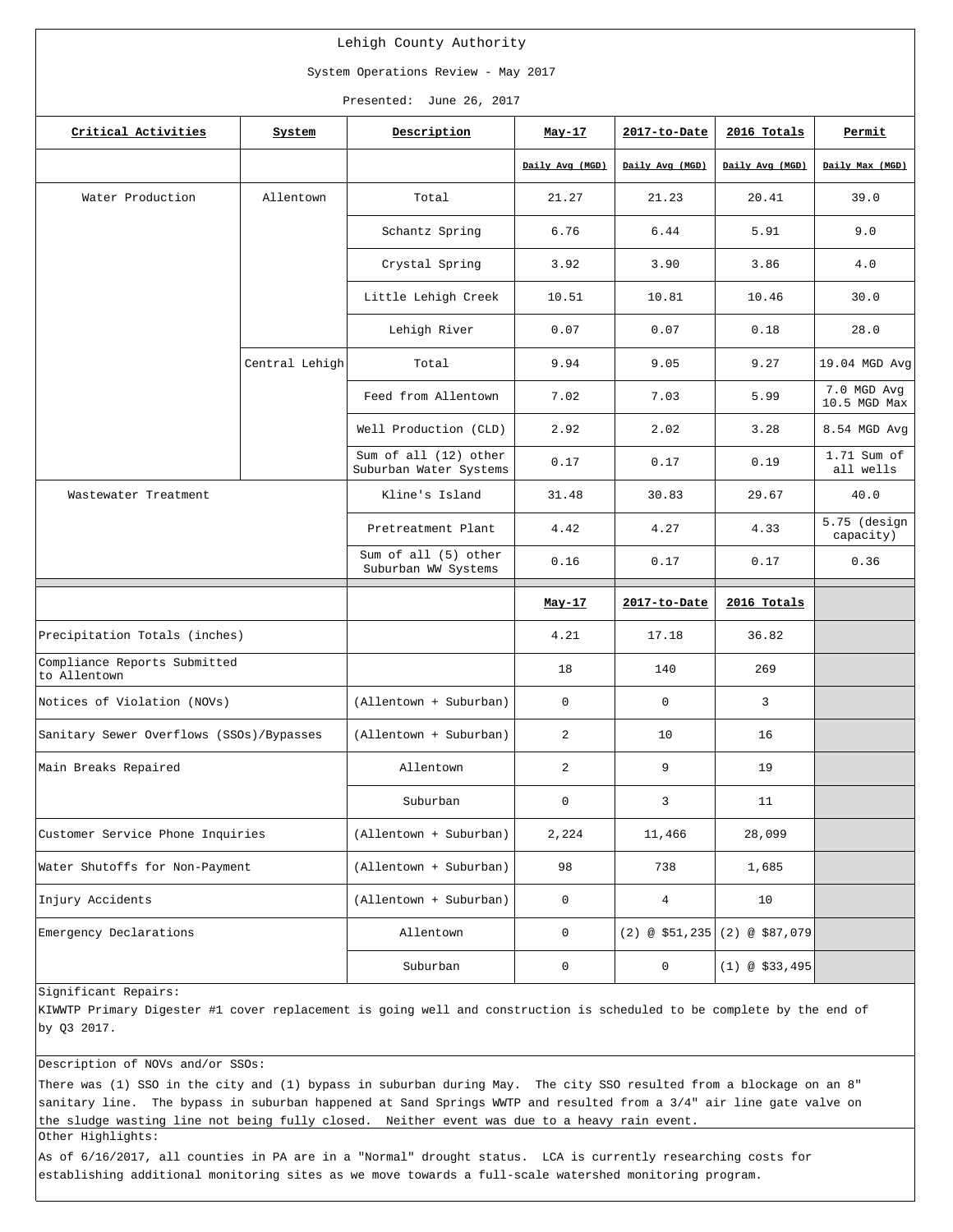# Lehigh County Authority

System Operations Review - May 2017

Presented: June 26, 2017

| Critical Activities | System | Description | May-17 | 2017-to-Date | 2016 Totals | Permit |
|---|---|---|---|---|---|---|
| | | | Daily Avg (MGD) | Daily Avg (MGD) | Daily Avg (MGD) | Daily Max (MGD) |
| Water Production | Allentown | Total | 21.27 | 21.23 | 20.41 | 39.0 |
| | | Schantz Spring | 6.76 | 6.44 | 5.91 | 9.0 |
| | | Crystal Spring | 3.92 | 3.90 | 3.86 | 4.0 |
| | | Little Lehigh Creek | 10.51 | 10.81 | 10.46 | 30.0 |
| | | Lehigh River | 0.07 | 0.07 | 0.18 | 28.0 |
| | Central Lehigh | Total | 9.94 | 9.05 | 9.27 | 19.04 MGD Avg |
| | | Feed from Allentown | 7.02 | 7.03 | 5.99 | 7.0 MGD Avg 10.5 MGD Max |
| | | Well Production (CLD) | 2.92 | 2.02 | 3.28 | 8.54 MGD Avg |
| | | Sum of all (12) other Suburban Water Systems | 0.17 | 0.17 | 0.19 | 1.71 Sum of all wells |
| Wastewater Treatment | | Kline's Island | 31.48 | 30.83 | 29.67 | 40.0 |
| | | Pretreatment Plant | 4.42 | 4.27 | 4.33 | 5.75 (design capacity) |
| | | Sum of all (5) other Suburban WW Systems | 0.16 | 0.17 | 0.17 | 0.36 |

| | | May-17 | 2017-to-Date | 2016 Totals |
|---|---|---|---|---|
| Precipitation Totals (inches) | | 4.21 | 17.18 | 36.82 |
| Compliance Reports Submitted to Allentown | | 18 | 140 | 269 |
| Notices of Violation (NOVs) | (Allentown + Suburban) | 0 | 0 | 3 |
| Sanitary Sewer Overflows (SSOs)/Bypasses | (Allentown + Suburban) | 2 | 10 | 16 |
| Main Breaks Repaired | Allentown | 2 | 9 | 19 |
| | Suburban | 0 | 3 | 11 |
| Customer Service Phone Inquiries | (Allentown + Suburban) | 2,224 | 11,466 | 28,099 |
| Water Shutoffs for Non-Payment | (Allentown + Suburban) | 98 | 738 | 1,685 |
| Injury Accidents | (Allentown + Suburban) | 0 | 4 | 10 |
| Emergency Declarations | Allentown | 0 | (2) @ $51,235 | (2) @ $87,079 |
| | Suburban | 0 | 0 | (1) @ $33,495 |

Significant Repairs:

KIWWTP Primary Digester #1 cover replacement is going well and construction is scheduled to be complete by the end of by Q3 2017.

Description of NOVs and/or SSOs:

There was (1) SSO in the city and (1) bypass in suburban during May. The city SSO resulted from a blockage on an 8" sanitary line. The bypass in suburban happened at Sand Springs WWTP and resulted from a 3/4" air line gate valve on the sludge wasting line not being fully closed. Neither event was due to a heavy rain event.

Other Highlights:

As of 6/16/2017, all counties in PA are in a "Normal" drought status. LCA is currently researching costs for establishing additional monitoring sites as we move towards a full-scale watershed monitoring program.